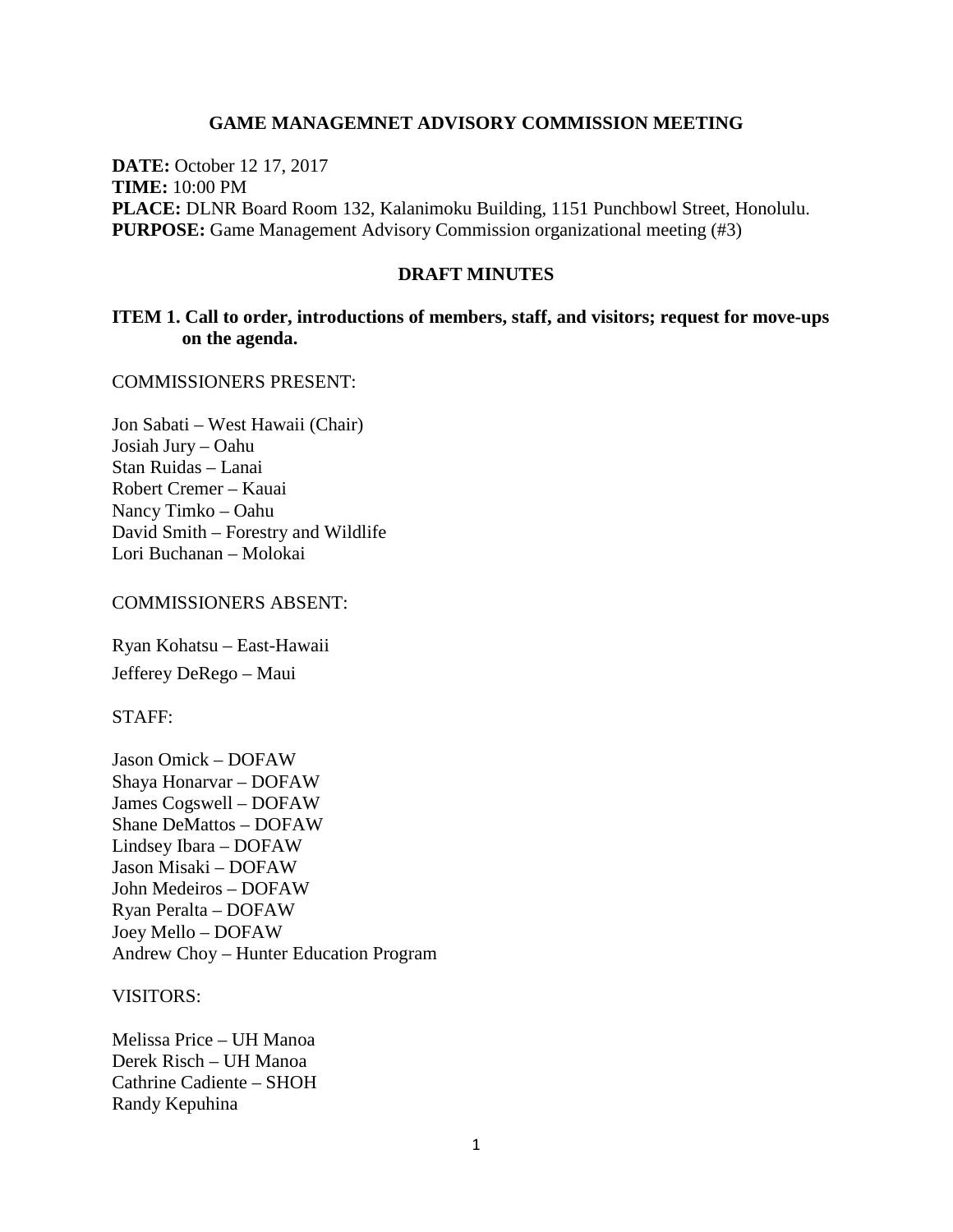# GAME MANAGEMNET ADVISORY COMMISSION MEETING

**DATE:** October 12 17, 2017
**TIME:** 10:00 PM
**PLACE:** DLNR Board Room 132, Kalanimoku Building, 1151 Punchbowl Street, Honolulu.
**PURPOSE:** Game Management Advisory Commission organizational meeting (#3)

## DRAFT MINUTES

### ITEM 1. Call to order, introductions of members, staff, and visitors; request for move-ups on the agenda.

COMMISSIONERS PRESENT:

Jon Sabati – West Hawaii (Chair)
Josiah Jury – Oahu
Stan Ruidas – Lanai
Robert Cremer – Kauai
Nancy Timko – Oahu
David Smith – Forestry and Wildlife
Lori Buchanan – Molokai

COMMISSIONERS ABSENT:

Ryan Kohatsu – East-Hawaii
Jefferey DeRego – Maui

STAFF:

Jason Omick – DOFAW
Shaya Honarvar – DOFAW
James Cogswell – DOFAW
Shane DeMattos – DOFAW
Lindsey Ibara – DOFAW
Jason Misaki – DOFAW
John Medeiros – DOFAW
Ryan Peralta – DOFAW
Joey Mello – DOFAW
Andrew Choy – Hunter Education Program

VISITORS:

Melissa Price – UH Manoa
Derek Risch – UH Manoa
Cathrine Cadiente – SHOH
Randy Kepuhina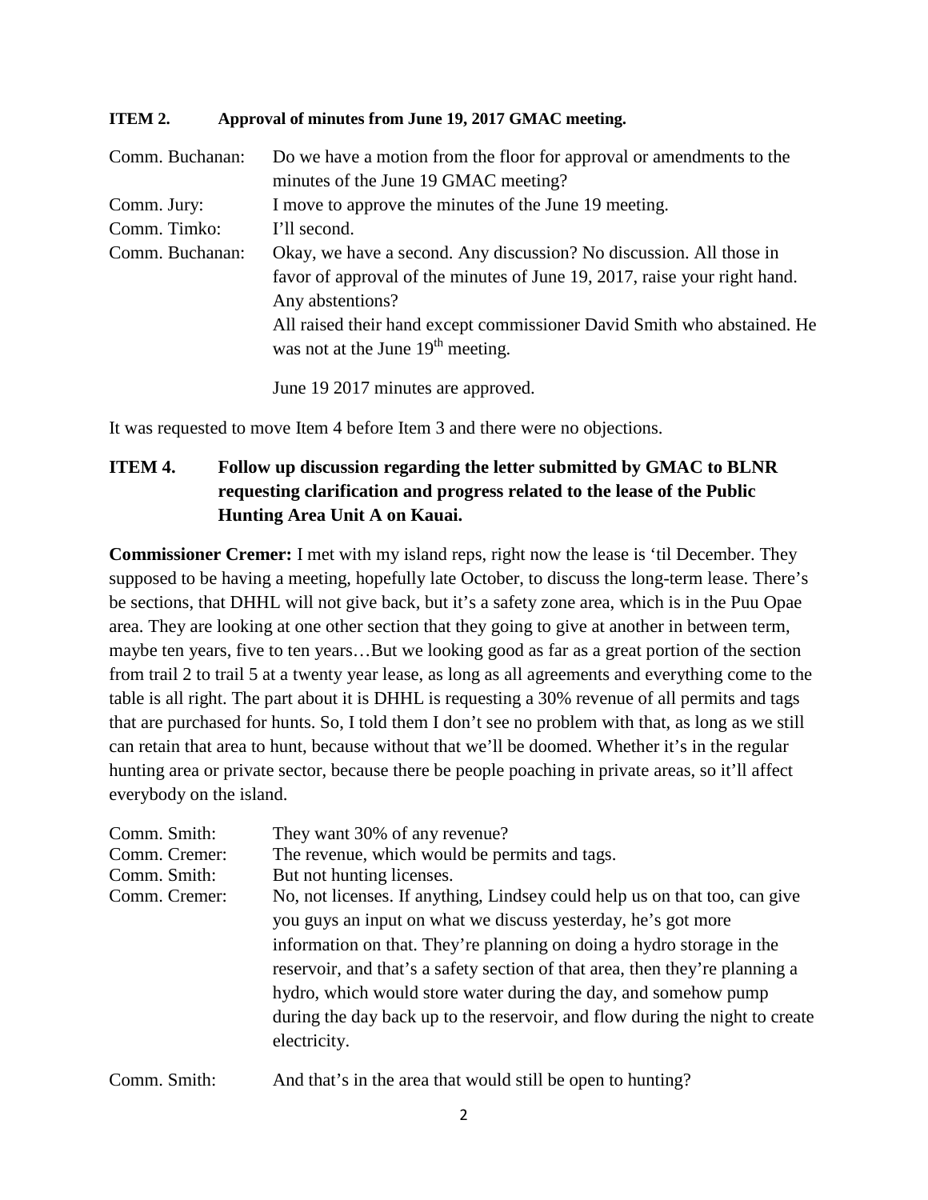**ITEM 2. Approval of minutes from June 19, 2017 GMAC meeting.**

Comm. Buchanan: Do we have a motion from the floor for approval or amendments to the minutes of the June 19 GMAC meeting?

Comm. Jury: I move to approve the minutes of the June 19 meeting.

Comm. Timko: I'll second.

Comm. Buchanan: Okay, we have a second. Any discussion? No discussion. All those in favor of approval of the minutes of June 19, 2017, raise your right hand. Any abstentions?

All raised their hand except commissioner David Smith who abstained. He was not at the June 19th meeting.

June 19 2017 minutes are approved.

It was requested to move Item 4 before Item 3 and there were no objections.

## ITEM 4. Follow up discussion regarding the letter submitted by GMAC to BLNR requesting clarification and progress related to the lease of the Public Hunting Area Unit A on Kauai.

**Commissioner Cremer:** I met with my island reps, right now the lease is 'til December. They supposed to be having a meeting, hopefully late October, to discuss the long-term lease. There's be sections, that DHHL will not give back, but it's a safety zone area, which is in the Puu Opae area. They are looking at one other section that they going to give at another in between term, maybe ten years, five to ten years…But we looking good as far as a great portion of the section from trail 2 to trail 5 at a twenty year lease, as long as all agreements and everything come to the table is all right. The part about it is DHHL is requesting a 30% revenue of all permits and tags that are purchased for hunts. So, I told them I don't see no problem with that, as long as we still can retain that area to hunt, because without that we'll be doomed. Whether it's in the regular hunting area or private sector, because there be people poaching in private areas, so it'll affect everybody on the island.

Comm. Smith: They want 30% of any revenue?

Comm. Cremer: The revenue, which would be permits and tags.

Comm. Smith: But not hunting licenses.

Comm. Cremer: No, not licenses. If anything, Lindsey could help us on that too, can give you guys an input on what we discuss yesterday, he's got more information on that. They're planning on doing a hydro storage in the reservoir, and that's a safety section of that area, then they're planning a hydro, which would store water during the day, and somehow pump during the day back up to the reservoir, and flow during the night to create electricity.

Comm. Smith: And that's in the area that would still be open to hunting?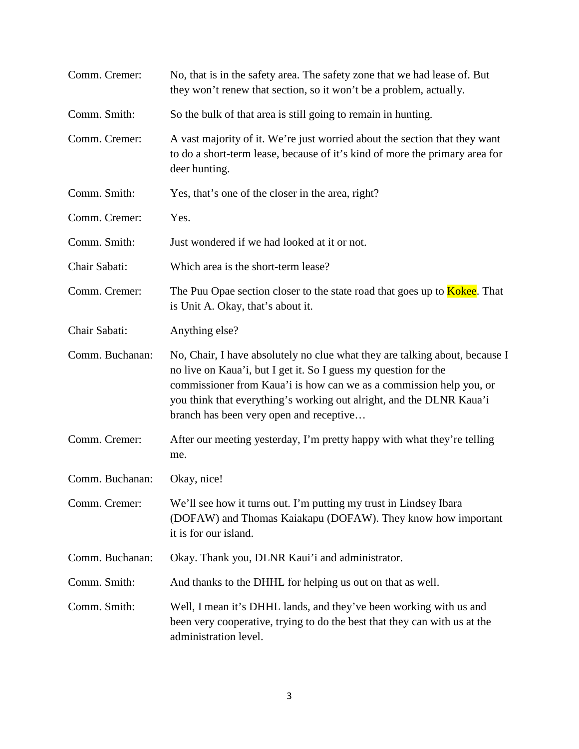Comm. Cremer: No, that is in the safety area. The safety zone that we had lease of. But they won't renew that section, so it won't be a problem, actually.

Comm. Smith: So the bulk of that area is still going to remain in hunting.

Comm. Cremer: A vast majority of it. We're just worried about the section that they want to do a short-term lease, because of it's kind of more the primary area for deer hunting.

Comm. Smith: Yes, that's one of the closer in the area, right?

Comm. Cremer: Yes.

Comm. Smith: Just wondered if we had looked at it or not.

Chair Sabati: Which area is the short-term lease?

Comm. Cremer: The Puu Opae section closer to the state road that goes up to Kokee. That is Unit A. Okay, that's about it.

Chair Sabati: Anything else?

Comm. Buchanan: No, Chair, I have absolutely no clue what they are talking about, because I no live on Kaua'i, but I get it. So I guess my question for the commissioner from Kaua'i is how can we as a commission help you, or you think that everything's working out alright, and the DLNR Kaua'i branch has been very open and receptive…

Comm. Cremer: After our meeting yesterday, I'm pretty happy with what they're telling me.

Comm. Buchanan: Okay, nice!

Comm. Cremer: We'll see how it turns out. I'm putting my trust in Lindsey Ibara (DOFAW) and Thomas Kaiakapu (DOFAW). They know how important it is for our island.

Comm. Buchanan: Okay. Thank you, DLNR Kaui'i and administrator.

Comm. Smith: And thanks to the DHHL for helping us out on that as well.

Comm. Smith: Well, I mean it's DHHL lands, and they've been working with us and been very cooperative, trying to do the best that they can with us at the administration level.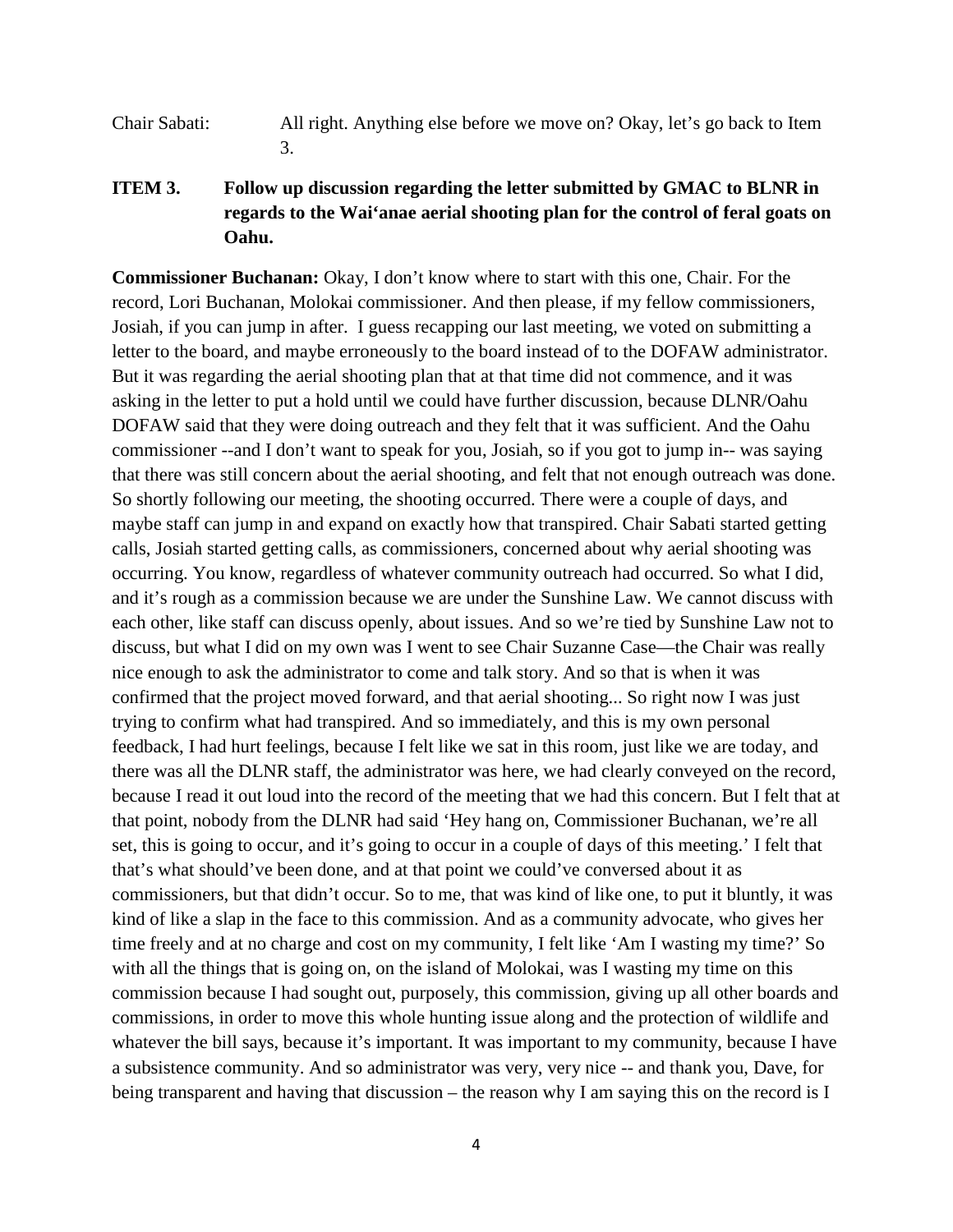Chair Sabati: All right. Anything else before we move on? Okay, let's go back to Item 3.

**ITEM 3. Follow up discussion regarding the letter submitted by GMAC to BLNR in regards to the Wai'anae aerial shooting plan for the control of feral goats on Oahu.**

**Commissioner Buchanan:** Okay, I don't know where to start with this one, Chair. For the record, Lori Buchanan, Molokai commissioner. And then please, if my fellow commissioners, Josiah, if you can jump in after. I guess recapping our last meeting, we voted on submitting a letter to the board, and maybe erroneously to the board instead of to the DOFAW administrator. But it was regarding the aerial shooting plan that at that time did not commence, and it was asking in the letter to put a hold until we could have further discussion, because DLNR/Oahu DOFAW said that they were doing outreach and they felt that it was sufficient. And the Oahu commissioner --and I don't want to speak for you, Josiah, so if you got to jump in-- was saying that there was still concern about the aerial shooting, and felt that not enough outreach was done. So shortly following our meeting, the shooting occurred. There were a couple of days, and maybe staff can jump in and expand on exactly how that transpired. Chair Sabati started getting calls, Josiah started getting calls, as commissioners, concerned about why aerial shooting was occurring. You know, regardless of whatever community outreach had occurred. So what I did, and it's rough as a commission because we are under the Sunshine Law. We cannot discuss with each other, like staff can discuss openly, about issues. And so we're tied by Sunshine Law not to discuss, but what I did on my own was I went to see Chair Suzanne Case—the Chair was really nice enough to ask the administrator to come and talk story. And so that is when it was confirmed that the project moved forward, and that aerial shooting... So right now I was just trying to confirm what had transpired. And so immediately, and this is my own personal feedback, I had hurt feelings, because I felt like we sat in this room, just like we are today, and there was all the DLNR staff, the administrator was here, we had clearly conveyed on the record, because I read it out loud into the record of the meeting that we had this concern. But I felt that at that point, nobody from the DLNR had said 'Hey hang on, Commissioner Buchanan, we're all set, this is going to occur, and it's going to occur in a couple of days of this meeting.' I felt that that's what should've been done, and at that point we could've conversed about it as commissioners, but that didn't occur. So to me, that was kind of like one, to put it bluntly, it was kind of like a slap in the face to this commission. And as a community advocate, who gives her time freely and at no charge and cost on my community, I felt like 'Am I wasting my time?' So with all the things that is going on, on the island of Molokai, was I wasting my time on this commission because I had sought out, purposely, this commission, giving up all other boards and commissions, in order to move this whole hunting issue along and the protection of wildlife and whatever the bill says, because it's important. It was important to my community, because I have a subsistence community. And so administrator was very, very nice -- and thank you, Dave, for being transparent and having that discussion – the reason why I am saying this on the record is I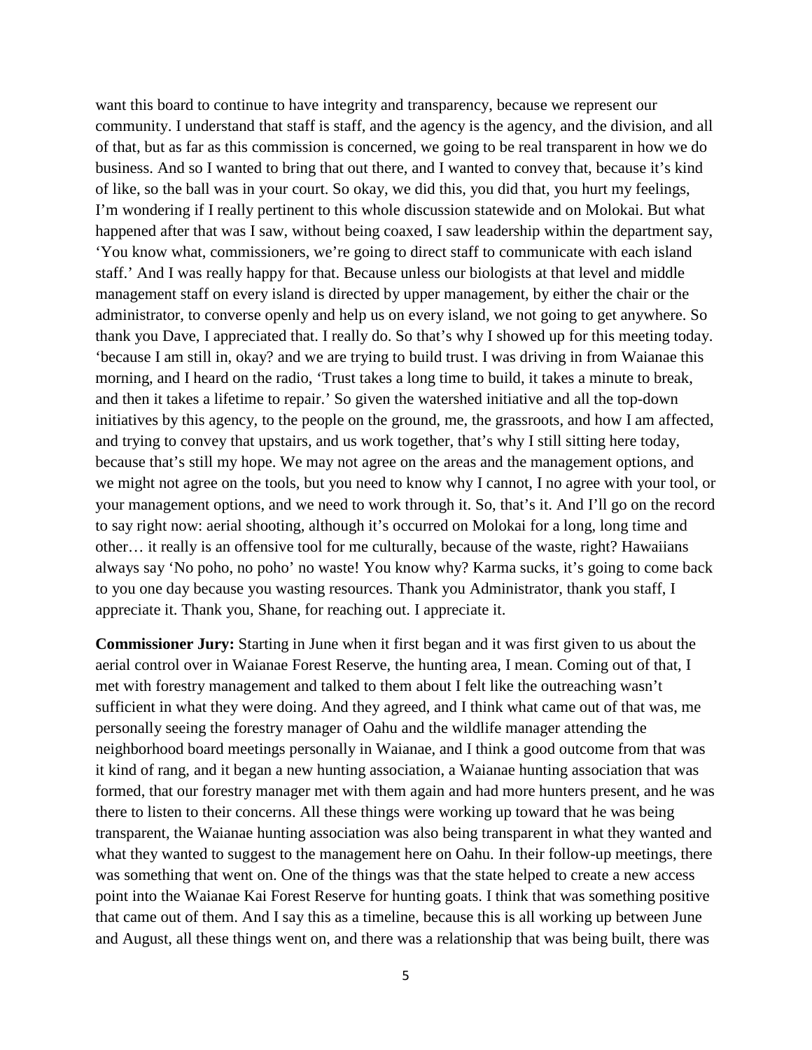want this board to continue to have integrity and transparency, because we represent our community. I understand that staff is staff, and the agency is the agency, and the division, and all of that, but as far as this commission is concerned, we going to be real transparent in how we do business. And so I wanted to bring that out there, and I wanted to convey that, because it's kind of like, so the ball was in your court. So okay, we did this, you did that, you hurt my feelings, I'm wondering if I really pertinent to this whole discussion statewide and on Molokai. But what happened after that was I saw, without being coaxed, I saw leadership within the department say, 'You know what, commissioners, we're going to direct staff to communicate with each island staff.' And I was really happy for that. Because unless our biologists at that level and middle management staff on every island is directed by upper management, by either the chair or the administrator, to converse openly and help us on every island, we not going to get anywhere. So thank you Dave, I appreciated that. I really do. So that's why I showed up for this meeting today. 'because I am still in, okay? and we are trying to build trust. I was driving in from Waianae this morning, and I heard on the radio, 'Trust takes a long time to build, it takes a minute to break, and then it takes a lifetime to repair.' So given the watershed initiative and all the top-down initiatives by this agency, to the people on the ground, me, the grassroots, and how I am affected, and trying to convey that upstairs, and us work together, that's why I still sitting here today, because that's still my hope. We may not agree on the areas and the management options, and we might not agree on the tools, but you need to know why I cannot, I no agree with your tool, or your management options, and we need to work through it. So, that's it. And I'll go on the record to say right now: aerial shooting, although it's occurred on Molokai for a long, long time and other… it really is an offensive tool for me culturally, because of the waste, right? Hawaiians always say 'No poho, no poho' no waste! You know why? Karma sucks, it's going to come back to you one day because you wasting resources. Thank you Administrator, thank you staff, I appreciate it. Thank you, Shane, for reaching out. I appreciate it.

**Commissioner Jury:** Starting in June when it first began and it was first given to us about the aerial control over in Waianae Forest Reserve, the hunting area, I mean. Coming out of that, I met with forestry management and talked to them about I felt like the outreaching wasn't sufficient in what they were doing. And they agreed, and I think what came out of that was, me personally seeing the forestry manager of Oahu and the wildlife manager attending the neighborhood board meetings personally in Waianae, and I think a good outcome from that was it kind of rang, and it began a new hunting association, a Waianae hunting association that was formed, that our forestry manager met with them again and had more hunters present, and he was there to listen to their concerns. All these things were working up toward that he was being transparent, the Waianae hunting association was also being transparent in what they wanted and what they wanted to suggest to the management here on Oahu. In their follow-up meetings, there was something that went on. One of the things was that the state helped to create a new access point into the Waianae Kai Forest Reserve for hunting goats. I think that was something positive that came out of them. And I say this as a timeline, because this is all working up between June and August, all these things went on, and there was a relationship that was being built, there was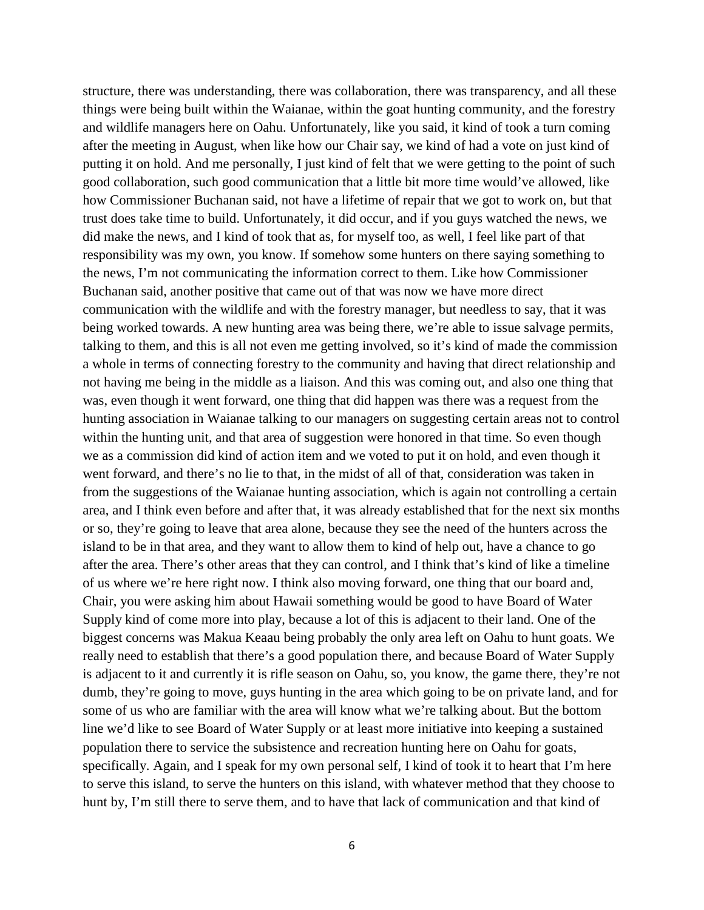structure, there was understanding, there was collaboration, there was transparency, and all these things were being built within the Waianae, within the goat hunting community, and the forestry and wildlife managers here on Oahu. Unfortunately, like you said, it kind of took a turn coming after the meeting in August, when like how our Chair say, we kind of had a vote on just kind of putting it on hold. And me personally, I just kind of felt that we were getting to the point of such good collaboration, such good communication that a little bit more time would've allowed, like how Commissioner Buchanan said, not have a lifetime of repair that we got to work on, but that trust does take time to build. Unfortunately, it did occur, and if you guys watched the news, we did make the news, and I kind of took that as, for myself too, as well, I feel like part of that responsibility was my own, you know. If somehow some hunters on there saying something to the news, I'm not communicating the information correct to them. Like how Commissioner Buchanan said, another positive that came out of that was now we have more direct communication with the wildlife and with the forestry manager, but needless to say, that it was being worked towards. A new hunting area was being there, we're able to issue salvage permits, talking to them, and this is all not even me getting involved, so it's kind of made the commission a whole in terms of connecting forestry to the community and having that direct relationship and not having me being in the middle as a liaison. And this was coming out, and also one thing that was, even though it went forward, one thing that did happen was there was a request from the hunting association in Waianae talking to our managers on suggesting certain areas not to control within the hunting unit, and that area of suggestion were honored in that time. So even though we as a commission did kind of action item and we voted to put it on hold, and even though it went forward, and there's no lie to that, in the midst of all of that, consideration was taken in from the suggestions of the Waianae hunting association, which is again not controlling a certain area, and I think even before and after that, it was already established that for the next six months or so, they're going to leave that area alone, because they see the need of the hunters across the island to be in that area, and they want to allow them to kind of help out, have a chance to go after the area. There's other areas that they can control, and I think that's kind of like a timeline of us where we're here right now. I think also moving forward, one thing that our board and, Chair, you were asking him about Hawaii something would be good to have Board of Water Supply kind of come more into play, because a lot of this is adjacent to their land. One of the biggest concerns was Makua Keaau being probably the only area left on Oahu to hunt goats. We really need to establish that there's a good population there, and because Board of Water Supply is adjacent to it and currently it is rifle season on Oahu, so, you know, the game there, they're not dumb, they're going to move, guys hunting in the area which going to be on private land, and for some of us who are familiar with the area will know what we're talking about. But the bottom line we'd like to see Board of Water Supply or at least more initiative into keeping a sustained population there to service the subsistence and recreation hunting here on Oahu for goats, specifically. Again, and I speak for my own personal self, I kind of took it to heart that I'm here to serve this island, to serve the hunters on this island, with whatever method that they choose to hunt by, I'm still there to serve them, and to have that lack of communication and that kind of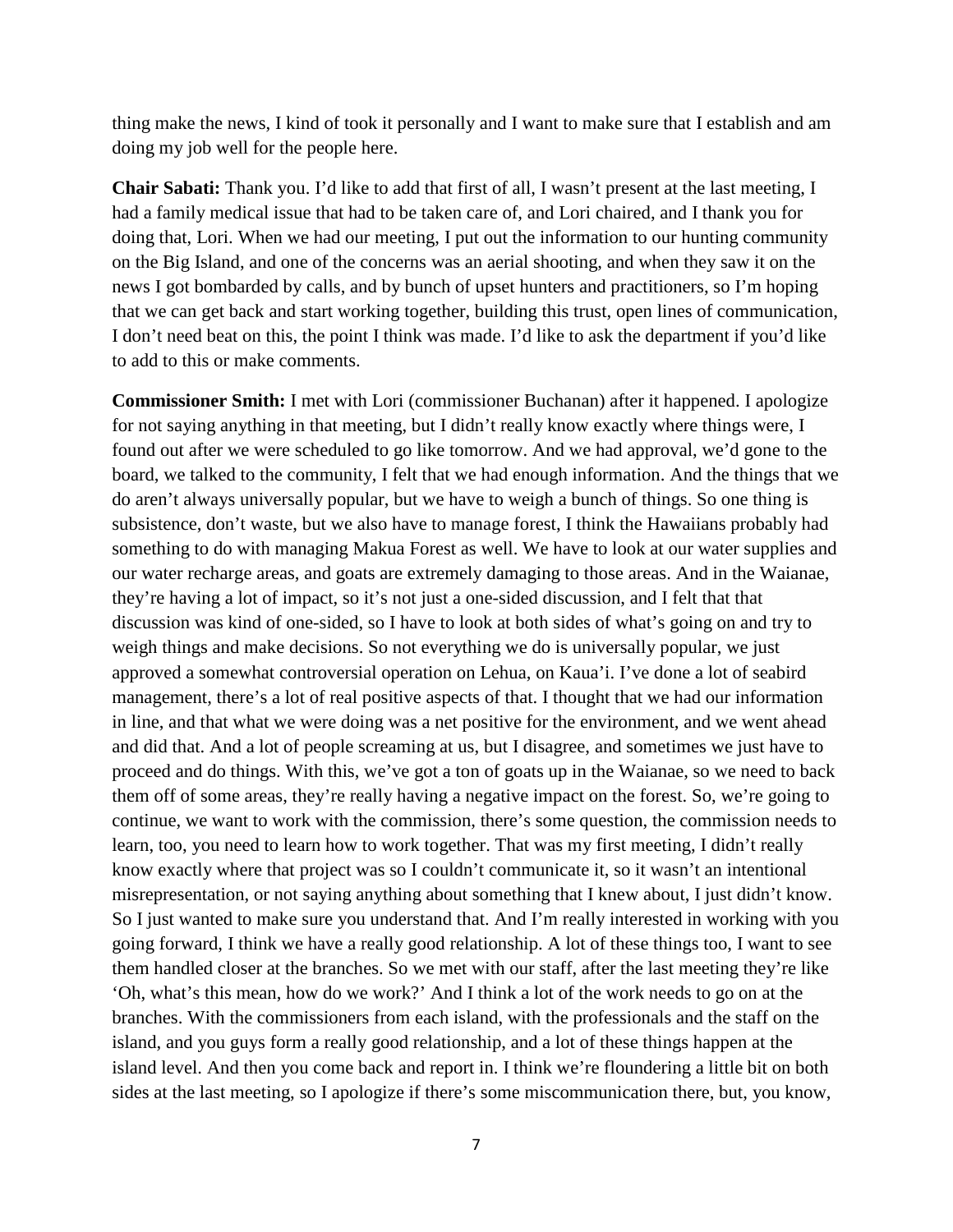thing make the news, I kind of took it personally and I want to make sure that I establish and am doing my job well for the people here.

**Chair Sabati:** Thank you. I'd like to add that first of all, I wasn't present at the last meeting, I had a family medical issue that had to be taken care of, and Lori chaired, and I thank you for doing that, Lori. When we had our meeting, I put out the information to our hunting community on the Big Island, and one of the concerns was an aerial shooting, and when they saw it on the news I got bombarded by calls, and by bunch of upset hunters and practitioners, so I'm hoping that we can get back and start working together, building this trust, open lines of communication, I don't need beat on this, the point I think was made. I'd like to ask the department if you'd like to add to this or make comments.

**Commissioner Smith:** I met with Lori (commissioner Buchanan) after it happened. I apologize for not saying anything in that meeting, but I didn't really know exactly where things were, I found out after we were scheduled to go like tomorrow. And we had approval, we'd gone to the board, we talked to the community, I felt that we had enough information. And the things that we do aren't always universally popular, but we have to weigh a bunch of things. So one thing is subsistence, don't waste, but we also have to manage forest, I think the Hawaiians probably had something to do with managing Makua Forest as well. We have to look at our water supplies and our water recharge areas, and goats are extremely damaging to those areas. And in the Waianae, they're having a lot of impact, so it's not just a one-sided discussion, and I felt that that discussion was kind of one-sided, so I have to look at both sides of what's going on and try to weigh things and make decisions. So not everything we do is universally popular, we just approved a somewhat controversial operation on Lehua, on Kaua'i. I've done a lot of seabird management, there's a lot of real positive aspects of that. I thought that we had our information in line, and that what we were doing was a net positive for the environment, and we went ahead and did that. And a lot of people screaming at us, but I disagree, and sometimes we just have to proceed and do things. With this, we've got a ton of goats up in the Waianae, so we need to back them off of some areas, they're really having a negative impact on the forest. So, we're going to continue, we want to work with the commission, there's some question, the commission needs to learn, too, you need to learn how to work together. That was my first meeting, I didn't really know exactly where that project was so I couldn't communicate it, so it wasn't an intentional misrepresentation, or not saying anything about something that I knew about, I just didn't know. So I just wanted to make sure you understand that. And I'm really interested in working with you going forward, I think we have a really good relationship. A lot of these things too, I want to see them handled closer at the branches. So we met with our staff, after the last meeting they're like 'Oh, what's this mean, how do we work?' And I think a lot of the work needs to go on at the branches. With the commissioners from each island, with the professionals and the staff on the island, and you guys form a really good relationship, and a lot of these things happen at the island level. And then you come back and report in. I think we're floundering a little bit on both sides at the last meeting, so I apologize if there's some miscommunication there, but, you know,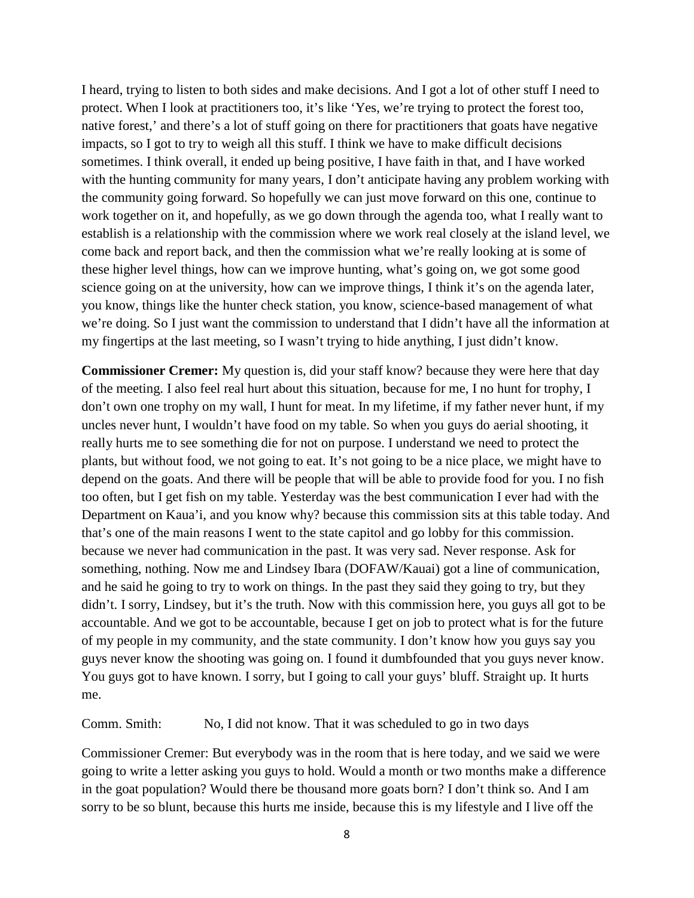I heard, trying to listen to both sides and make decisions. And I got a lot of other stuff I need to protect. When I look at practitioners too, it's like 'Yes, we're trying to protect the forest too, native forest,' and there's a lot of stuff going on there for practitioners that goats have negative impacts, so I got to try to weigh all this stuff. I think we have to make difficult decisions sometimes. I think overall, it ended up being positive, I have faith in that, and I have worked with the hunting community for many years, I don't anticipate having any problem working with the community going forward. So hopefully we can just move forward on this one, continue to work together on it, and hopefully, as we go down through the agenda too, what I really want to establish is a relationship with the commission where we work real closely at the island level, we come back and report back, and then the commission what we're really looking at is some of these higher level things, how can we improve hunting, what's going on, we got some good science going on at the university, how can we improve things, I think it's on the agenda later, you know, things like the hunter check station, you know, science-based management of what we're doing. So I just want the commission to understand that I didn't have all the information at my fingertips at the last meeting, so I wasn't trying to hide anything, I just didn't know.

**Commissioner Cremer:** My question is, did your staff know? because they were here that day of the meeting. I also feel real hurt about this situation, because for me, I no hunt for trophy, I don't own one trophy on my wall, I hunt for meat. In my lifetime, if my father never hunt, if my uncles never hunt, I wouldn't have food on my table. So when you guys do aerial shooting, it really hurts me to see something die for not on purpose. I understand we need to protect the plants, but without food, we not going to eat. It's not going to be a nice place, we might have to depend on the goats. And there will be people that will be able to provide food for you. I no fish too often, but I get fish on my table. Yesterday was the best communication I ever had with the Department on Kaua'i, and you know why? because this commission sits at this table today. And that's one of the main reasons I went to the state capitol and go lobby for this commission. because we never had communication in the past. It was very sad. Never response. Ask for something, nothing. Now me and Lindsey Ibara (DOFAW/Kauai) got a line of communication, and he said he going to try to work on things. In the past they said they going to try, but they didn't. I sorry, Lindsey, but it's the truth. Now with this commission here, you guys all got to be accountable. And we got to be accountable, because I get on job to protect what is for the future of my people in my community, and the state community. I don't know how you guys say you guys never know the shooting was going on. I found it dumbfounded that you guys never know. You guys got to have known. I sorry, but I going to call your guys' bluff. Straight up. It hurts me.

Comm. Smith: No, I did not know. That it was scheduled to go in two days

Commissioner Cremer: But everybody was in the room that is here today, and we said we were going to write a letter asking you guys to hold. Would a month or two months make a difference in the goat population? Would there be thousand more goats born? I don't think so. And I am sorry to be so blunt, because this hurts me inside, because this is my lifestyle and I live off the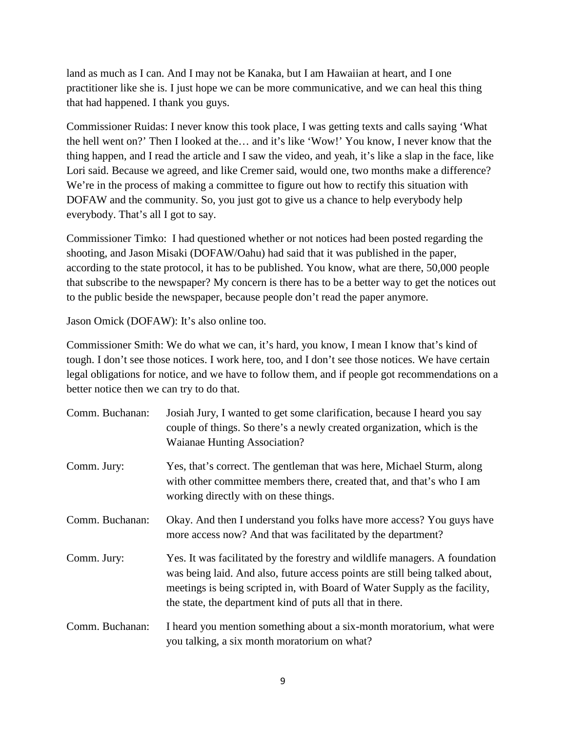land as much as I can. And I may not be Kanaka, but I am Hawaiian at heart, and I one practitioner like she is. I just hope we can be more communicative, and we can heal this thing that had happened. I thank you guys.

Commissioner Ruidas: I never know this took place, I was getting texts and calls saying 'What the hell went on?' Then I looked at the… and it's like 'Wow!' You know, I never know that the thing happen, and I read the article and I saw the video, and yeah, it's like a slap in the face, like Lori said. Because we agreed, and like Cremer said, would one, two months make a difference? We're in the process of making a committee to figure out how to rectify this situation with DOFAW and the community. So, you just got to give us a chance to help everybody help everybody. That's all I got to say.

Commissioner Timko: I had questioned whether or not notices had been posted regarding the shooting, and Jason Misaki (DOFAW/Oahu) had said that it was published in the paper, according to the state protocol, it has to be published. You know, what are there, 50,000 people that subscribe to the newspaper? My concern is there has to be a better way to get the notices out to the public beside the newspaper, because people don't read the paper anymore.

Jason Omick (DOFAW): It's also online too.

Commissioner Smith: We do what we can, it's hard, you know, I mean I know that's kind of tough. I don't see those notices. I work here, too, and I don't see those notices. We have certain legal obligations for notice, and we have to follow them, and if people got recommendations on a better notice then we can try to do that.

Comm. Buchanan: Josiah Jury, I wanted to get some clarification, because I heard you say couple of things. So there's a newly created organization, which is the Waianae Hunting Association?

Comm. Jury: Yes, that's correct. The gentleman that was here, Michael Sturm, along with other committee members there, created that, and that's who I am working directly with on these things.

Comm. Buchanan: Okay. And then I understand you folks have more access? You guys have more access now? And that was facilitated by the department?

Comm. Jury: Yes. It was facilitated by the forestry and wildlife managers. A foundation was being laid. And also, future access points are still being talked about, meetings is being scripted in, with Board of Water Supply as the facility, the state, the department kind of puts all that in there.

Comm. Buchanan: I heard you mention something about a six-month moratorium, what were you talking, a six month moratorium on what?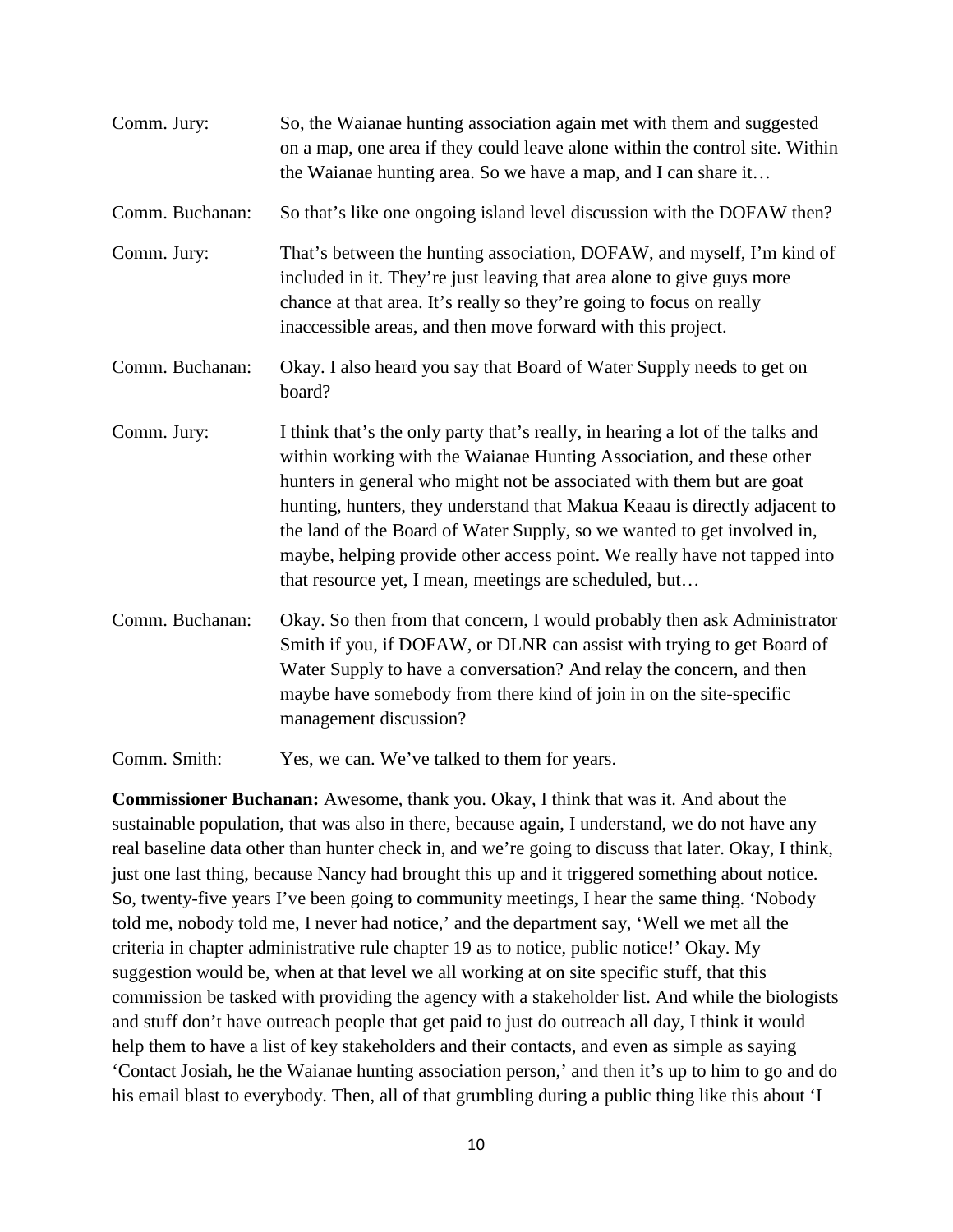Comm. Jury: So, the Waianae hunting association again met with them and suggested on a map, one area if they could leave alone within the control site. Within the Waianae hunting area. So we have a map, and I can share it…

Comm. Buchanan: So that's like one ongoing island level discussion with the DOFAW then?

Comm. Jury: That's between the hunting association, DOFAW, and myself, I'm kind of included in it. They're just leaving that area alone to give guys more chance at that area. It's really so they're going to focus on really inaccessible areas, and then move forward with this project.

Comm. Buchanan: Okay. I also heard you say that Board of Water Supply needs to get on board?

Comm. Jury: I think that's the only party that's really, in hearing a lot of the talks and within working with the Waianae Hunting Association, and these other hunters in general who might not be associated with them but are goat hunting, hunters, they understand that Makua Keaau is directly adjacent to the land of the Board of Water Supply, so we wanted to get involved in, maybe, helping provide other access point. We really have not tapped into that resource yet, I mean, meetings are scheduled, but…

Comm. Buchanan: Okay. So then from that concern, I would probably then ask Administrator Smith if you, if DOFAW, or DLNR can assist with trying to get Board of Water Supply to have a conversation? And relay the concern, and then maybe have somebody from there kind of join in on the site-specific management discussion?

Comm. Smith: Yes, we can. We've talked to them for years.

**Commissioner Buchanan:** Awesome, thank you. Okay, I think that was it. And about the sustainable population, that was also in there, because again, I understand, we do not have any real baseline data other than hunter check in, and we're going to discuss that later. Okay, I think, just one last thing, because Nancy had brought this up and it triggered something about notice. So, twenty-five years I've been going to community meetings, I hear the same thing. 'Nobody told me, nobody told me, I never had notice,' and the department say, 'Well we met all the criteria in chapter administrative rule chapter 19 as to notice, public notice!' Okay. My suggestion would be, when at that level we all working at on site specific stuff, that this commission be tasked with providing the agency with a stakeholder list. And while the biologists and stuff don't have outreach people that get paid to just do outreach all day, I think it would help them to have a list of key stakeholders and their contacts, and even as simple as saying 'Contact Josiah, he the Waianae hunting association person,' and then it's up to him to go and do his email blast to everybody. Then, all of that grumbling during a public thing like this about 'I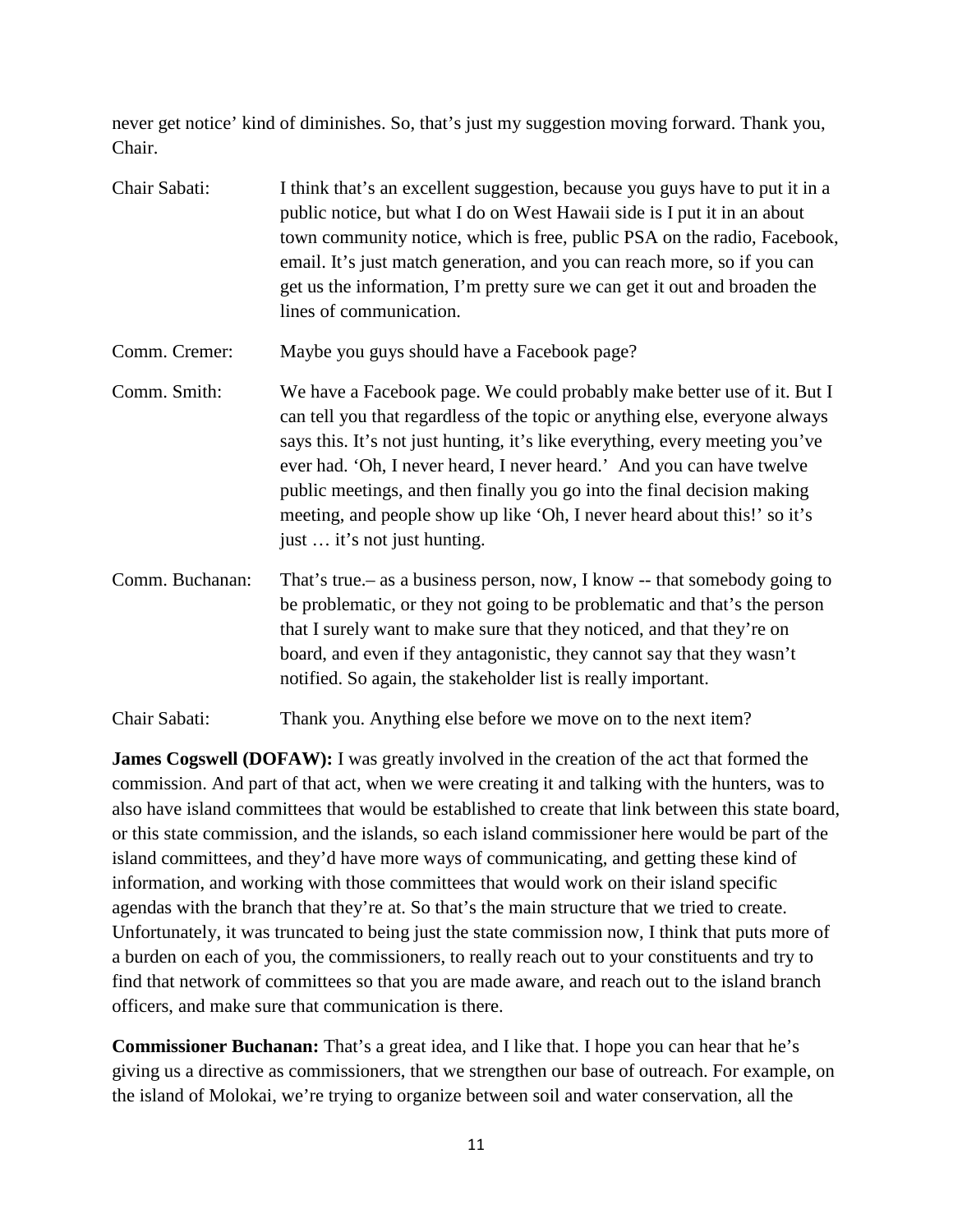never get notice' kind of diminishes. So, that's just my suggestion moving forward. Thank you, Chair.

Chair Sabati: I think that's an excellent suggestion, because you guys have to put it in a public notice, but what I do on West Hawaii side is I put it in an about town community notice, which is free, public PSA on the radio, Facebook, email. It's just match generation, and you can reach more, so if you can get us the information, I'm pretty sure we can get it out and broaden the lines of communication.

Comm. Cremer: Maybe you guys should have a Facebook page?

Comm. Smith: We have a Facebook page. We could probably make better use of it. But I can tell you that regardless of the topic or anything else, everyone always says this. It's not just hunting, it's like everything, every meeting you've ever had. 'Oh, I never heard, I never heard.' And you can have twelve public meetings, and then finally you go into the final decision making meeting, and people show up like 'Oh, I never heard about this!' so it's just … it's not just hunting.

Comm. Buchanan: That's true.– as a business person, now, I know -- that somebody going to be problematic, or they not going to be problematic and that's the person that I surely want to make sure that they noticed, and that they're on board, and even if they antagonistic, they cannot say that they wasn't notified. So again, the stakeholder list is really important.

Chair Sabati: Thank you. Anything else before we move on to the next item?

**James Cogswell (DOFAW):** I was greatly involved in the creation of the act that formed the commission. And part of that act, when we were creating it and talking with the hunters, was to also have island committees that would be established to create that link between this state board, or this state commission, and the islands, so each island commissioner here would be part of the island committees, and they'd have more ways of communicating, and getting these kind of information, and working with those committees that would work on their island specific agendas with the branch that they're at. So that's the main structure that we tried to create. Unfortunately, it was truncated to being just the state commission now, I think that puts more of a burden on each of you, the commissioners, to really reach out to your constituents and try to find that network of committees so that you are made aware, and reach out to the island branch officers, and make sure that communication is there.

**Commissioner Buchanan:** That's a great idea, and I like that. I hope you can hear that he's giving us a directive as commissioners, that we strengthen our base of outreach. For example, on the island of Molokai, we're trying to organize between soil and water conservation, all the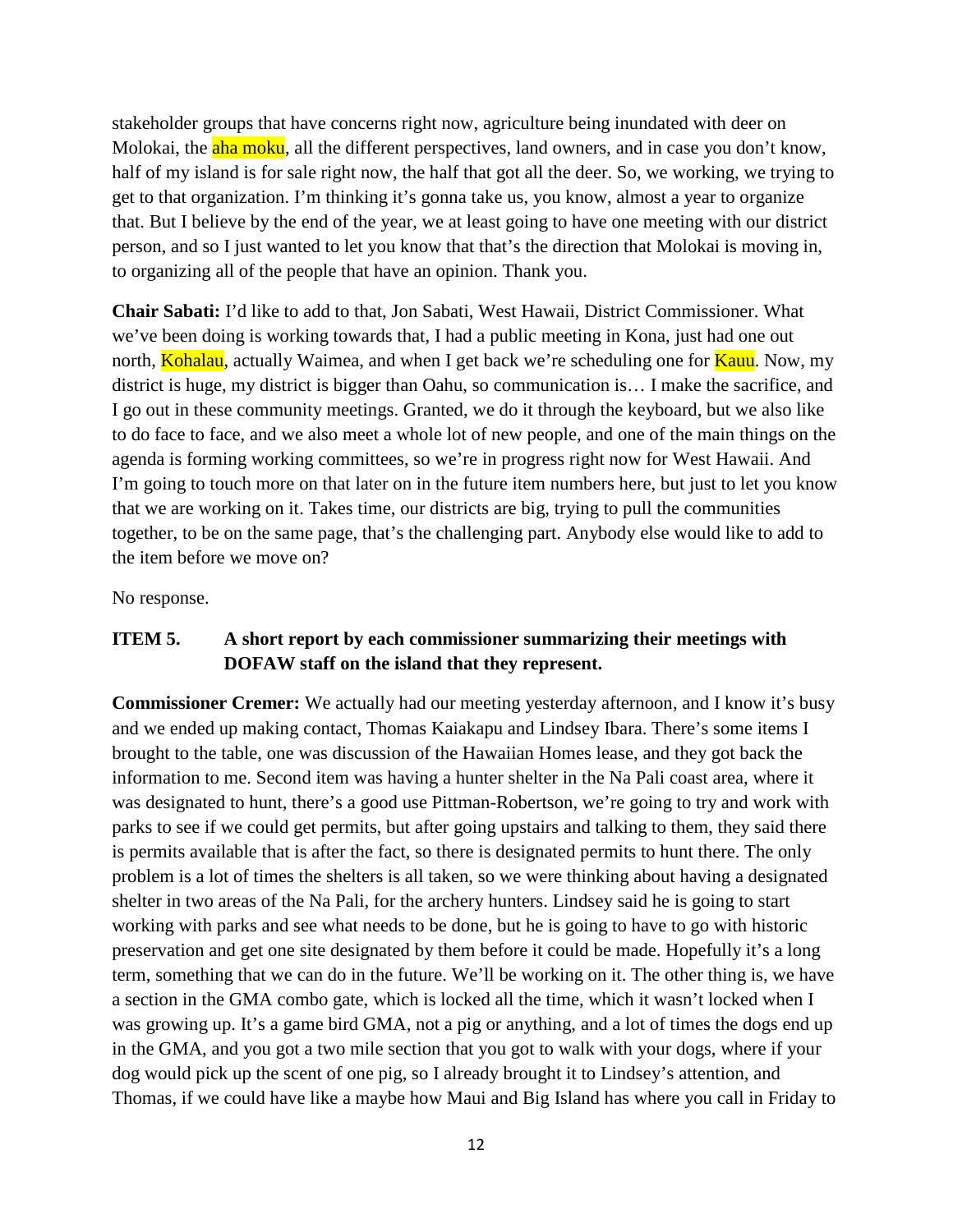stakeholder groups that have concerns right now, agriculture being inundated with deer on Molokai, the aha moku, all the different perspectives, land owners, and in case you don't know, half of my island is for sale right now, the half that got all the deer. So, we working, we trying to get to that organization. I'm thinking it's gonna take us, you know, almost a year to organize that. But I believe by the end of the year, we at least going to have one meeting with our district person, and so I just wanted to let you know that that's the direction that Molokai is moving in, to organizing all of the people that have an opinion. Thank you.

**Chair Sabati:** I'd like to add to that, Jon Sabati, West Hawaii, District Commissioner. What we've been doing is working towards that, I had a public meeting in Kona, just had one out north, Kohalau, actually Waimea, and when I get back we're scheduling one for Kauu. Now, my district is huge, my district is bigger than Oahu, so communication is… I make the sacrifice, and I go out in these community meetings. Granted, we do it through the keyboard, but we also like to do face to face, and we also meet a whole lot of new people, and one of the main things on the agenda is forming working committees, so we're in progress right now for West Hawaii. And I'm going to touch more on that later on in the future item numbers here, but just to let you know that we are working on it. Takes time, our districts are big, trying to pull the communities together, to be on the same page, that's the challenging part. Anybody else would like to add to the item before we move on?

No response.

**ITEM 5. A short report by each commissioner summarizing their meetings with DOFAW staff on the island that they represent.**

**Commissioner Cremer:** We actually had our meeting yesterday afternoon, and I know it's busy and we ended up making contact, Thomas Kaiakapu and Lindsey Ibara. There's some items I brought to the table, one was discussion of the Hawaiian Homes lease, and they got back the information to me. Second item was having a hunter shelter in the Na Pali coast area, where it was designated to hunt, there's a good use Pittman-Robertson, we're going to try and work with parks to see if we could get permits, but after going upstairs and talking to them, they said there is permits available that is after the fact, so there is designated permits to hunt there. The only problem is a lot of times the shelters is all taken, so we were thinking about having a designated shelter in two areas of the Na Pali, for the archery hunters. Lindsey said he is going to start working with parks and see what needs to be done, but he is going to have to go with historic preservation and get one site designated by them before it could be made. Hopefully it's a long term, something that we can do in the future. We'll be working on it. The other thing is, we have a section in the GMA combo gate, which is locked all the time, which it wasn't locked when I was growing up. It's a game bird GMA, not a pig or anything, and a lot of times the dogs end up in the GMA, and you got a two mile section that you got to walk with your dogs, where if your dog would pick up the scent of one pig, so I already brought it to Lindsey's attention, and Thomas, if we could have like a maybe how Maui and Big Island has where you call in Friday to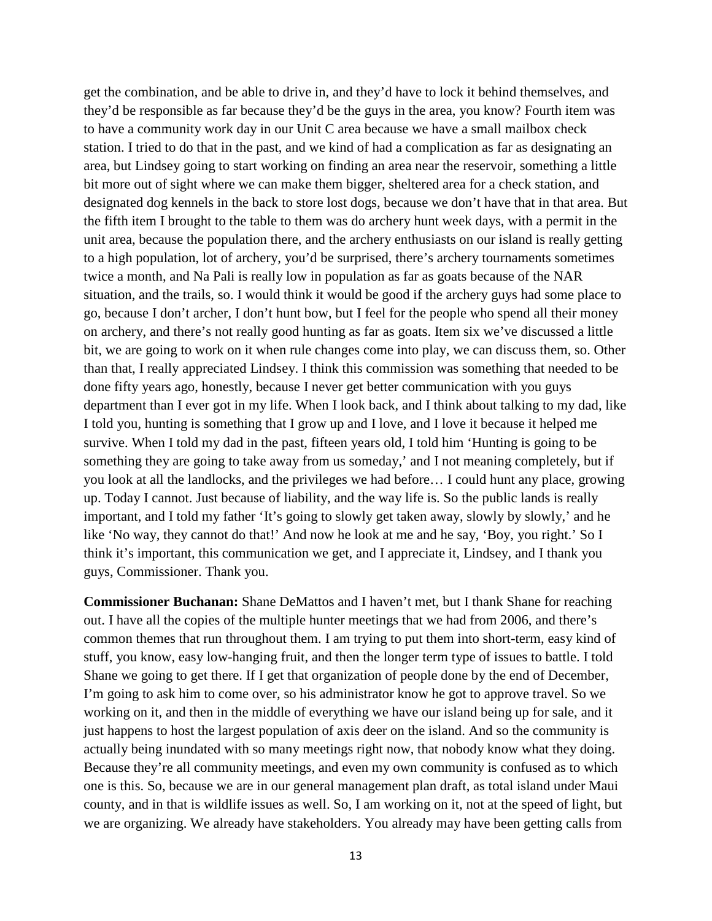get the combination, and be able to drive in, and they'd have to lock it behind themselves, and they'd be responsible as far because they'd be the guys in the area, you know? Fourth item was to have a community work day in our Unit C area because we have a small mailbox check station. I tried to do that in the past, and we kind of had a complication as far as designating an area, but Lindsey going to start working on finding an area near the reservoir, something a little bit more out of sight where we can make them bigger, sheltered area for a check station, and designated dog kennels in the back to store lost dogs, because we don't have that in that area. But the fifth item I brought to the table to them was do archery hunt week days, with a permit in the unit area, because the population there, and the archery enthusiasts on our island is really getting to a high population, lot of archery, you'd be surprised, there's archery tournaments sometimes twice a month, and Na Pali is really low in population as far as goats because of the NAR situation, and the trails, so. I would think it would be good if the archery guys had some place to go, because I don't archer, I don't hunt bow, but I feel for the people who spend all their money on archery, and there's not really good hunting as far as goats. Item six we've discussed a little bit, we are going to work on it when rule changes come into play, we can discuss them, so. Other than that, I really appreciated Lindsey. I think this commission was something that needed to be done fifty years ago, honestly, because I never get better communication with you guys department than I ever got in my life. When I look back, and I think about talking to my dad, like I told you, hunting is something that I grow up and I love, and I love it because it helped me survive. When I told my dad in the past, fifteen years old, I told him 'Hunting is going to be something they are going to take away from us someday,' and I not meaning completely, but if you look at all the landlocks, and the privileges we had before… I could hunt any place, growing up. Today I cannot. Just because of liability, and the way life is. So the public lands is really important, and I told my father 'It's going to slowly get taken away, slowly by slowly,' and he like 'No way, they cannot do that!' And now he look at me and he say, 'Boy, you right.' So I think it's important, this communication we get, and I appreciate it, Lindsey, and I thank you guys, Commissioner. Thank you.

**Commissioner Buchanan:** Shane DeMattos and I haven't met, but I thank Shane for reaching out. I have all the copies of the multiple hunter meetings that we had from 2006, and there's common themes that run throughout them. I am trying to put them into short-term, easy kind of stuff, you know, easy low-hanging fruit, and then the longer term type of issues to battle. I told Shane we going to get there. If I get that organization of people done by the end of December, I'm going to ask him to come over, so his administrator know he got to approve travel. So we working on it, and then in the middle of everything we have our island being up for sale, and it just happens to host the largest population of axis deer on the island. And so the community is actually being inundated with so many meetings right now, that nobody know what they doing. Because they're all community meetings, and even my own community is confused as to which one is this. So, because we are in our general management plan draft, as total island under Maui county, and in that is wildlife issues as well. So, I am working on it, not at the speed of light, but we are organizing. We already have stakeholders. You already may have been getting calls from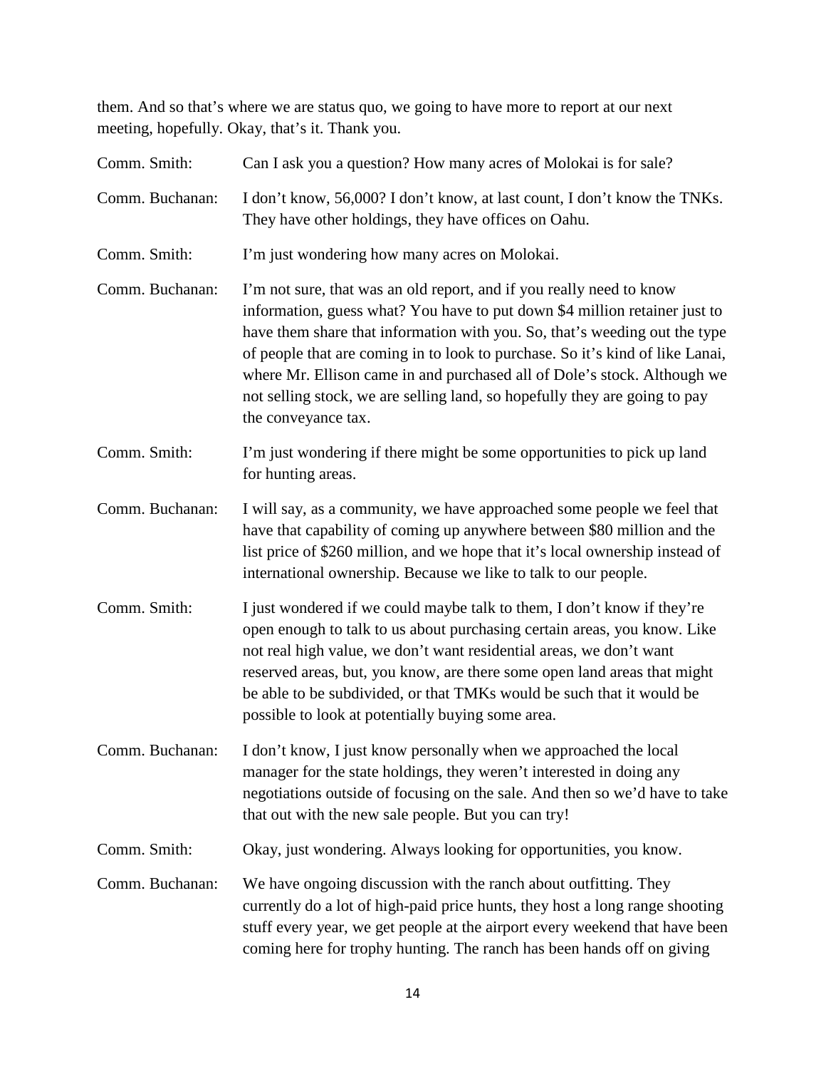them. And so that's where we are status quo, we going to have more to report at our next meeting, hopefully. Okay, that's it. Thank you.

Comm. Smith: Can I ask you a question? How many acres of Molokai is for sale?

Comm. Buchanan: I don't know, 56,000? I don't know, at last count, I don't know the TNKs. They have other holdings, they have offices on Oahu.

Comm. Smith: I'm just wondering how many acres on Molokai.

Comm. Buchanan: I'm not sure, that was an old report, and if you really need to know information, guess what? You have to put down $4 million retainer just to have them share that information with you. So, that's weeding out the type of people that are coming in to look to purchase. So it's kind of like Lanai, where Mr. Ellison came in and purchased all of Dole's stock. Although we not selling stock, we are selling land, so hopefully they are going to pay the conveyance tax.

Comm. Smith: I'm just wondering if there might be some opportunities to pick up land for hunting areas.

Comm. Buchanan: I will say, as a community, we have approached some people we feel that have that capability of coming up anywhere between $80 million and the list price of $260 million, and we hope that it's local ownership instead of international ownership. Because we like to talk to our people.

Comm. Smith: I just wondered if we could maybe talk to them, I don't know if they're open enough to talk to us about purchasing certain areas, you know. Like not real high value, we don't want residential areas, we don't want reserved areas, but, you know, are there some open land areas that might be able to be subdivided, or that TMKs would be such that it would be possible to look at potentially buying some area.

Comm. Buchanan: I don't know, I just know personally when we approached the local manager for the state holdings, they weren't interested in doing any negotiations outside of focusing on the sale. And then so we'd have to take that out with the new sale people. But you can try!

Comm. Smith: Okay, just wondering. Always looking for opportunities, you know.

Comm. Buchanan: We have ongoing discussion with the ranch about outfitting. They currently do a lot of high-paid price hunts, they host a long range shooting stuff every year, we get people at the airport every weekend that have been coming here for trophy hunting. The ranch has been hands off on giving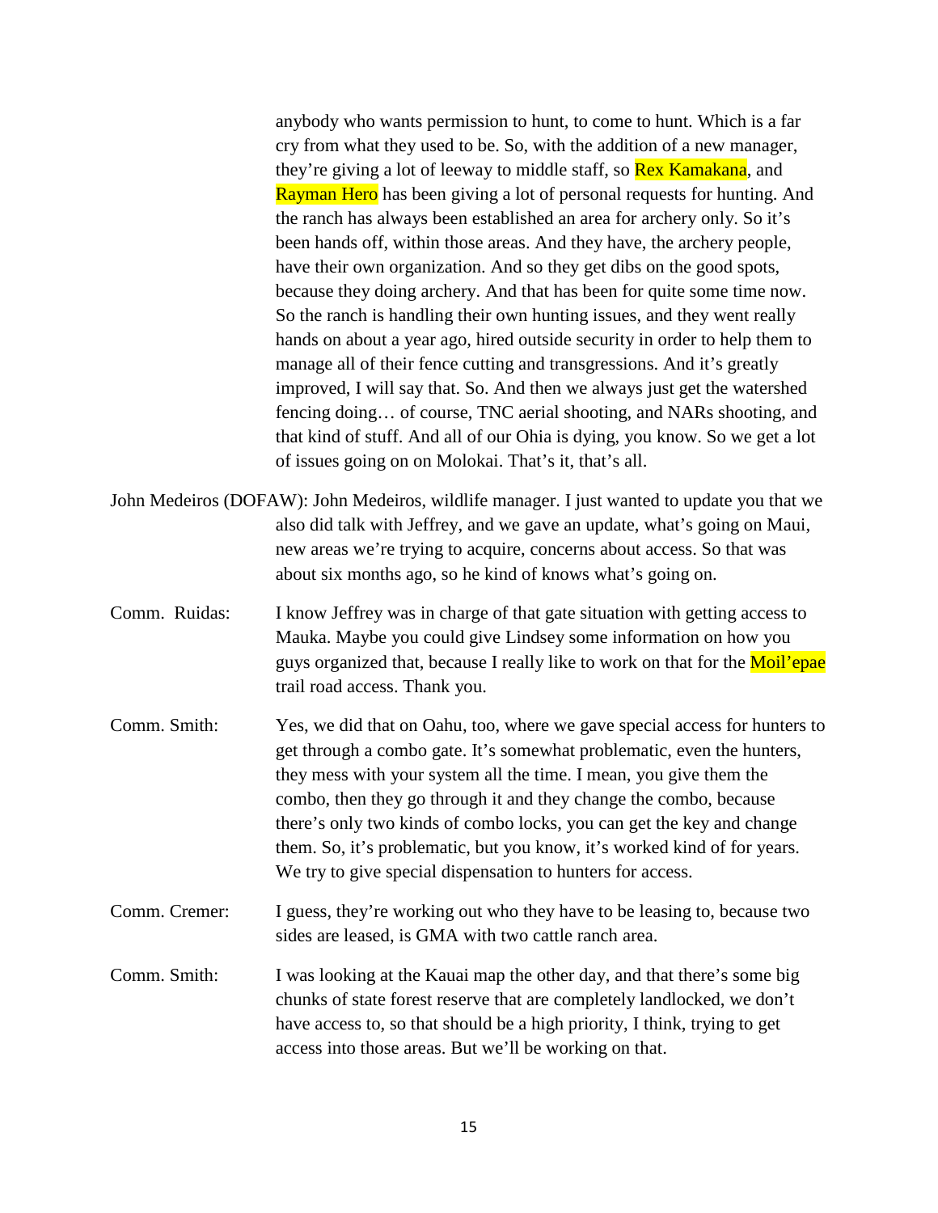anybody who wants permission to hunt, to come to hunt. Which is a far cry from what they used to be. So, with the addition of a new manager, they're giving a lot of leeway to middle staff, so Rex Kamakana, and Rayman Hero has been giving a lot of personal requests for hunting. And the ranch has always been established an area for archery only. So it's been hands off, within those areas. And they have, the archery people, have their own organization. And so they get dibs on the good spots, because they doing archery. And that has been for quite some time now. So the ranch is handling their own hunting issues, and they went really hands on about a year ago, hired outside security in order to help them to manage all of their fence cutting and transgressions. And it's greatly improved, I will say that. So. And then we always just get the watershed fencing doing… of course, TNC aerial shooting, and NARs shooting, and that kind of stuff. And all of our Ohia is dying, you know. So we get a lot of issues going on on Molokai. That's it, that's all.

John Medeiros (DOFAW): John Medeiros, wildlife manager. I just wanted to update you that we also did talk with Jeffrey, and we gave an update, what's going on Maui, new areas we're trying to acquire, concerns about access. So that was about six months ago, so he kind of knows what's going on.

Comm. Ruidas: I know Jeffrey was in charge of that gate situation with getting access to Mauka. Maybe you could give Lindsey some information on how you guys organized that, because I really like to work on that for the Moil'epae trail road access. Thank you.

Comm. Smith: Yes, we did that on Oahu, too, where we gave special access for hunters to get through a combo gate. It's somewhat problematic, even the hunters, they mess with your system all the time. I mean, you give them the combo, then they go through it and they change the combo, because there's only two kinds of combo locks, you can get the key and change them. So, it's problematic, but you know, it's worked kind of for years. We try to give special dispensation to hunters for access.

Comm. Cremer: I guess, they're working out who they have to be leasing to, because two sides are leased, is GMA with two cattle ranch area.

Comm. Smith: I was looking at the Kauai map the other day, and that there's some big chunks of state forest reserve that are completely landlocked, we don't have access to, so that should be a high priority, I think, trying to get access into those areas. But we'll be working on that.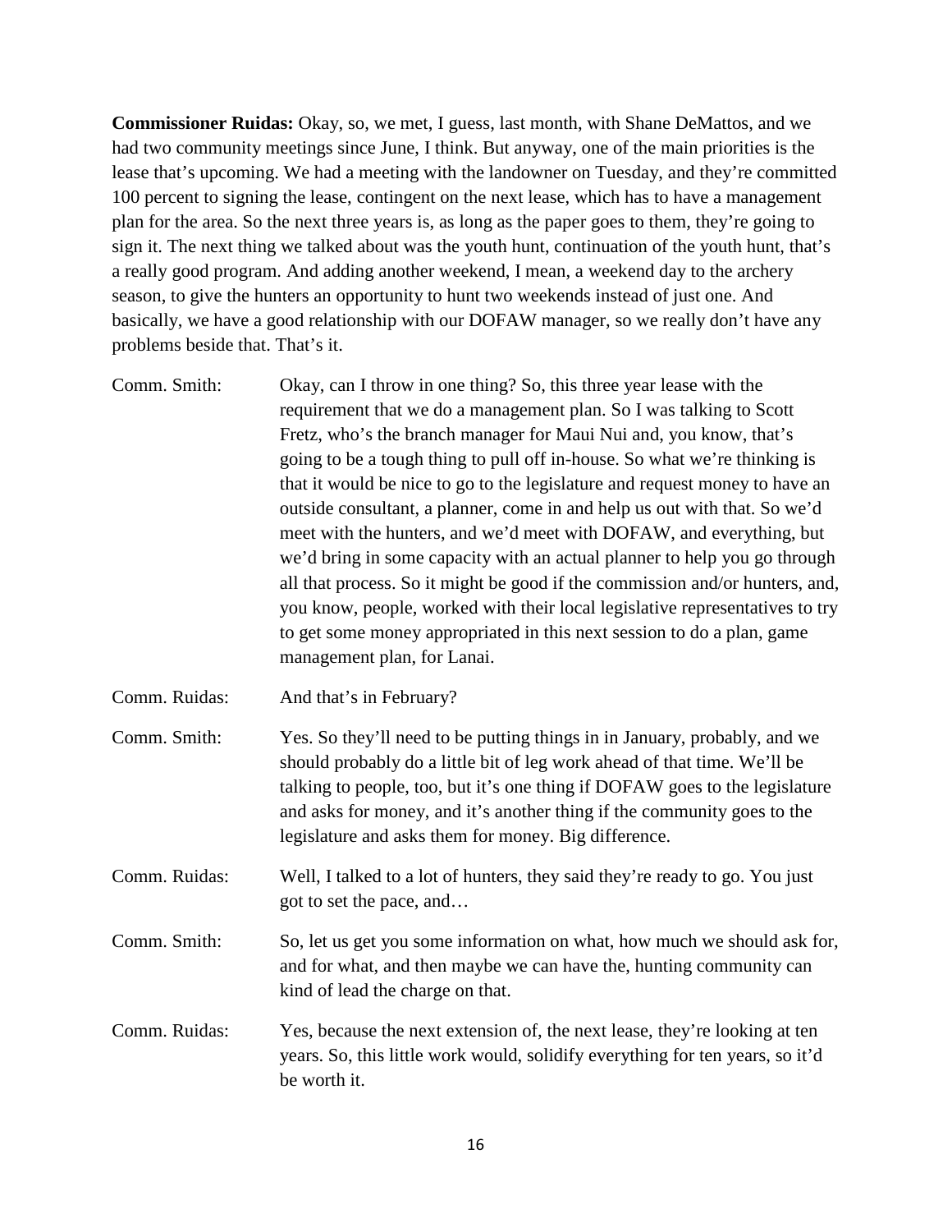**Commissioner Ruidas:** Okay, so, we met, I guess, last month, with Shane DeMattos, and we had two community meetings since June, I think. But anyway, one of the main priorities is the lease that's upcoming. We had a meeting with the landowner on Tuesday, and they're committed 100 percent to signing the lease, contingent on the next lease, which has to have a management plan for the area. So the next three years is, as long as the paper goes to them, they're going to sign it. The next thing we talked about was the youth hunt, continuation of the youth hunt, that's a really good program. And adding another weekend, I mean, a weekend day to the archery season, to give the hunters an opportunity to hunt two weekends instead of just one. And basically, we have a good relationship with our DOFAW manager, so we really don't have any problems beside that. That's it.

Comm. Smith: Okay, can I throw in one thing? So, this three year lease with the requirement that we do a management plan. So I was talking to Scott Fretz, who's the branch manager for Maui Nui and, you know, that's going to be a tough thing to pull off in-house. So what we're thinking is that it would be nice to go to the legislature and request money to have an outside consultant, a planner, come in and help us out with that. So we'd meet with the hunters, and we'd meet with DOFAW, and everything, but we'd bring in some capacity with an actual planner to help you go through all that process. So it might be good if the commission and/or hunters, and, you know, people, worked with their local legislative representatives to try to get some money appropriated in this next session to do a plan, game management plan, for Lanai.

Comm. Ruidas: And that's in February?

Comm. Smith: Yes. So they'll need to be putting things in in January, probably, and we should probably do a little bit of leg work ahead of that time. We'll be talking to people, too, but it's one thing if DOFAW goes to the legislature and asks for money, and it's another thing if the community goes to the legislature and asks them for money. Big difference.

Comm. Ruidas: Well, I talked to a lot of hunters, they said they're ready to go. You just got to set the pace, and…

Comm. Smith: So, let us get you some information on what, how much we should ask for, and for what, and then maybe we can have the, hunting community can kind of lead the charge on that.

Comm. Ruidas: Yes, because the next extension of, the next lease, they're looking at ten years. So, this little work would, solidify everything for ten years, so it'd be worth it.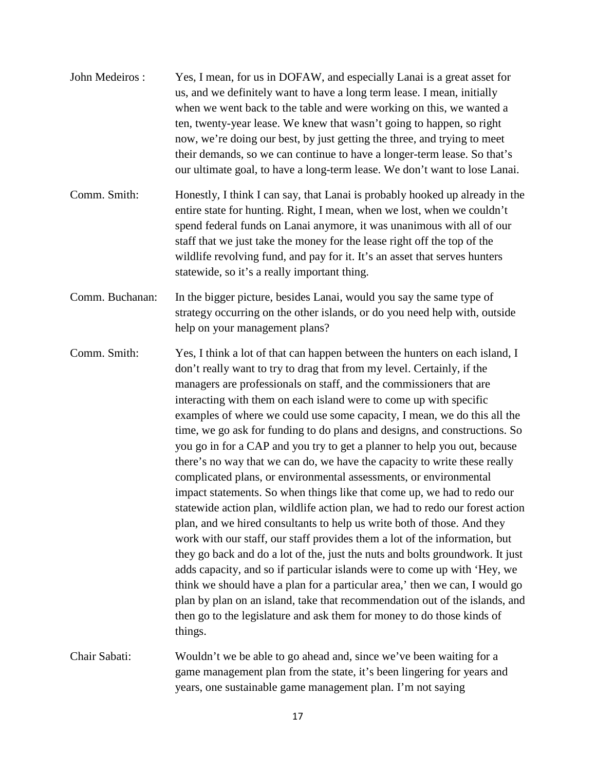John Medeiros : Yes, I mean, for us in DOFAW, and especially Lanai is a great asset for us, and we definitely want to have a long term lease. I mean, initially when we went back to the table and were working on this, we wanted a ten, twenty-year lease. We knew that wasn't going to happen, so right now, we're doing our best, by just getting the three, and trying to meet their demands, so we can continue to have a longer-term lease. So that's our ultimate goal, to have a long-term lease. We don't want to lose Lanai.

Comm. Smith: Honestly, I think I can say, that Lanai is probably hooked up already in the entire state for hunting. Right, I mean, when we lost, when we couldn't spend federal funds on Lanai anymore, it was unanimous with all of our staff that we just take the money for the lease right off the top of the wildlife revolving fund, and pay for it. It's an asset that serves hunters statewide, so it's a really important thing.

Comm. Buchanan: In the bigger picture, besides Lanai, would you say the same type of strategy occurring on the other islands, or do you need help with, outside help on your management plans?

Comm. Smith: Yes, I think a lot of that can happen between the hunters on each island, I don't really want to try to drag that from my level. Certainly, if the managers are professionals on staff, and the commissioners that are interacting with them on each island were to come up with specific examples of where we could use some capacity, I mean, we do this all the time, we go ask for funding to do plans and designs, and constructions. So you go in for a CAP and you try to get a planner to help you out, because there's no way that we can do, we have the capacity to write these really complicated plans, or environmental assessments, or environmental impact statements. So when things like that come up, we had to redo our statewide action plan, wildlife action plan, we had to redo our forest action plan, and we hired consultants to help us write both of those. And they work with our staff, our staff provides them a lot of the information, but they go back and do a lot of the, just the nuts and bolts groundwork. It just adds capacity, and so if particular islands were to come up with 'Hey, we think we should have a plan for a particular area,' then we can, I would go plan by plan on an island, take that recommendation out of the islands, and then go to the legislature and ask them for money to do those kinds of things.

Chair Sabati: Wouldn't we be able to go ahead and, since we've been waiting for a game management plan from the state, it's been lingering for years and years, one sustainable game management plan. I'm not saying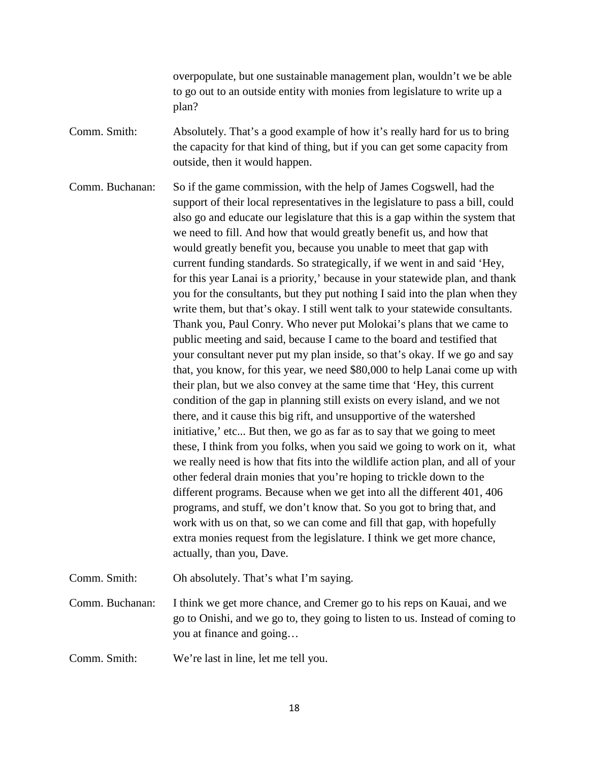overpopulate, but one sustainable management plan, wouldn't we be able to go out to an outside entity with monies from legislature to write up a plan?

Comm. Smith: Absolutely. That's a good example of how it's really hard for us to bring the capacity for that kind of thing, but if you can get some capacity from outside, then it would happen.

Comm. Buchanan: So if the game commission, with the help of James Cogswell, had the support of their local representatives in the legislature to pass a bill, could also go and educate our legislature that this is a gap within the system that we need to fill. And how that would greatly benefit us, and how that would greatly benefit you, because you unable to meet that gap with current funding standards. So strategically, if we went in and said 'Hey, for this year Lanai is a priority,' because in your statewide plan, and thank you for the consultants, but they put nothing I said into the plan when they write them, but that's okay. I still went talk to your statewide consultants. Thank you, Paul Conry. Who never put Molokai's plans that we came to public meeting and said, because I came to the board and testified that your consultant never put my plan inside, so that's okay. If we go and say that, you know, for this year, we need $80,000 to help Lanai come up with their plan, but we also convey at the same time that 'Hey, this current condition of the gap in planning still exists on every island, and we not there, and it cause this big rift, and unsupportive of the watershed initiative,' etc... But then, we go as far as to say that we going to meet these, I think from you folks, when you said we going to work on it, what we really need is how that fits into the wildlife action plan, and all of your other federal drain monies that you're hoping to trickle down to the different programs. Because when we get into all the different 401, 406 programs, and stuff, we don't know that. So you got to bring that, and work with us on that, so we can come and fill that gap, with hopefully extra monies request from the legislature. I think we get more chance, actually, than you, Dave.

Comm. Smith: Oh absolutely. That's what I'm saying.

Comm. Buchanan: I think we get more chance, and Cremer go to his reps on Kauai, and we go to Onishi, and we go to, they going to listen to us. Instead of coming to you at finance and going…

Comm. Smith: We're last in line, let me tell you.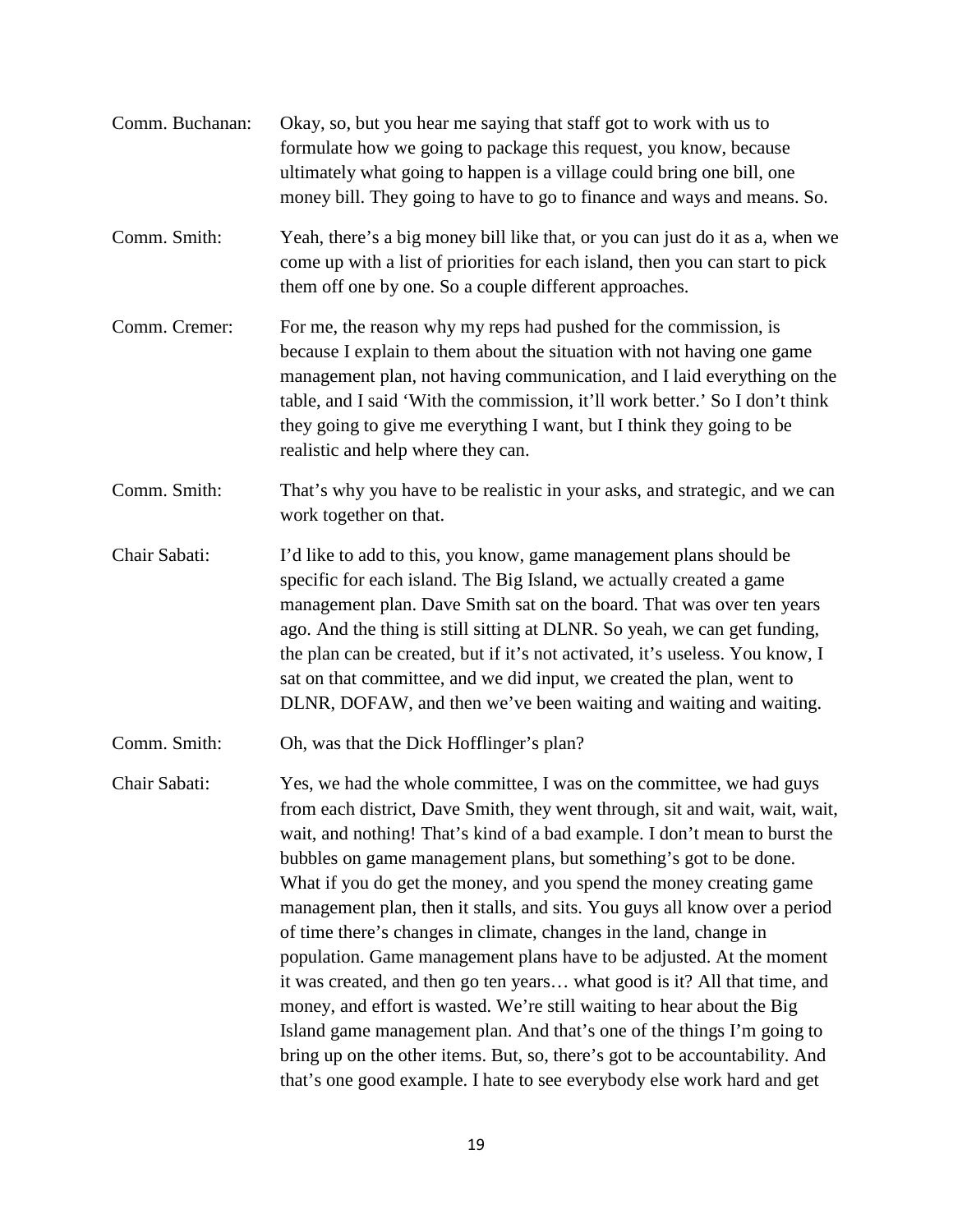Comm. Buchanan: Okay, so, but you hear me saying that staff got to work with us to formulate how we going to package this request, you know, because ultimately what going to happen is a village could bring one bill, one money bill. They going to have to go to finance and ways and means. So.

Comm. Smith: Yeah, there's a big money bill like that, or you can just do it as a, when we come up with a list of priorities for each island, then you can start to pick them off one by one. So a couple different approaches.

Comm. Cremer: For me, the reason why my reps had pushed for the commission, is because I explain to them about the situation with not having one game management plan, not having communication, and I laid everything on the table, and I said 'With the commission, it'll work better.' So I don't think they going to give me everything I want, but I think they going to be realistic and help where they can.

Comm. Smith: That's why you have to be realistic in your asks, and strategic, and we can work together on that.

Chair Sabati: I'd like to add to this, you know, game management plans should be specific for each island. The Big Island, we actually created a game management plan. Dave Smith sat on the board. That was over ten years ago. And the thing is still sitting at DLNR. So yeah, we can get funding, the plan can be created, but if it's not activated, it's useless. You know, I sat on that committee, and we did input, we created the plan, went to DLNR, DOFAW, and then we've been waiting and waiting and waiting.

Comm. Smith: Oh, was that the Dick Hofflinger's plan?

Chair Sabati: Yes, we had the whole committee, I was on the committee, we had guys from each district, Dave Smith, they went through, sit and wait, wait, wait, wait, and nothing! That's kind of a bad example. I don't mean to burst the bubbles on game management plans, but something's got to be done. What if you do get the money, and you spend the money creating game management plan, then it stalls, and sits. You guys all know over a period of time there's changes in climate, changes in the land, change in population. Game management plans have to be adjusted. At the moment it was created, and then go ten years… what good is it? All that time, and money, and effort is wasted. We're still waiting to hear about the Big Island game management plan. And that's one of the things I'm going to bring up on the other items. But, so, there's got to be accountability. And that's one good example. I hate to see everybody else work hard and get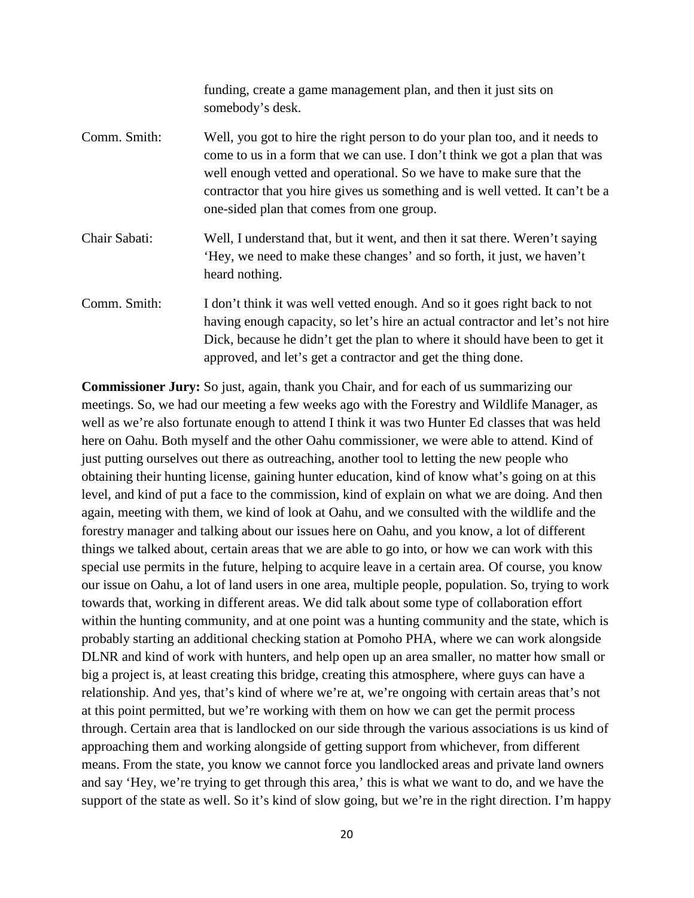funding, create a game management plan, and then it just sits on somebody's desk.

Comm. Smith: Well, you got to hire the right person to do your plan too, and it needs to come to us in a form that we can use. I don't think we got a plan that was well enough vetted and operational. So we have to make sure that the contractor that you hire gives us something and is well vetted. It can't be a one-sided plan that comes from one group.

Chair Sabati: Well, I understand that, but it went, and then it sat there. Weren't saying 'Hey, we need to make these changes' and so forth, it just, we haven't heard nothing.

Comm. Smith: I don't think it was well vetted enough. And so it goes right back to not having enough capacity, so let's hire an actual contractor and let's not hire Dick, because he didn't get the plan to where it should have been to get it approved, and let's get a contractor and get the thing done.

**Commissioner Jury:** So just, again, thank you Chair, and for each of us summarizing our meetings. So, we had our meeting a few weeks ago with the Forestry and Wildlife Manager, as well as we're also fortunate enough to attend I think it was two Hunter Ed classes that was held here on Oahu. Both myself and the other Oahu commissioner, we were able to attend. Kind of just putting ourselves out there as outreaching, another tool to letting the new people who obtaining their hunting license, gaining hunter education, kind of know what's going on at this level, and kind of put a face to the commission, kind of explain on what we are doing. And then again, meeting with them, we kind of look at Oahu, and we consulted with the wildlife and the forestry manager and talking about our issues here on Oahu, and you know, a lot of different things we talked about, certain areas that we are able to go into, or how we can work with this special use permits in the future, helping to acquire leave in a certain area. Of course, you know our issue on Oahu, a lot of land users in one area, multiple people, population. So, trying to work towards that, working in different areas. We did talk about some type of collaboration effort within the hunting community, and at one point was a hunting community and the state, which is probably starting an additional checking station at Pomoho PHA, where we can work alongside DLNR and kind of work with hunters, and help open up an area smaller, no matter how small or big a project is, at least creating this bridge, creating this atmosphere, where guys can have a relationship. And yes, that's kind of where we're at, we're ongoing with certain areas that's not at this point permitted, but we're working with them on how we can get the permit process through. Certain area that is landlocked on our side through the various associations is us kind of approaching them and working alongside of getting support from whichever, from different means. From the state, you know we cannot force you landlocked areas and private land owners and say 'Hey, we're trying to get through this area,' this is what we want to do, and we have the support of the state as well. So it's kind of slow going, but we're in the right direction. I'm happy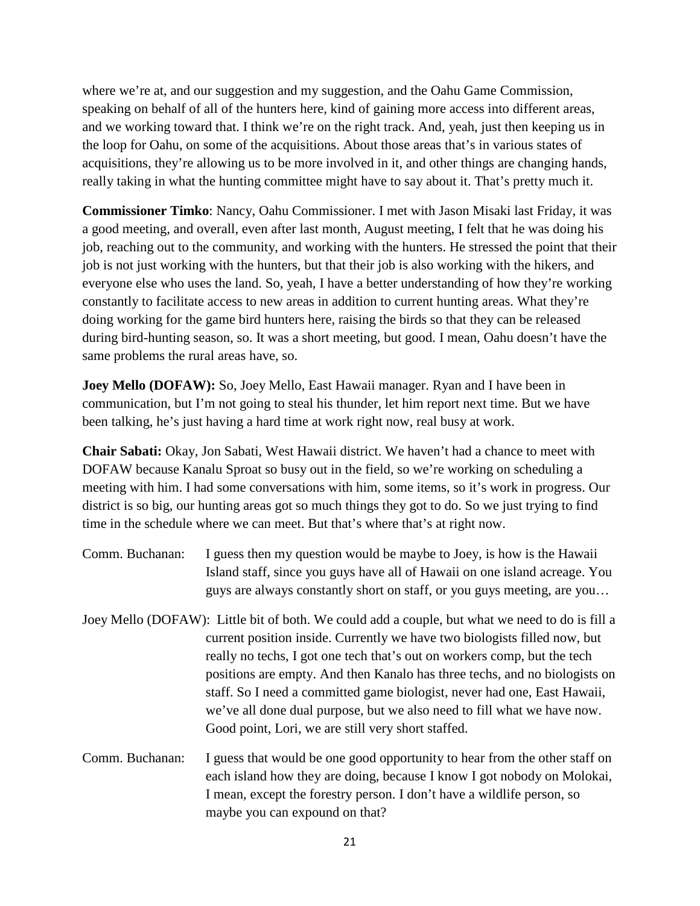where we're at, and our suggestion and my suggestion, and the Oahu Game Commission, speaking on behalf of all of the hunters here, kind of gaining more access into different areas, and we working toward that. I think we're on the right track. And, yeah, just then keeping us in the loop for Oahu, on some of the acquisitions. About those areas that's in various states of acquisitions, they're allowing us to be more involved in it, and other things are changing hands, really taking in what the hunting committee might have to say about it. That's pretty much it.

**Commissioner Timko**: Nancy, Oahu Commissioner. I met with Jason Misaki last Friday, it was a good meeting, and overall, even after last month, August meeting, I felt that he was doing his job, reaching out to the community, and working with the hunters. He stressed the point that their job is not just working with the hunters, but that their job is also working with the hikers, and everyone else who uses the land. So, yeah, I have a better understanding of how they're working constantly to facilitate access to new areas in addition to current hunting areas. What they're doing working for the game bird hunters here, raising the birds so that they can be released during bird-hunting season, so. It was a short meeting, but good. I mean, Oahu doesn't have the same problems the rural areas have, so.

**Joey Mello (DOFAW):** So, Joey Mello, East Hawaii manager. Ryan and I have been in communication, but I'm not going to steal his thunder, let him report next time. But we have been talking, he's just having a hard time at work right now, real busy at work.

**Chair Sabati:** Okay, Jon Sabati, West Hawaii district. We haven't had a chance to meet with DOFAW because Kanalu Sproat so busy out in the field, so we're working on scheduling a meeting with him. I had some conversations with him, some items, so it's work in progress. Our district is so big, our hunting areas got so much things they got to do. So we just trying to find time in the schedule where we can meet. But that's where that's at right now.

Comm. Buchanan: I guess then my question would be maybe to Joey, is how is the Hawaii Island staff, since you guys have all of Hawaii on one island acreage. You guys are always constantly short on staff, or you guys meeting, are you…

Joey Mello (DOFAW): Little bit of both. We could add a couple, but what we need to do is fill a current position inside. Currently we have two biologists filled now, but really no techs, I got one tech that's out on workers comp, but the tech positions are empty. And then Kanalo has three techs, and no biologists on staff. So I need a committed game biologist, never had one, East Hawaii, we've all done dual purpose, but we also need to fill what we have now. Good point, Lori, we are still very short staffed.

Comm. Buchanan: I guess that would be one good opportunity to hear from the other staff on each island how they are doing, because I know I got nobody on Molokai, I mean, except the forestry person. I don't have a wildlife person, so maybe you can expound on that?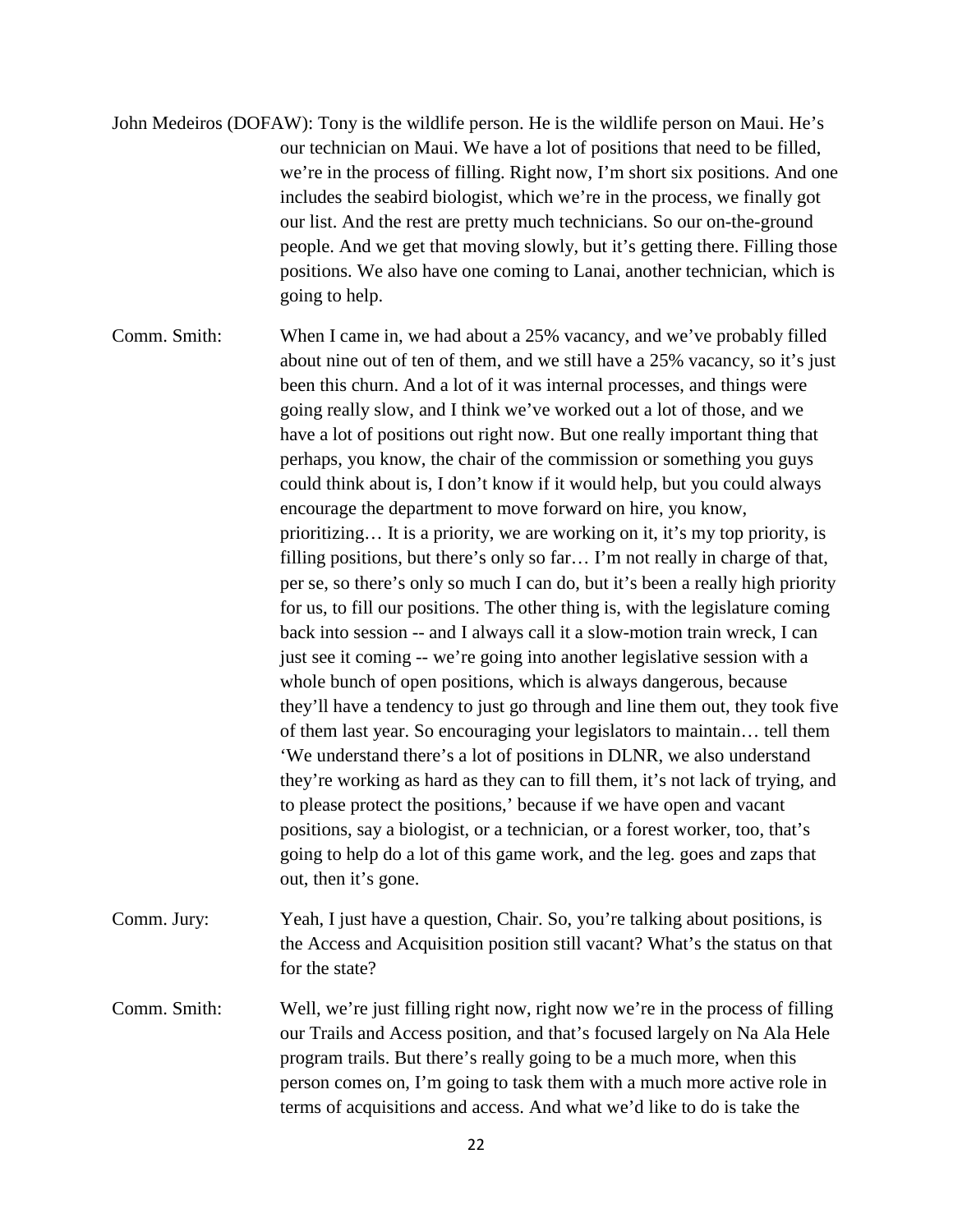John Medeiros (DOFAW): Tony is the wildlife person. He is the wildlife person on Maui. He's our technician on Maui. We have a lot of positions that need to be filled, we're in the process of filling. Right now, I'm short six positions. And one includes the seabird biologist, which we're in the process, we finally got our list. And the rest are pretty much technicians. So our on-the-ground people. And we get that moving slowly, but it's getting there. Filling those positions. We also have one coming to Lanai, another technician, which is going to help.

Comm. Smith: When I came in, we had about a 25% vacancy, and we've probably filled about nine out of ten of them, and we still have a 25% vacancy, so it's just been this churn. And a lot of it was internal processes, and things were going really slow, and I think we've worked out a lot of those, and we have a lot of positions out right now. But one really important thing that perhaps, you know, the chair of the commission or something you guys could think about is, I don't know if it would help, but you could always encourage the department to move forward on hire, you know, prioritizing… It is a priority, we are working on it, it's my top priority, is filling positions, but there's only so far… I'm not really in charge of that, per se, so there's only so much I can do, but it's been a really high priority for us, to fill our positions. The other thing is, with the legislature coming back into session -- and I always call it a slow-motion train wreck, I can just see it coming -- we're going into another legislative session with a whole bunch of open positions, which is always dangerous, because they'll have a tendency to just go through and line them out, they took five of them last year. So encouraging your legislators to maintain… tell them 'We understand there's a lot of positions in DLNR, we also understand they're working as hard as they can to fill them, it's not lack of trying, and to please protect the positions,' because if we have open and vacant positions, say a biologist, or a technician, or a forest worker, too, that's going to help do a lot of this game work, and the leg. goes and zaps that out, then it's gone.

Comm. Jury: Yeah, I just have a question, Chair. So, you're talking about positions, is the Access and Acquisition position still vacant? What's the status on that for the state?

Comm. Smith: Well, we're just filling right now, right now we're in the process of filling our Trails and Access position, and that's focused largely on Na Ala Hele program trails. But there's really going to be a much more, when this person comes on, I'm going to task them with a much more active role in terms of acquisitions and access. And what we'd like to do is take the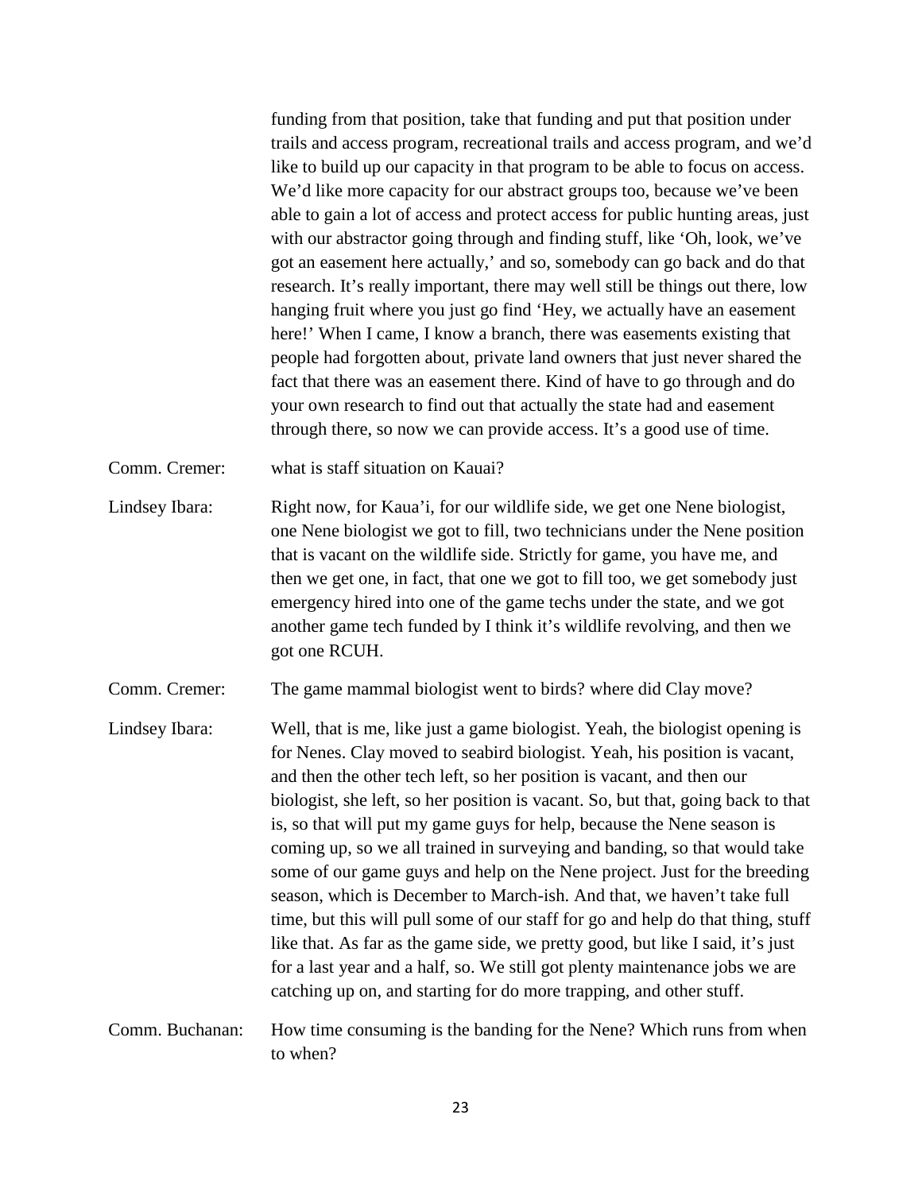funding from that position, take that funding and put that position under trails and access program, recreational trails and access program, and we'd like to build up our capacity in that program to be able to focus on access. We'd like more capacity for our abstract groups too, because we've been able to gain a lot of access and protect access for public hunting areas, just with our abstractor going through and finding stuff, like 'Oh, look, we've got an easement here actually,' and so, somebody can go back and do that research. It's really important, there may well still be things out there, low hanging fruit where you just go find 'Hey, we actually have an easement here!' When I came, I know a branch, there was easements existing that people had forgotten about, private land owners that just never shared the fact that there was an easement there. Kind of have to go through and do your own research to find out that actually the state had and easement through there, so now we can provide access. It's a good use of time.

Comm. Cremer: what is staff situation on Kauai?

Lindsey Ibara: Right now, for Kaua'i, for our wildlife side, we get one Nene biologist, one Nene biologist we got to fill, two technicians under the Nene position that is vacant on the wildlife side. Strictly for game, you have me, and then we get one, in fact, that one we got to fill too, we get somebody just emergency hired into one of the game techs under the state, and we got another game tech funded by I think it's wildlife revolving, and then we got one RCUH.

Comm. Cremer: The game mammal biologist went to birds? where did Clay move?

Lindsey Ibara: Well, that is me, like just a game biologist. Yeah, the biologist opening is for Nenes. Clay moved to seabird biologist. Yeah, his position is vacant, and then the other tech left, so her position is vacant, and then our biologist, she left, so her position is vacant. So, but that, going back to that is, so that will put my game guys for help, because the Nene season is coming up, so we all trained in surveying and banding, so that would take some of our game guys and help on the Nene project. Just for the breeding season, which is December to March-ish. And that, we haven't take full time, but this will pull some of our staff for go and help do that thing, stuff like that. As far as the game side, we pretty good, but like I said, it's just for a last year and a half, so. We still got plenty maintenance jobs we are catching up on, and starting for do more trapping, and other stuff.

Comm. Buchanan: How time consuming is the banding for the Nene? Which runs from when to when?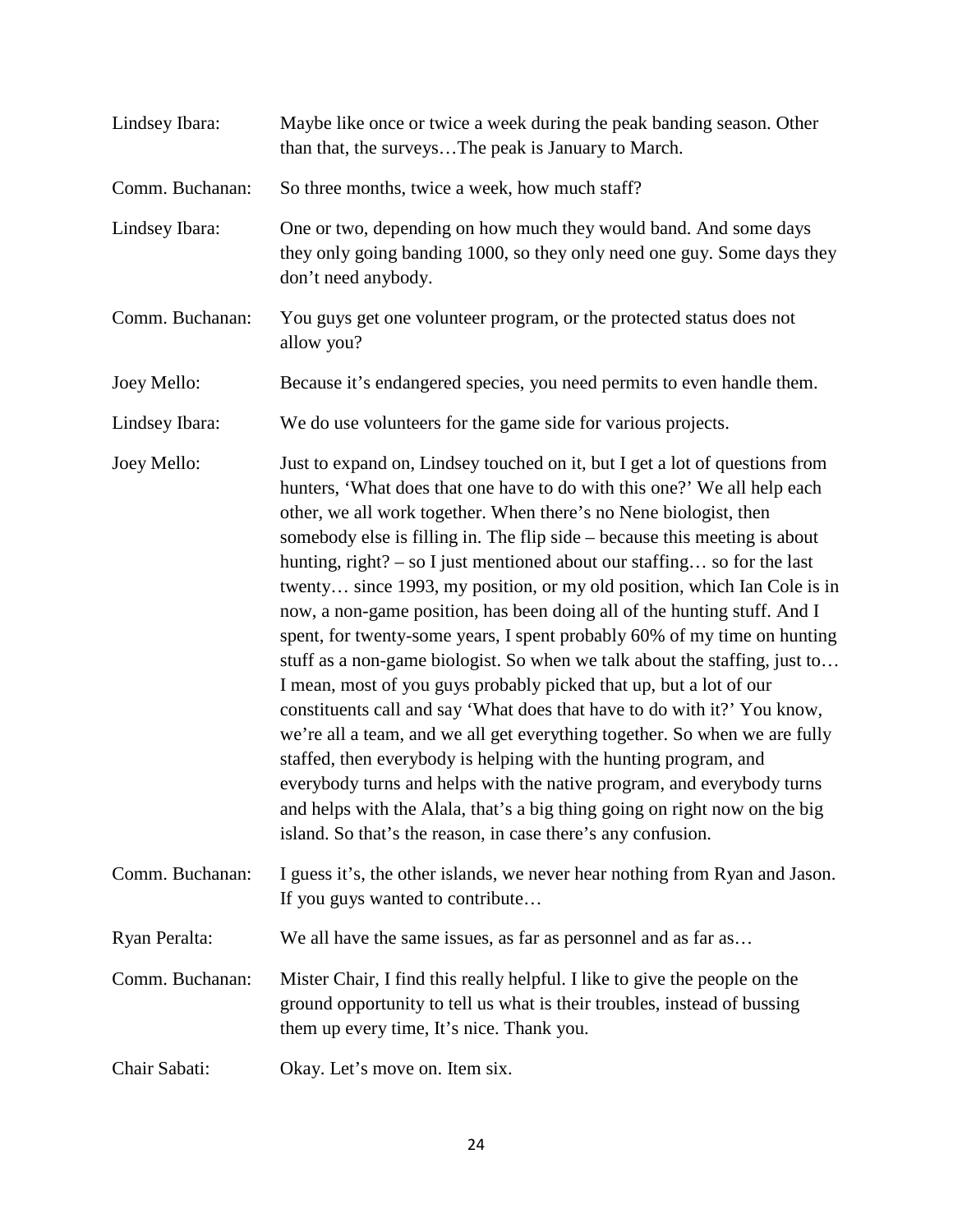Lindsey Ibara: Maybe like once or twice a week during the peak banding season. Other than that, the surveys…The peak is January to March.

Comm. Buchanan: So three months, twice a week, how much staff?

Lindsey Ibara: One or two, depending on how much they would band. And some days they only going banding 1000, so they only need one guy. Some days they don't need anybody.

Comm. Buchanan: You guys get one volunteer program, or the protected status does not allow you?

Joey Mello: Because it's endangered species, you need permits to even handle them.

Lindsey Ibara: We do use volunteers for the game side for various projects.

Joey Mello: Just to expand on, Lindsey touched on it, but I get a lot of questions from hunters, 'What does that one have to do with this one?' We all help each other, we all work together. When there's no Nene biologist, then somebody else is filling in. The flip side – because this meeting is about hunting, right? – so I just mentioned about our staffing… so for the last twenty… since 1993, my position, or my old position, which Ian Cole is in now, a non-game position, has been doing all of the hunting stuff. And I spent, for twenty-some years, I spent probably 60% of my time on hunting stuff as a non-game biologist. So when we talk about the staffing, just to… I mean, most of you guys probably picked that up, but a lot of our constituents call and say 'What does that have to do with it?' You know, we're all a team, and we all get everything together. So when we are fully staffed, then everybody is helping with the hunting program, and everybody turns and helps with the native program, and everybody turns and helps with the Alala, that's a big thing going on right now on the big island. So that's the reason, in case there's any confusion.

Comm. Buchanan: I guess it's, the other islands, we never hear nothing from Ryan and Jason. If you guys wanted to contribute…

Ryan Peralta: We all have the same issues, as far as personnel and as far as…

Comm. Buchanan: Mister Chair, I find this really helpful. I like to give the people on the ground opportunity to tell us what is their troubles, instead of bussing them up every time, It's nice. Thank you.

Chair Sabati: Okay. Let's move on. Item six.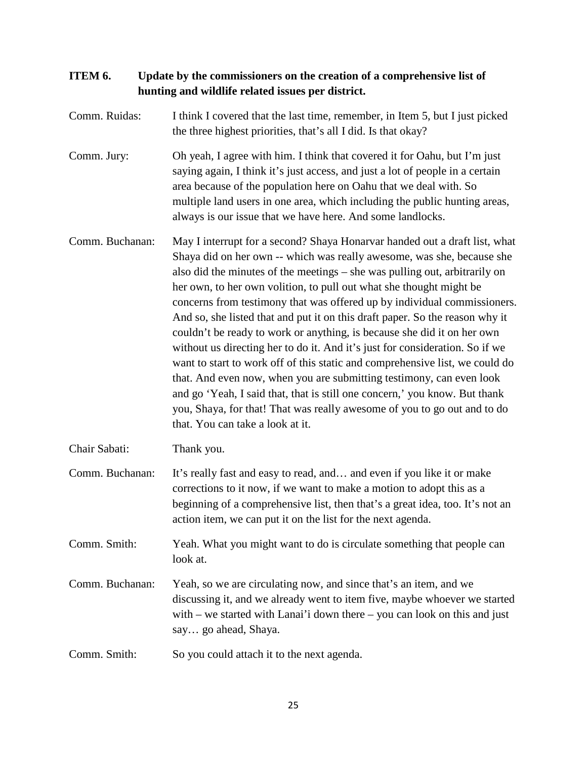**ITEM 6. Update by the commissioners on the creation of a comprehensive list of hunting and wildlife related issues per district.**

Comm. Ruidas: I think I covered that the last time, remember, in Item 5, but I just picked the three highest priorities, that's all I did. Is that okay?

Comm. Jury: Oh yeah, I agree with him. I think that covered it for Oahu, but I'm just saying again, I think it's just access, and just a lot of people in a certain area because of the population here on Oahu that we deal with. So multiple land users in one area, which including the public hunting areas, always is our issue that we have here. And some landlocks.

Comm. Buchanan: May I interrupt for a second? Shaya Honarvar handed out a draft list, what Shaya did on her own -- which was really awesome, was she, because she also did the minutes of the meetings – she was pulling out, arbitrarily on her own, to her own volition, to pull out what she thought might be concerns from testimony that was offered up by individual commissioners. And so, she listed that and put it on this draft paper. So the reason why it couldn't be ready to work or anything, is because she did it on her own without us directing her to do it. And it's just for consideration. So if we want to start to work off of this static and comprehensive list, we could do that. And even now, when you are submitting testimony, can even look and go 'Yeah, I said that, that is still one concern,' you know. But thank you, Shaya, for that! That was really awesome of you to go out and to do that. You can take a look at it.

Chair Sabati: Thank you.

Comm. Buchanan: It's really fast and easy to read, and… and even if you like it or make corrections to it now, if we want to make a motion to adopt this as a beginning of a comprehensive list, then that's a great idea, too. It's not an action item, we can put it on the list for the next agenda.

Comm. Smith: Yeah. What you might want to do is circulate something that people can look at.

Comm. Buchanan: Yeah, so we are circulating now, and since that's an item, and we discussing it, and we already went to item five, maybe whoever we started with – we started with Lanai'i down there – you can look on this and just say… go ahead, Shaya.

Comm. Smith: So you could attach it to the next agenda.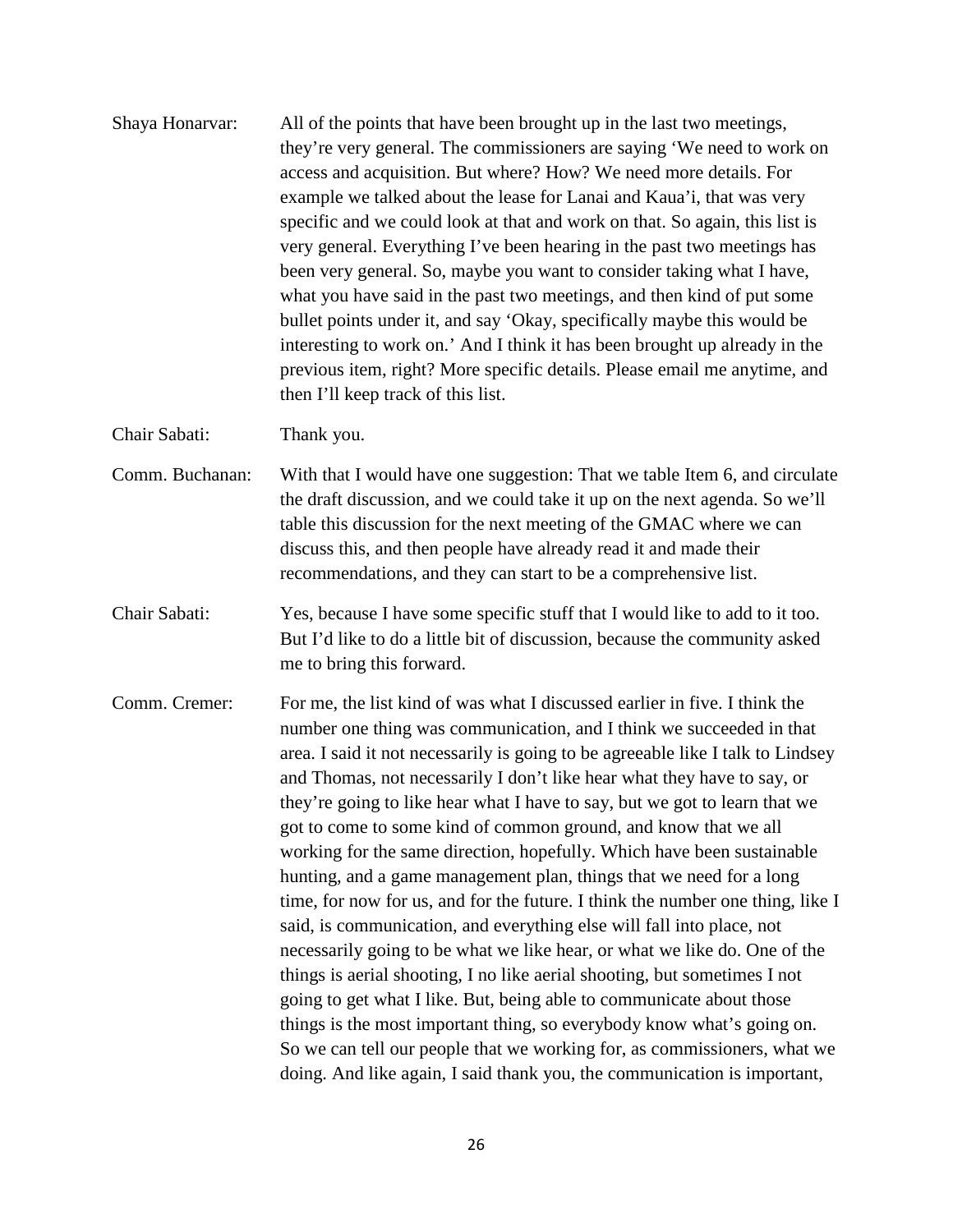Shaya Honarvar: All of the points that have been brought up in the last two meetings, they're very general. The commissioners are saying 'We need to work on access and acquisition. But where? How? We need more details. For example we talked about the lease for Lanai and Kaua'i, that was very specific and we could look at that and work on that. So again, this list is very general. Everything I've been hearing in the past two meetings has been very general. So, maybe you want to consider taking what I have, what you have said in the past two meetings, and then kind of put some bullet points under it, and say 'Okay, specifically maybe this would be interesting to work on.' And I think it has been brought up already in the previous item, right? More specific details. Please email me anytime, and then I'll keep track of this list.

Chair Sabati: Thank you.

Comm. Buchanan: With that I would have one suggestion: That we table Item 6, and circulate the draft discussion, and we could take it up on the next agenda. So we'll table this discussion for the next meeting of the GMAC where we can discuss this, and then people have already read it and made their recommendations, and they can start to be a comprehensive list.

Chair Sabati: Yes, because I have some specific stuff that I would like to add to it too. But I'd like to do a little bit of discussion, because the community asked me to bring this forward.

Comm. Cremer: For me, the list kind of was what I discussed earlier in five. I think the number one thing was communication, and I think we succeeded in that area. I said it not necessarily is going to be agreeable like I talk to Lindsey and Thomas, not necessarily I don't like hear what they have to say, or they're going to like hear what I have to say, but we got to learn that we got to come to some kind of common ground, and know that we all working for the same direction, hopefully. Which have been sustainable hunting, and a game management plan, things that we need for a long time, for now for us, and for the future. I think the number one thing, like I said, is communication, and everything else will fall into place, not necessarily going to be what we like hear, or what we like do. One of the things is aerial shooting, I no like aerial shooting, but sometimes I not going to get what I like. But, being able to communicate about those things is the most important thing, so everybody know what's going on. So we can tell our people that we working for, as commissioners, what we doing. And like again, I said thank you, the communication is important,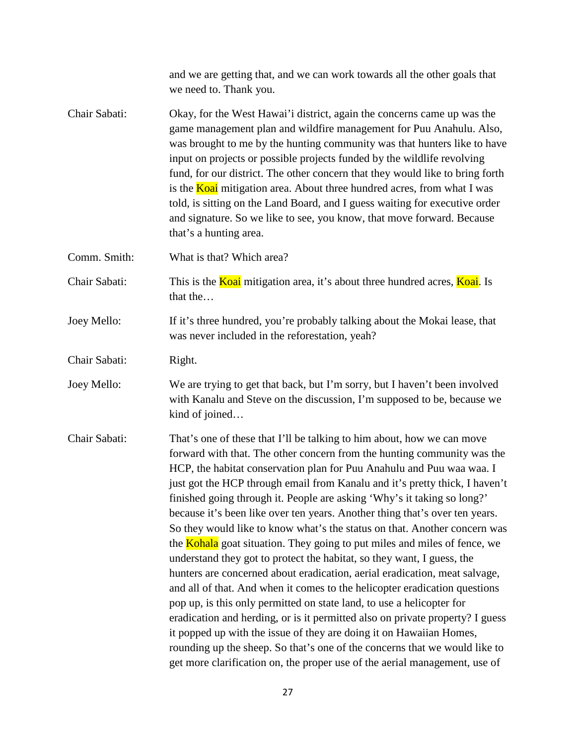and we are getting that, and we can work towards all the other goals that we need to. Thank you.

Chair Sabati: Okay, for the West Hawai'i district, again the concerns came up was the game management plan and wildfire management for Puu Anahulu. Also, was brought to me by the hunting community was that hunters like to have input on projects or possible projects funded by the wildlife revolving fund, for our district. The other concern that they would like to bring forth is the Koai mitigation area. About three hundred acres, from what I was told, is sitting on the Land Board, and I guess waiting for executive order and signature. So we like to see, you know, that move forward. Because that's a hunting area.

Comm. Smith: What is that? Which area?

Chair Sabati: This is the Koai mitigation area, it's about three hundred acres, Koai. Is that the…

Joey Mello: If it's three hundred, you're probably talking about the Mokai lease, that was never included in the reforestation, yeah?

Chair Sabati: Right.

Joey Mello: We are trying to get that back, but I'm sorry, but I haven't been involved with Kanalu and Steve on the discussion, I'm supposed to be, because we kind of joined…

Chair Sabati: That's one of these that I'll be talking to him about, how we can move forward with that. The other concern from the hunting community was the HCP, the habitat conservation plan for Puu Anahulu and Puu waa waa. I just got the HCP through email from Kanalu and it's pretty thick, I haven't finished going through it. People are asking 'Why's it taking so long?' because it's been like over ten years. Another thing that's over ten years. So they would like to know what's the status on that. Another concern was the Kohala goat situation. They going to put miles and miles of fence, we understand they got to protect the habitat, so they want, I guess, the hunters are concerned about eradication, aerial eradication, meat salvage, and all of that. And when it comes to the helicopter eradication questions pop up, is this only permitted on state land, to use a helicopter for eradication and herding, or is it permitted also on private property? I guess it popped up with the issue of they are doing it on Hawaiian Homes, rounding up the sheep. So that's one of the concerns that we would like to get more clarification on, the proper use of the aerial management, use of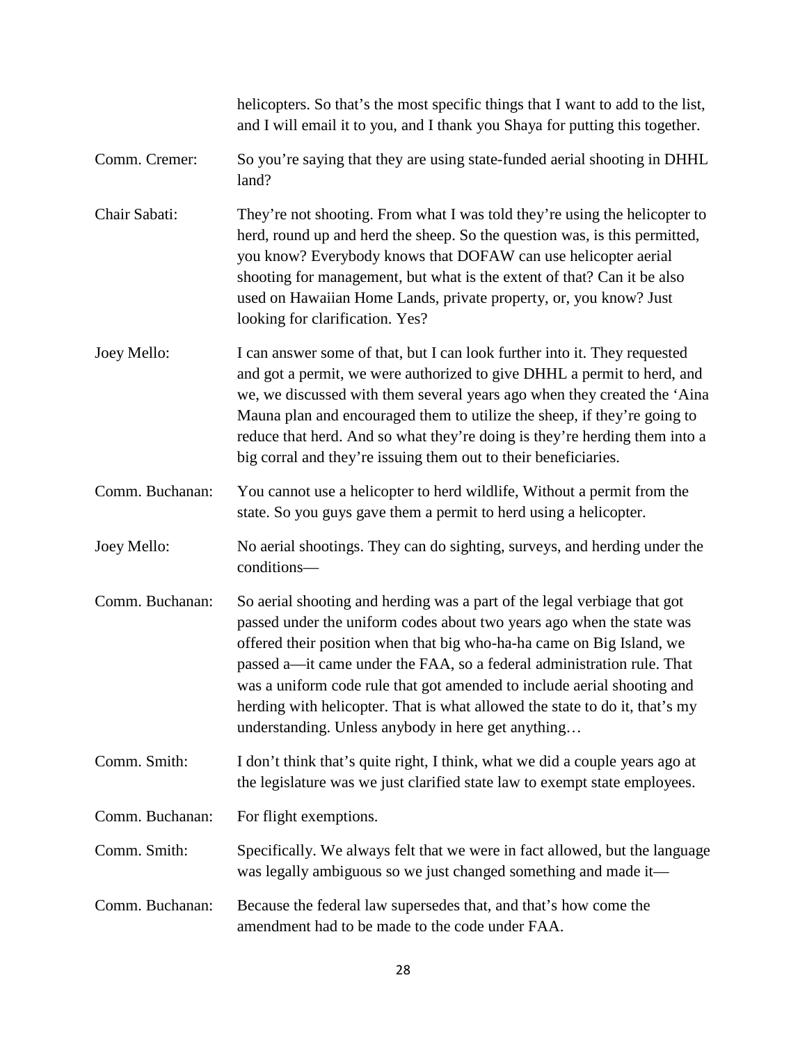helicopters. So that's the most specific things that I want to add to the list, and I will email it to you, and I thank you Shaya for putting this together.

Comm. Cremer: So you're saying that they are using state-funded aerial shooting in DHHL land?

Chair Sabati: They're not shooting. From what I was told they're using the helicopter to herd, round up and herd the sheep. So the question was, is this permitted, you know? Everybody knows that DOFAW can use helicopter aerial shooting for management, but what is the extent of that? Can it be also used on Hawaiian Home Lands, private property, or, you know? Just looking for clarification. Yes?

Joey Mello: I can answer some of that, but I can look further into it. They requested and got a permit, we were authorized to give DHHL a permit to herd, and we, we discussed with them several years ago when they created the 'Aina Mauna plan and encouraged them to utilize the sheep, if they're going to reduce that herd. And so what they're doing is they're herding them into a big corral and they're issuing them out to their beneficiaries.

Comm. Buchanan: You cannot use a helicopter to herd wildlife, Without a permit from the state. So you guys gave them a permit to herd using a helicopter.

Joey Mello: No aerial shootings. They can do sighting, surveys, and herding under the conditions—

Comm. Buchanan: So aerial shooting and herding was a part of the legal verbiage that got passed under the uniform codes about two years ago when the state was offered their position when that big who-ha-ha came on Big Island, we passed a—it came under the FAA, so a federal administration rule. That was a uniform code rule that got amended to include aerial shooting and herding with helicopter. That is what allowed the state to do it, that's my understanding. Unless anybody in here get anything…

Comm. Smith: I don't think that's quite right, I think, what we did a couple years ago at the legislature was we just clarified state law to exempt state employees.

Comm. Buchanan: For flight exemptions.

Comm. Smith: Specifically. We always felt that we were in fact allowed, but the language was legally ambiguous so we just changed something and made it—

Comm. Buchanan: Because the federal law supersedes that, and that's how come the amendment had to be made to the code under FAA.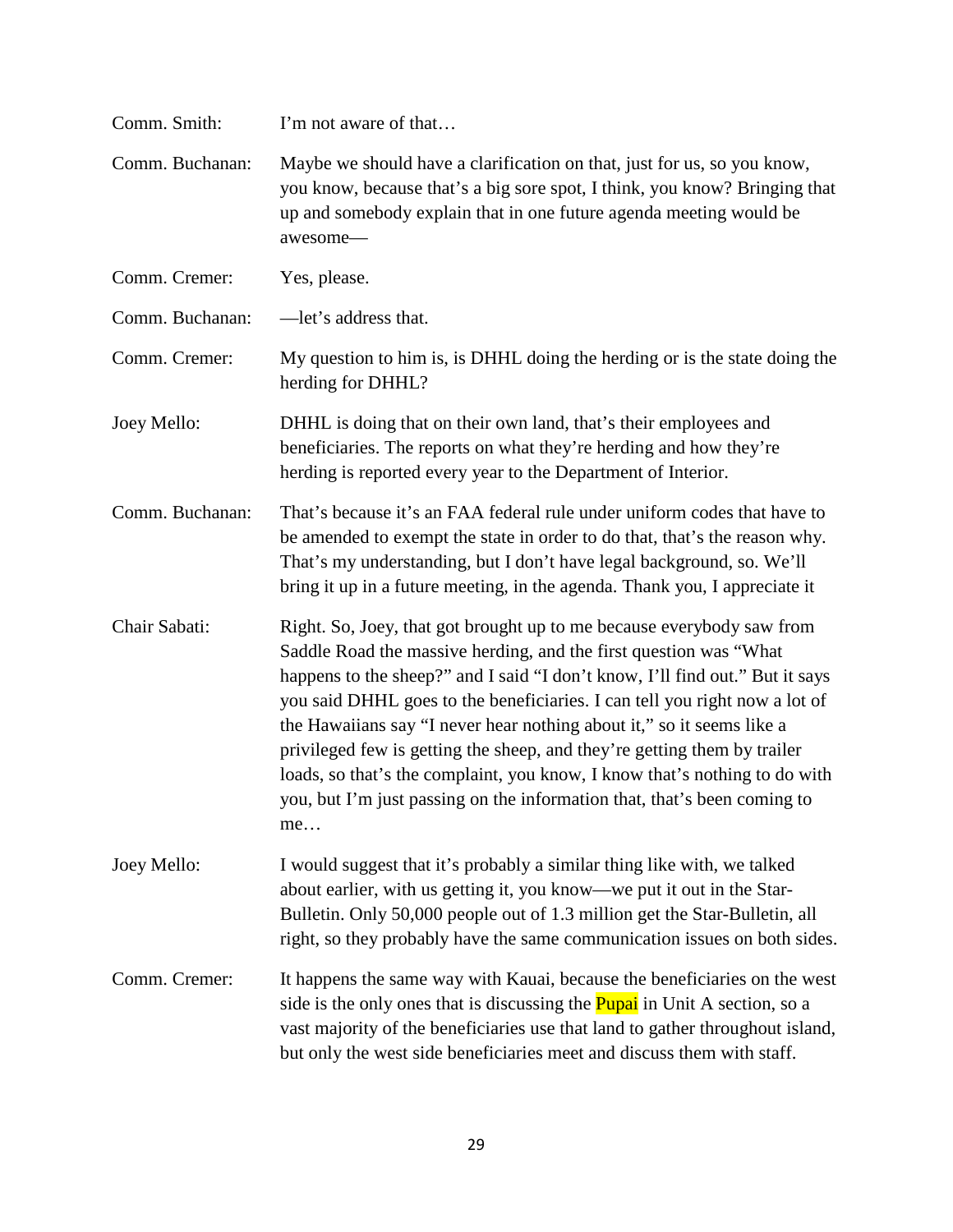Comm. Smith: I'm not aware of that…

Comm. Buchanan: Maybe we should have a clarification on that, just for us, so you know, you know, because that's a big sore spot, I think, you know? Bringing that up and somebody explain that in one future agenda meeting would be awesome—

Comm. Cremer: Yes, please.

Comm. Buchanan: —let's address that.

Comm. Cremer: My question to him is, is DHHL doing the herding or is the state doing the herding for DHHL?

Joey Mello: DHHL is doing that on their own land, that's their employees and beneficiaries. The reports on what they're herding and how they're herding is reported every year to the Department of Interior.

Comm. Buchanan: That's because it's an FAA federal rule under uniform codes that have to be amended to exempt the state in order to do that, that's the reason why. That's my understanding, but I don't have legal background, so. We'll bring it up in a future meeting, in the agenda. Thank you, I appreciate it

Chair Sabati: Right. So, Joey, that got brought up to me because everybody saw from Saddle Road the massive herding, and the first question was "What happens to the sheep?" and I said "I don't know, I'll find out." But it says you said DHHL goes to the beneficiaries. I can tell you right now a lot of the Hawaiians say "I never hear nothing about it," so it seems like a privileged few is getting the sheep, and they're getting them by trailer loads, so that's the complaint, you know, I know that's nothing to do with you, but I'm just passing on the information that, that's been coming to me…

Joey Mello: I would suggest that it's probably a similar thing like with, we talked about earlier, with us getting it, you know—we put it out in the Star-Bulletin. Only 50,000 people out of 1.3 million get the Star-Bulletin, all right, so they probably have the same communication issues on both sides.

Comm. Cremer: It happens the same way with Kauai, because the beneficiaries on the west side is the only ones that is discussing the Pupai in Unit A section, so a vast majority of the beneficiaries use that land to gather throughout island, but only the west side beneficiaries meet and discuss them with staff.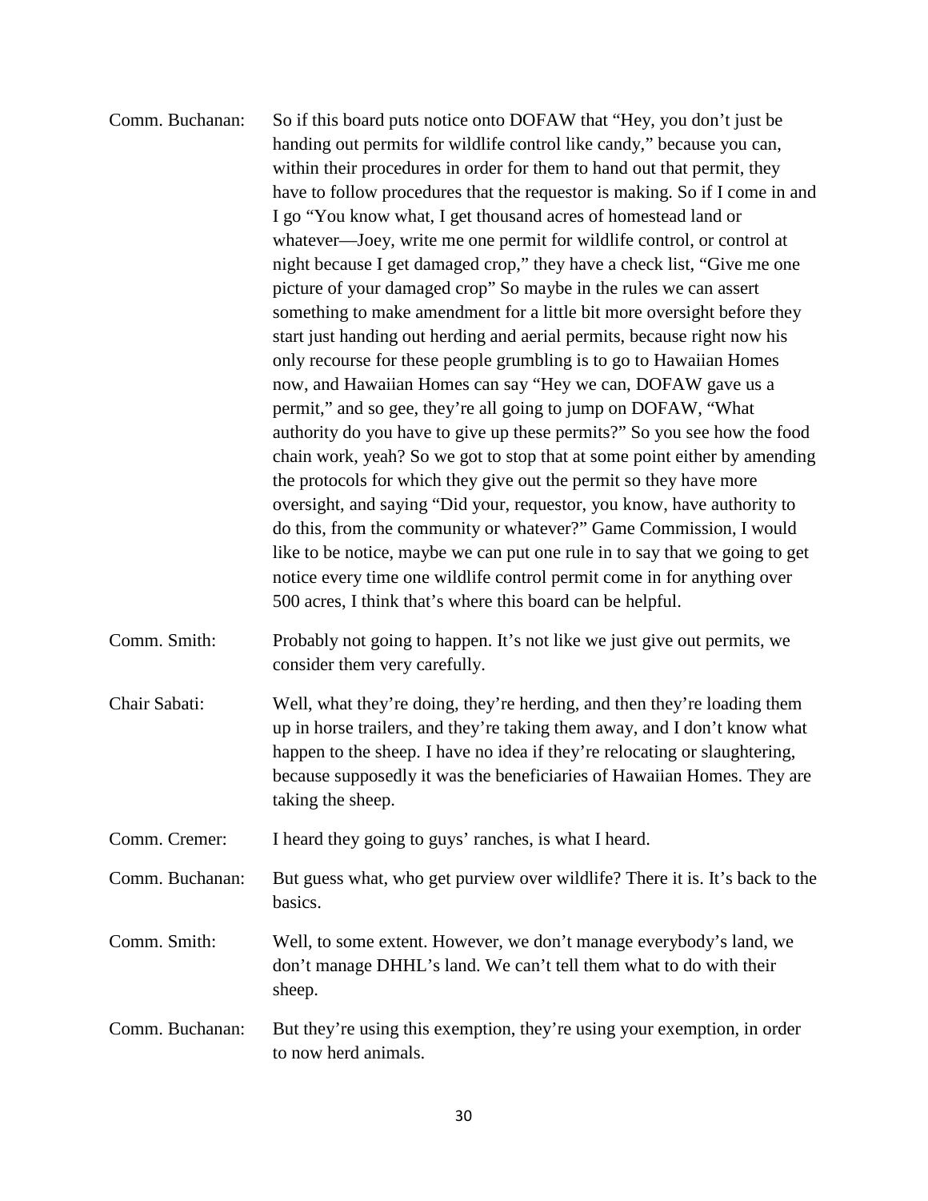Comm. Buchanan: So if this board puts notice onto DOFAW that "Hey, you don't just be handing out permits for wildlife control like candy," because you can, within their procedures in order for them to hand out that permit, they have to follow procedures that the requestor is making. So if I come in and I go "You know what, I get thousand acres of homestead land or whatever—Joey, write me one permit for wildlife control, or control at night because I get damaged crop," they have a check list, "Give me one picture of your damaged crop" So maybe in the rules we can assert something to make amendment for a little bit more oversight before they start just handing out herding and aerial permits, because right now his only recourse for these people grumbling is to go to Hawaiian Homes now, and Hawaiian Homes can say "Hey we can, DOFAW gave us a permit," and so gee, they're all going to jump on DOFAW, "What authority do you have to give up these permits?" So you see how the food chain work, yeah? So we got to stop that at some point either by amending the protocols for which they give out the permit so they have more oversight, and saying "Did your, requestor, you know, have authority to do this, from the community or whatever?" Game Commission, I would like to be notice, maybe we can put one rule in to say that we going to get notice every time one wildlife control permit come in for anything over 500 acres, I think that's where this board can be helpful.

Comm. Smith: Probably not going to happen. It's not like we just give out permits, we consider them very carefully.

Chair Sabati: Well, what they're doing, they're herding, and then they're loading them up in horse trailers, and they're taking them away, and I don't know what happen to the sheep. I have no idea if they're relocating or slaughtering, because supposedly it was the beneficiaries of Hawaiian Homes. They are taking the sheep.

Comm. Cremer: I heard they going to guys' ranches, is what I heard.

Comm. Buchanan: But guess what, who get purview over wildlife? There it is. It's back to the basics.

Comm. Smith: Well, to some extent. However, we don't manage everybody's land, we don't manage DHHL's land. We can't tell them what to do with their sheep.

Comm. Buchanan: But they're using this exemption, they're using your exemption, in order to now herd animals.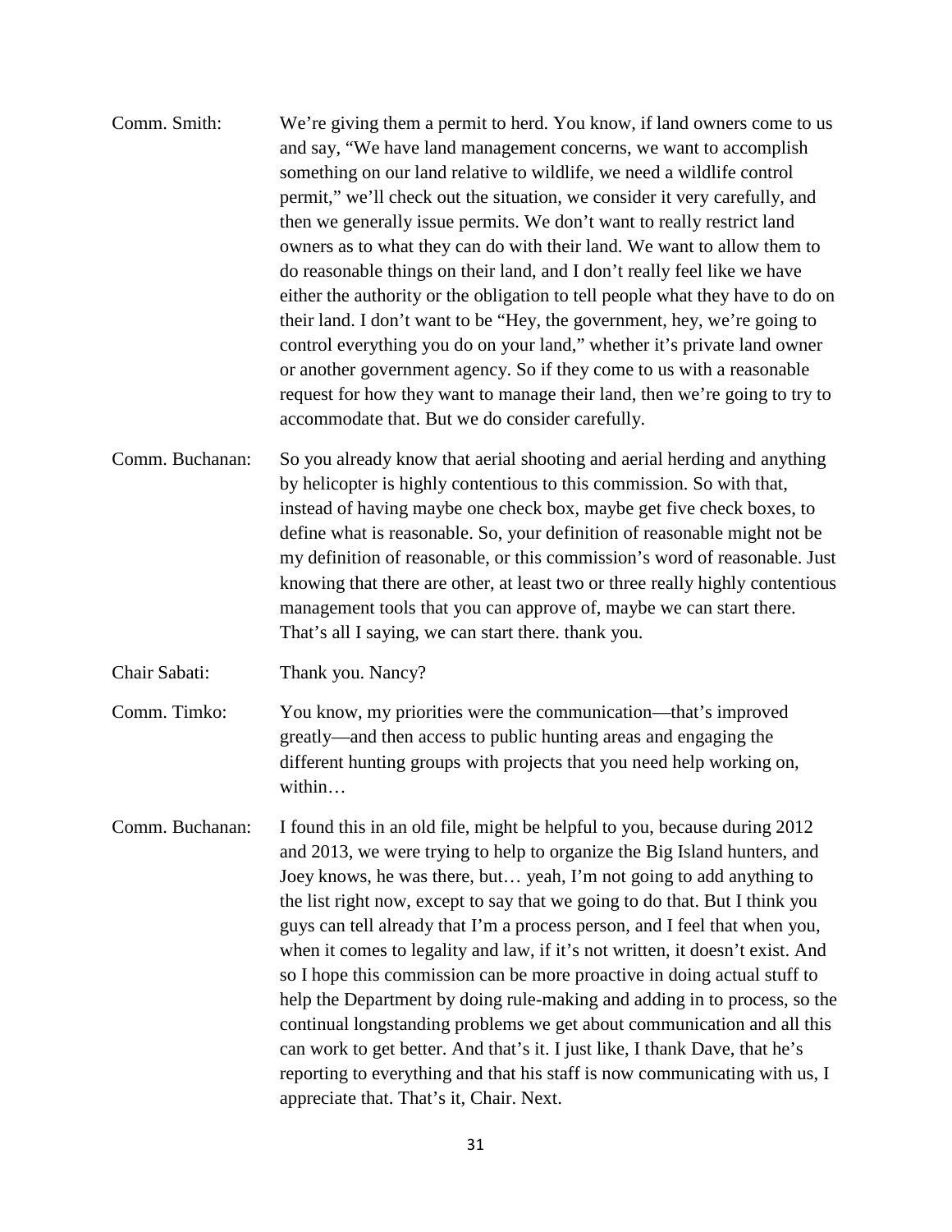Comm. Smith: We're giving them a permit to herd. You know, if land owners come to us and say, "We have land management concerns, we want to accomplish something on our land relative to wildlife, we need a wildlife control permit," we'll check out the situation, we consider it very carefully, and then we generally issue permits. We don't want to really restrict land owners as to what they can do with their land. We want to allow them to do reasonable things on their land, and I don't really feel like we have either the authority or the obligation to tell people what they have to do on their land. I don't want to be "Hey, the government, hey, we're going to control everything you do on your land," whether it's private land owner or another government agency. So if they come to us with a reasonable request for how they want to manage their land, then we're going to try to accommodate that. But we do consider carefully.

Comm. Buchanan: So you already know that aerial shooting and aerial herding and anything by helicopter is highly contentious to this commission. So with that, instead of having maybe one check box, maybe get five check boxes, to define what is reasonable. So, your definition of reasonable might not be my definition of reasonable, or this commission's word of reasonable. Just knowing that there are other, at least two or three really highly contentious management tools that you can approve of, maybe we can start there. That's all I saying, we can start there. thank you.

Chair Sabati: Thank you. Nancy?

Comm. Timko: You know, my priorities were the communication—that's improved greatly—and then access to public hunting areas and engaging the different hunting groups with projects that you need help working on, within…

Comm. Buchanan: I found this in an old file, might be helpful to you, because during 2012 and 2013, we were trying to help to organize the Big Island hunters, and Joey knows, he was there, but… yeah, I'm not going to add anything to the list right now, except to say that we going to do that. But I think you guys can tell already that I'm a process person, and I feel that when you, when it comes to legality and law, if it's not written, it doesn't exist. And so I hope this commission can be more proactive in doing actual stuff to help the Department by doing rule-making and adding in to process, so the continual longstanding problems we get about communication and all this can work to get better. And that's it. I just like, I thank Dave, that he's reporting to everything and that his staff is now communicating with us, I appreciate that. That's it, Chair. Next.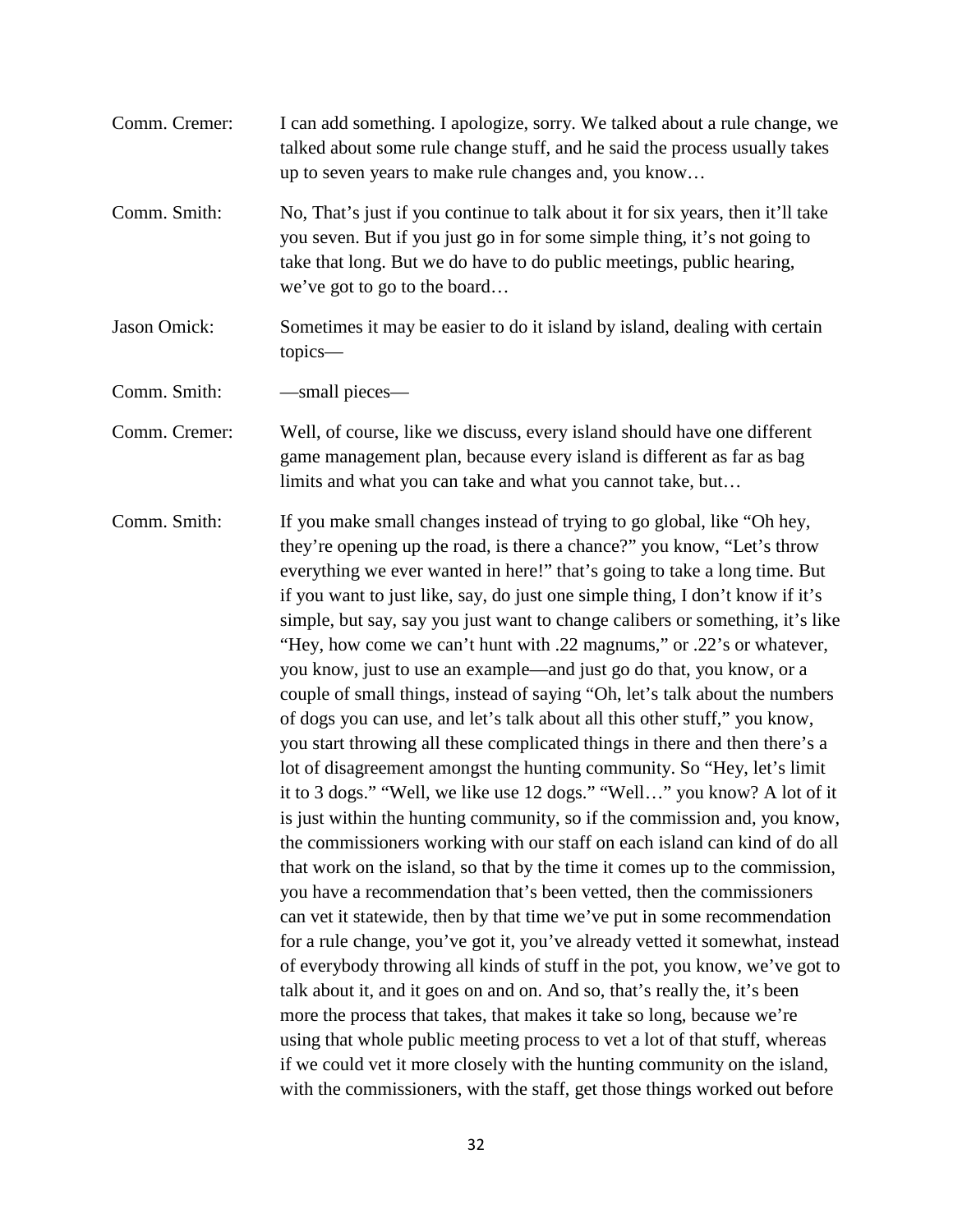Comm. Cremer: I can add something. I apologize, sorry. We talked about a rule change, we talked about some rule change stuff, and he said the process usually takes up to seven years to make rule changes and, you know…

Comm. Smith: No, That's just if you continue to talk about it for six years, then it'll take you seven. But if you just go in for some simple thing, it's not going to take that long. But we do have to do public meetings, public hearing, we've got to go to the board…

Jason Omick: Sometimes it may be easier to do it island by island, dealing with certain topics—

Comm. Smith: —small pieces—

Comm. Cremer: Well, of course, like we discuss, every island should have one different game management plan, because every island is different as far as bag limits and what you can take and what you cannot take, but…

Comm. Smith: If you make small changes instead of trying to go global, like "Oh hey, they're opening up the road, is there a chance?" you know, "Let's throw everything we ever wanted in here!" that's going to take a long time. But if you want to just like, say, do just one simple thing, I don't know if it's simple, but say, say you just want to change calibers or something, it's like "Hey, how come we can't hunt with .22 magnums," or .22's or whatever, you know, just to use an example—and just go do that, you know, or a couple of small things, instead of saying "Oh, let's talk about the numbers of dogs you can use, and let's talk about all this other stuff," you know, you start throwing all these complicated things in there and then there's a lot of disagreement amongst the hunting community. So "Hey, let's limit it to 3 dogs." "Well, we like use 12 dogs." "Well…" you know? A lot of it is just within the hunting community, so if the commission and, you know, the commissioners working with our staff on each island can kind of do all that work on the island, so that by the time it comes up to the commission, you have a recommendation that's been vetted, then the commissioners can vet it statewide, then by that time we've put in some recommendation for a rule change, you've got it, you've already vetted it somewhat, instead of everybody throwing all kinds of stuff in the pot, you know, we've got to talk about it, and it goes on and on. And so, that's really the, it's been more the process that takes, that makes it take so long, because we're using that whole public meeting process to vet a lot of that stuff, whereas if we could vet it more closely with the hunting community on the island, with the commissioners, with the staff, get those things worked out before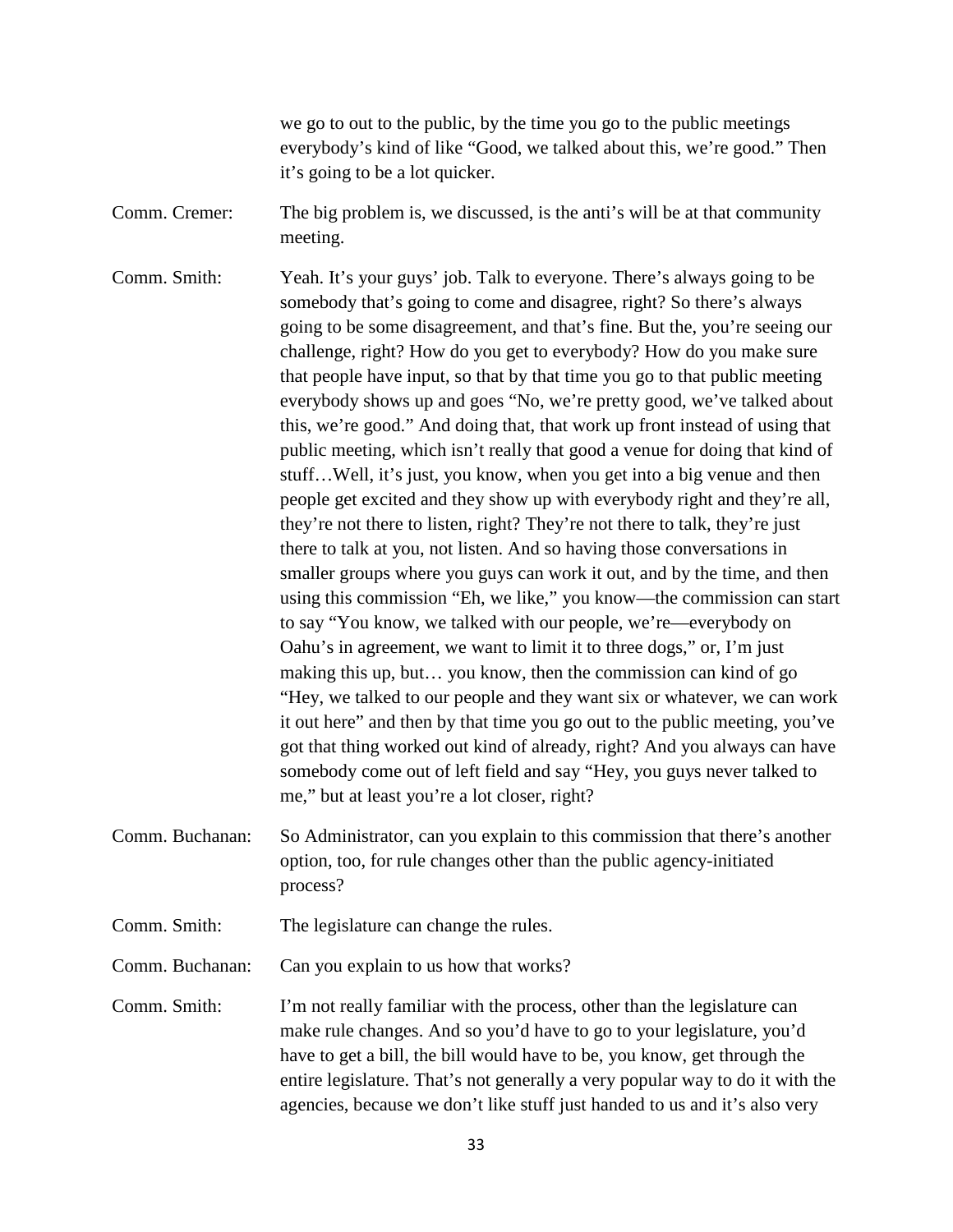we go to out to the public, by the time you go to the public meetings everybody's kind of like "Good, we talked about this, we're good." Then it's going to be a lot quicker.

Comm. Cremer: The big problem is, we discussed, is the anti's will be at that community meeting.

Comm. Smith: Yeah. It's your guys' job. Talk to everyone. There's always going to be somebody that's going to come and disagree, right? So there's always going to be some disagreement, and that's fine. But the, you're seeing our challenge, right? How do you get to everybody? How do you make sure that people have input, so that by that time you go to that public meeting everybody shows up and goes "No, we're pretty good, we've talked about this, we're good." And doing that, that work up front instead of using that public meeting, which isn't really that good a venue for doing that kind of stuff…Well, it's just, you know, when you get into a big venue and then people get excited and they show up with everybody right and they're all, they're not there to listen, right? They're not there to talk, they're just there to talk at you, not listen. And so having those conversations in smaller groups where you guys can work it out, and by the time, and then using this commission "Eh, we like," you know—the commission can start to say "You know, we talked with our people, we're—everybody on Oahu's in agreement, we want to limit it to three dogs," or, I'm just making this up, but… you know, then the commission can kind of go "Hey, we talked to our people and they want six or whatever, we can work it out here" and then by that time you go out to the public meeting, you've got that thing worked out kind of already, right? And you always can have somebody come out of left field and say "Hey, you guys never talked to me," but at least you're a lot closer, right?

Comm. Buchanan: So Administrator, can you explain to this commission that there's another option, too, for rule changes other than the public agency-initiated process?

Comm. Smith: The legislature can change the rules.

Comm. Buchanan: Can you explain to us how that works?

Comm. Smith: I'm not really familiar with the process, other than the legislature can make rule changes. And so you'd have to go to your legislature, you'd have to get a bill, the bill would have to be, you know, get through the entire legislature. That's not generally a very popular way to do it with the agencies, because we don't like stuff just handed to us and it's also very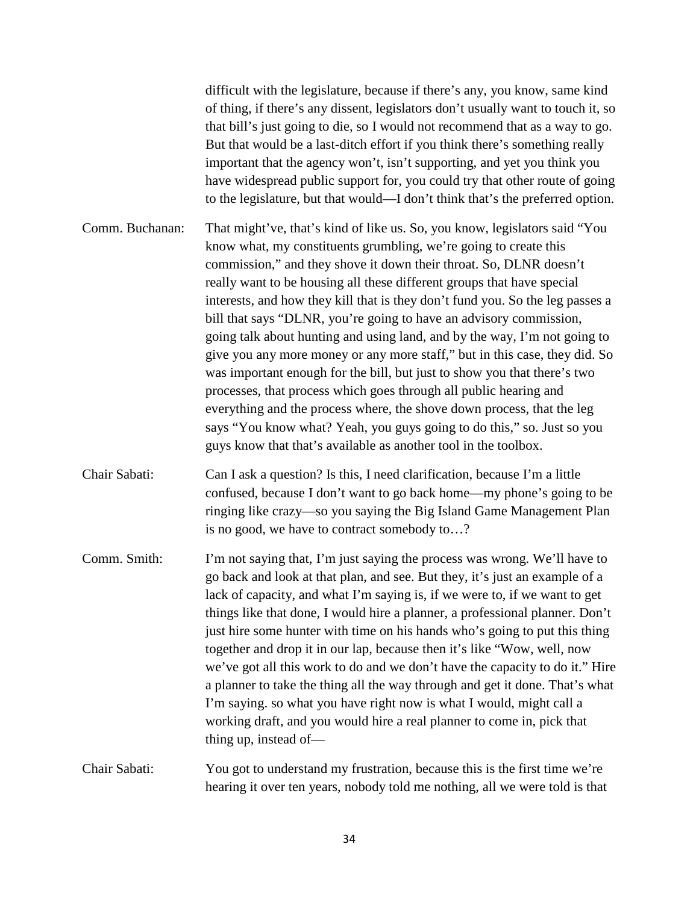difficult with the legislature, because if there's any, you know, same kind of thing, if there's any dissent, legislators don't usually want to touch it, so that bill's just going to die, so I would not recommend that as a way to go. But that would be a last-ditch effort if you think there's something really important that the agency won't, isn't supporting, and yet you think you have widespread public support for, you could try that other route of going to the legislature, but that would—I don't think that's the preferred option.

Comm. Buchanan: That might've, that's kind of like us. So, you know, legislators said "You know what, my constituents grumbling, we're going to create this commission," and they shove it down their throat. So, DLNR doesn't really want to be housing all these different groups that have special interests, and how they kill that is they don't fund you. So the leg passes a bill that says "DLNR, you're going to have an advisory commission, going talk about hunting and using land, and by the way, I'm not going to give you any more money or any more staff," but in this case, they did. So was important enough for the bill, but just to show you that there's two processes, that process which goes through all public hearing and everything and the process where, the shove down process, that the leg says "You know what? Yeah, you guys going to do this," so. Just so you guys know that that's available as another tool in the toolbox.

Chair Sabati: Can I ask a question? Is this, I need clarification, because I'm a little confused, because I don't want to go back home—my phone's going to be ringing like crazy—so you saying the Big Island Game Management Plan is no good, we have to contract somebody to…?

Comm. Smith: I'm not saying that, I'm just saying the process was wrong. We'll have to go back and look at that plan, and see. But they, it's just an example of a lack of capacity, and what I'm saying is, if we were to, if we want to get things like that done, I would hire a planner, a professional planner. Don't just hire some hunter with time on his hands who's going to put this thing together and drop it in our lap, because then it's like "Wow, well, now we've got all this work to do and we don't have the capacity to do it." Hire a planner to take the thing all the way through and get it done. That's what I'm saying. so what you have right now is what I would, might call a working draft, and you would hire a real planner to come in, pick that thing up, instead of—

Chair Sabati: You got to understand my frustration, because this is the first time we're hearing it over ten years, nobody told me nothing, all we were told is that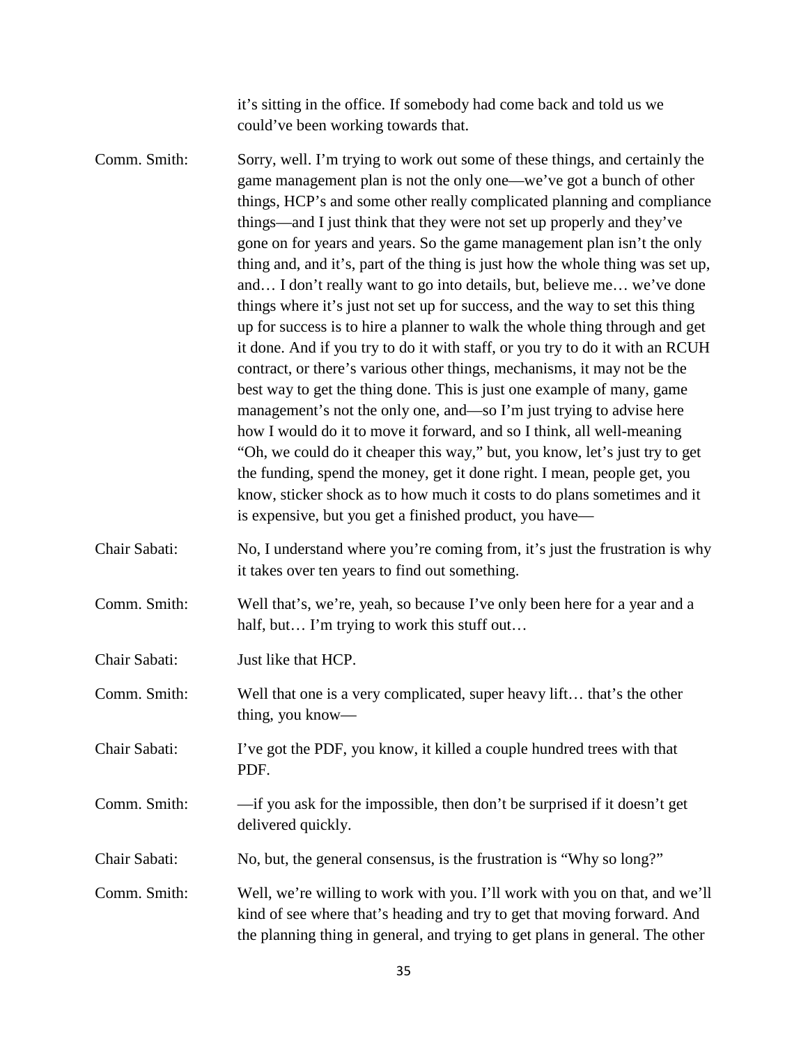it's sitting in the office. If somebody had come back and told us we could've been working towards that.

Comm. Smith: Sorry, well. I'm trying to work out some of these things, and certainly the game management plan is not the only one—we've got a bunch of other things, HCP's and some other really complicated planning and compliance things—and I just think that they were not set up properly and they've gone on for years and years. So the game management plan isn't the only thing and, and it's, part of the thing is just how the whole thing was set up, and… I don't really want to go into details, but, believe me… we've done things where it's just not set up for success, and the way to set this thing up for success is to hire a planner to walk the whole thing through and get it done. And if you try to do it with staff, or you try to do it with an RCUH contract, or there's various other things, mechanisms, it may not be the best way to get the thing done. This is just one example of many, game management's not the only one, and—so I'm just trying to advise here how I would do it to move it forward, and so I think, all well-meaning "Oh, we could do it cheaper this way," but, you know, let's just try to get the funding, spend the money, get it done right. I mean, people get, you know, sticker shock as to how much it costs to do plans sometimes and it is expensive, but you get a finished product, you have—

Chair Sabati: No, I understand where you're coming from, it's just the frustration is why it takes over ten years to find out something.

Comm. Smith: Well that's, we're, yeah, so because I've only been here for a year and a half, but… I'm trying to work this stuff out…

Chair Sabati: Just like that HCP.

Comm. Smith: Well that one is a very complicated, super heavy lift… that's the other thing, you know—

Chair Sabati: I've got the PDF, you know, it killed a couple hundred trees with that PDF.

Comm. Smith: —if you ask for the impossible, then don't be surprised if it doesn't get delivered quickly.

Chair Sabati: No, but, the general consensus, is the frustration is "Why so long?"

Comm. Smith: Well, we're willing to work with you. I'll work with you on that, and we'll kind of see where that's heading and try to get that moving forward. And the planning thing in general, and trying to get plans in general. The other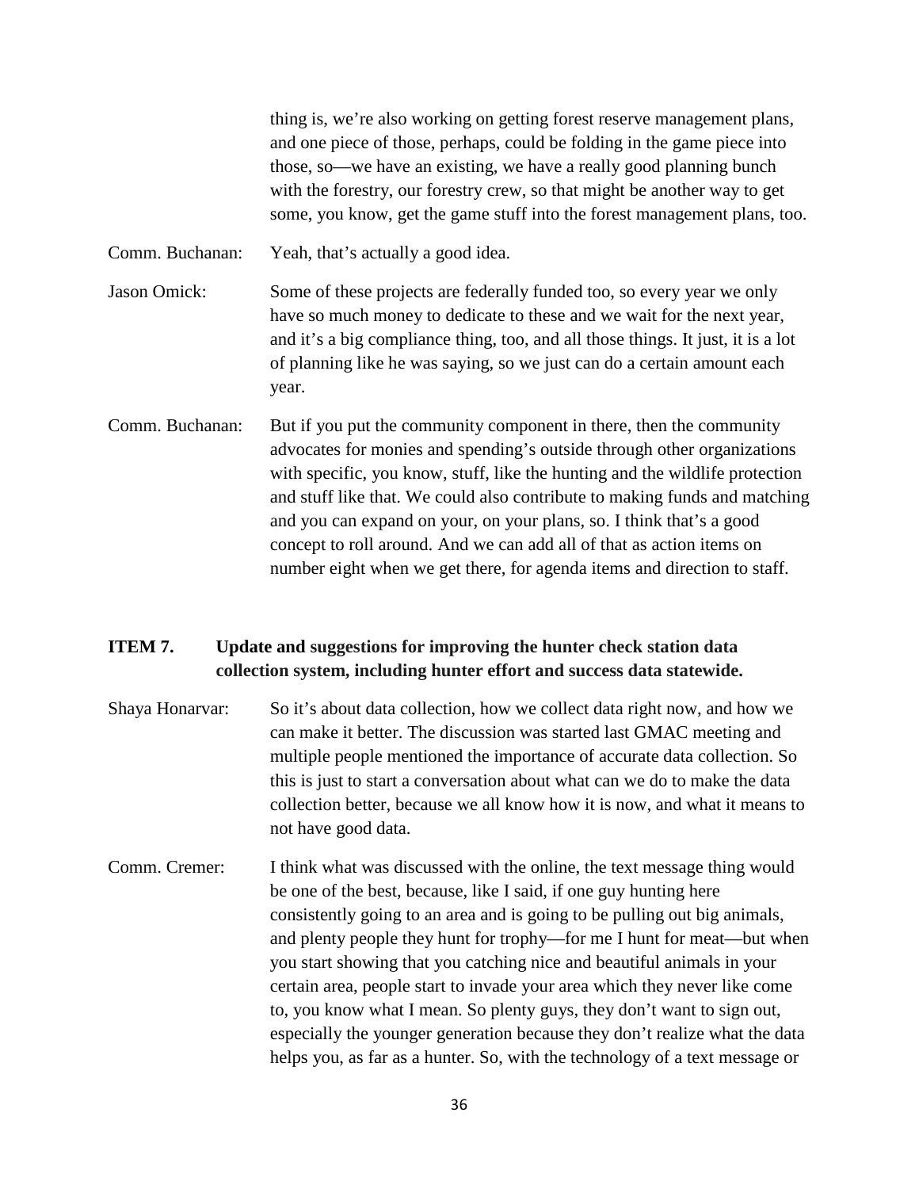thing is, we're also working on getting forest reserve management plans, and one piece of those, perhaps, could be folding in the game piece into those, so—we have an existing, we have a really good planning bunch with the forestry, our forestry crew, so that might be another way to get some, you know, get the game stuff into the forest management plans, too.

Comm. Buchanan: Yeah, that's actually a good idea.

Jason Omick: Some of these projects are federally funded too, so every year we only have so much money to dedicate to these and we wait for the next year, and it's a big compliance thing, too, and all those things. It just, it is a lot of planning like he was saying, so we just can do a certain amount each year.

Comm. Buchanan: But if you put the community component in there, then the community advocates for monies and spending's outside through other organizations with specific, you know, stuff, like the hunting and the wildlife protection and stuff like that. We could also contribute to making funds and matching and you can expand on your, on your plans, so. I think that's a good concept to roll around. And we can add all of that as action items on number eight when we get there, for agenda items and direction to staff.

**ITEM 7. Update and suggestions for improving the hunter check station data collection system, including hunter effort and success data statewide.**

Shaya Honarvar: So it's about data collection, how we collect data right now, and how we can make it better. The discussion was started last GMAC meeting and multiple people mentioned the importance of accurate data collection. So this is just to start a conversation about what can we do to make the data collection better, because we all know how it is now, and what it means to not have good data.

Comm. Cremer: I think what was discussed with the online, the text message thing would be one of the best, because, like I said, if one guy hunting here consistently going to an area and is going to be pulling out big animals, and plenty people they hunt for trophy—for me I hunt for meat—but when you start showing that you catching nice and beautiful animals in your certain area, people start to invade your area which they never like come to, you know what I mean. So plenty guys, they don't want to sign out, especially the younger generation because they don't realize what the data helps you, as far as a hunter. So, with the technology of a text message or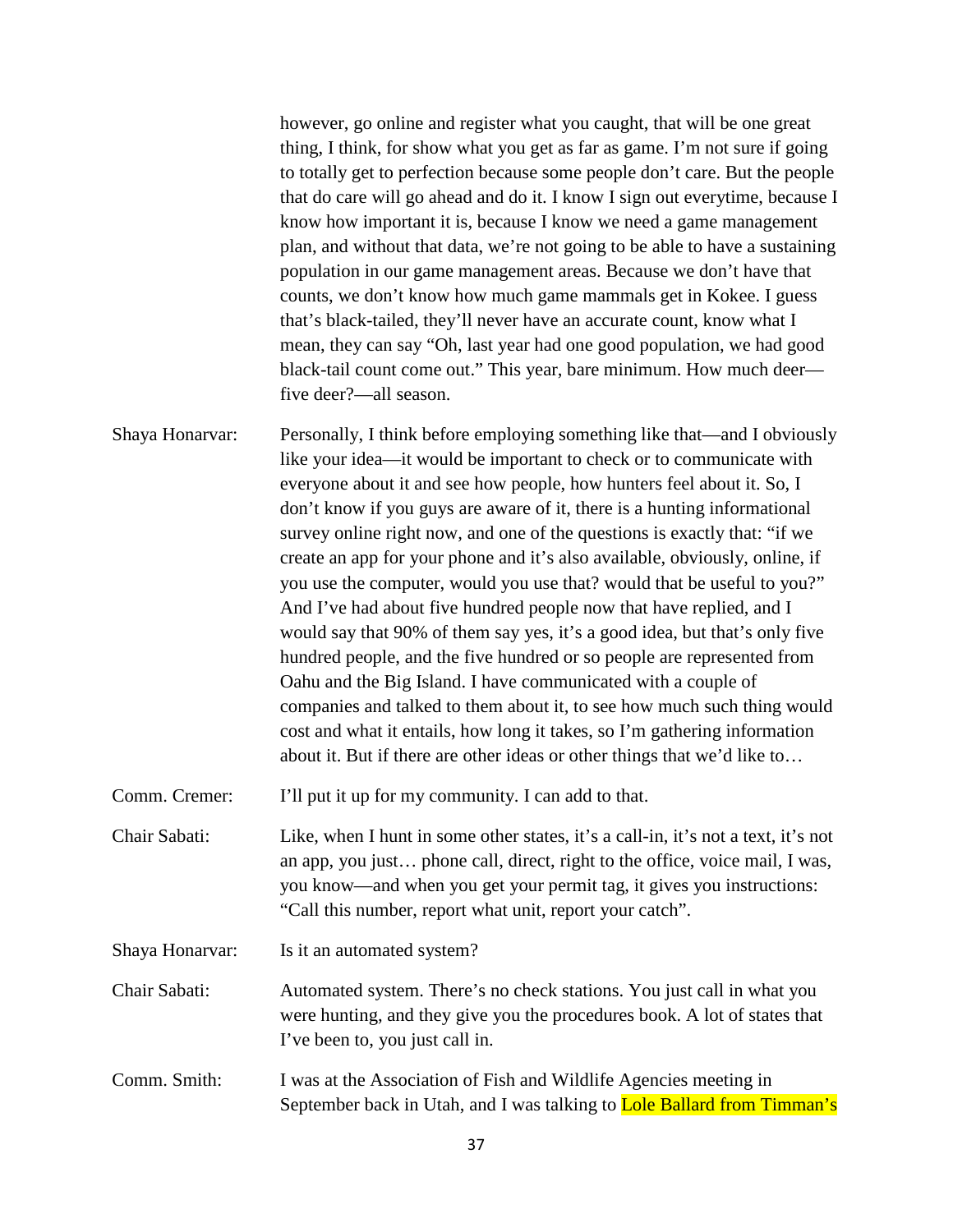however, go online and register what you caught, that will be one great thing, I think, for show what you get as far as game. I'm not sure if going to totally get to perfection because some people don't care. But the people that do care will go ahead and do it. I know I sign out everytime, because I know how important it is, because I know we need a game management plan, and without that data, we're not going to be able to have a sustaining population in our game management areas. Because we don't have that counts, we don't know how much game mammals get in Kokee. I guess that's black-tailed, they'll never have an accurate count, know what I mean, they can say "Oh, last year had one good population, we had good black-tail count come out." This year, bare minimum. How much deer—five deer?—all season.

Shaya Honarvar: Personally, I think before employing something like that—and I obviously like your idea—it would be important to check or to communicate with everyone about it and see how people, how hunters feel about it. So, I don't know if you guys are aware of it, there is a hunting informational survey online right now, and one of the questions is exactly that: "if we create an app for your phone and it's also available, obviously, online, if you use the computer, would you use that? would that be useful to you?" And I've had about five hundred people now that have replied, and I would say that 90% of them say yes, it's a good idea, but that's only five hundred people, and the five hundred or so people are represented from Oahu and the Big Island. I have communicated with a couple of companies and talked to them about it, to see how much such thing would cost and what it entails, how long it takes, so I'm gathering information about it. But if there are other ideas or other things that we'd like to…

Comm. Cremer: I'll put it up for my community. I can add to that.

Chair Sabati: Like, when I hunt in some other states, it's a call-in, it's not a text, it's not an app, you just… phone call, direct, right to the office, voice mail, I was, you know—and when you get your permit tag, it gives you instructions: "Call this number, report what unit, report your catch".

Shaya Honarvar: Is it an automated system?

Chair Sabati: Automated system. There's no check stations. You just call in what you were hunting, and they give you the procedures book. A lot of states that I've been to, you just call in.

Comm. Smith: I was at the Association of Fish and Wildlife Agencies meeting in September back in Utah, and I was talking to Lole Ballard from Timman's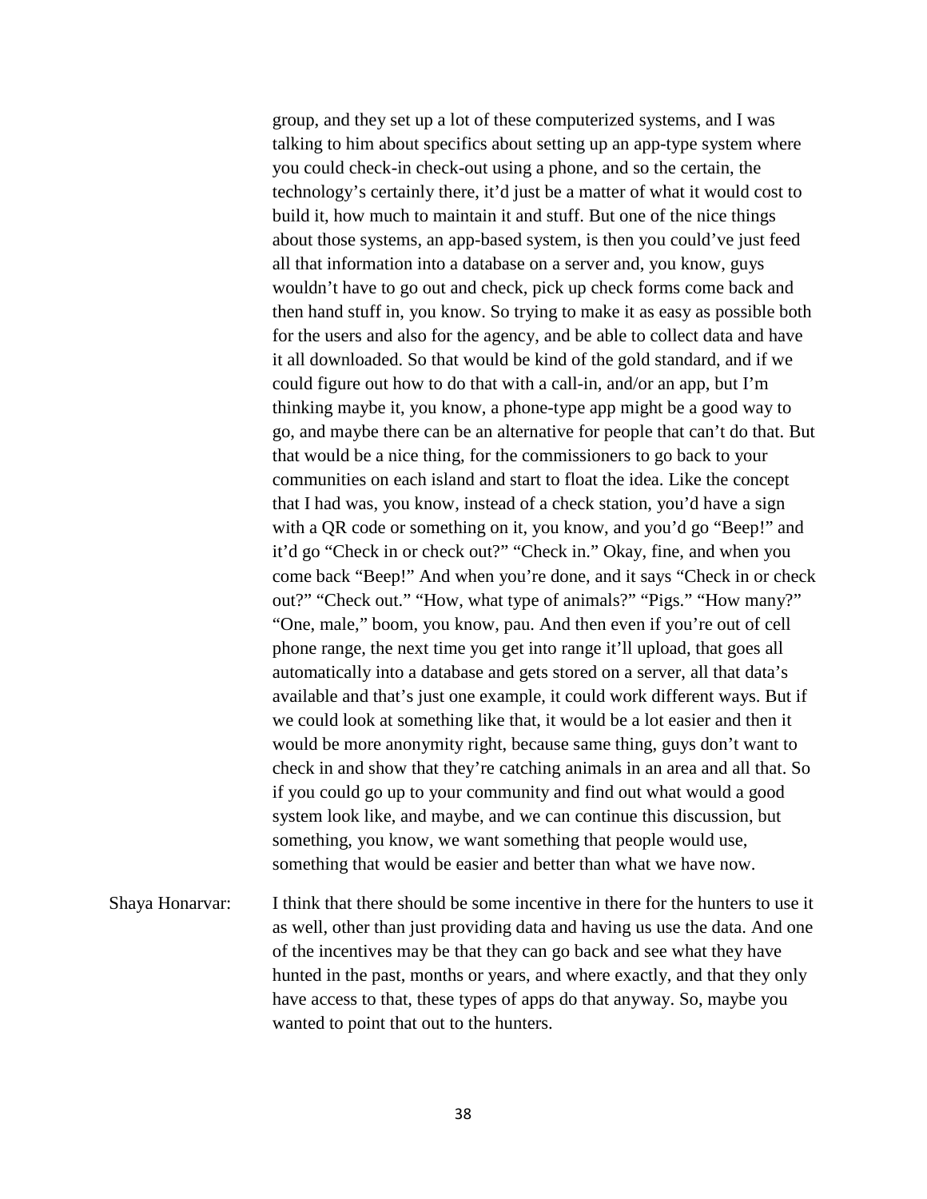group, and they set up a lot of these computerized systems, and I was talking to him about specifics about setting up an app-type system where you could check-in check-out using a phone, and so the certain, the technology's certainly there, it'd just be a matter of what it would cost to build it, how much to maintain it and stuff. But one of the nice things about those systems, an app-based system, is then you could've just feed all that information into a database on a server and, you know, guys wouldn't have to go out and check, pick up check forms come back and then hand stuff in, you know. So trying to make it as easy as possible both for the users and also for the agency, and be able to collect data and have it all downloaded. So that would be kind of the gold standard, and if we could figure out how to do that with a call-in, and/or an app, but I'm thinking maybe it, you know, a phone-type app might be a good way to go, and maybe there can be an alternative for people that can't do that. But that would be a nice thing, for the commissioners to go back to your communities on each island and start to float the idea. Like the concept that I had was, you know, instead of a check station, you'd have a sign with a QR code or something on it, you know, and you'd go "Beep!" and it'd go "Check in or check out?" "Check in." Okay, fine, and when you come back "Beep!" And when you're done, and it says "Check in or check out?" "Check out." "How, what type of animals?" "Pigs." "How many?" "One, male," boom, you know, pau. And then even if you're out of cell phone range, the next time you get into range it'll upload, that goes all automatically into a database and gets stored on a server, all that data's available and that's just one example, it could work different ways. But if we could look at something like that, it would be a lot easier and then it would be more anonymity right, because same thing, guys don't want to check in and show that they're catching animals in an area and all that. So if you could go up to your community and find out what would a good system look like, and maybe, and we can continue this discussion, but something, you know, we want something that people would use, something that would be easier and better than what we have now.

Shaya Honarvar: I think that there should be some incentive in there for the hunters to use it as well, other than just providing data and having us use the data. And one of the incentives may be that they can go back and see what they have hunted in the past, months or years, and where exactly, and that they only have access to that, these types of apps do that anyway. So, maybe you wanted to point that out to the hunters.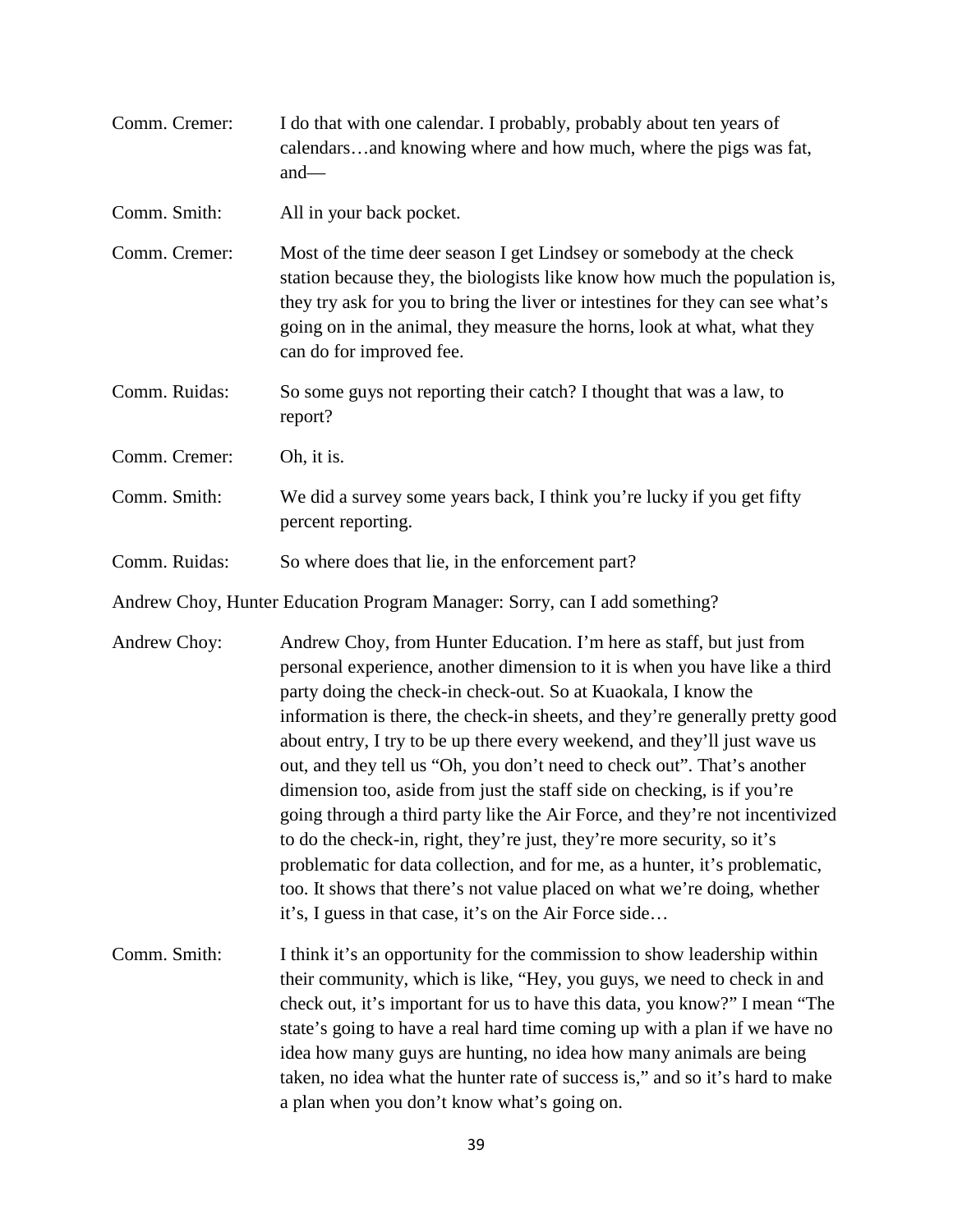Comm. Cremer: I do that with one calendar. I probably, probably about ten years of calendars…and knowing where and how much, where the pigs was fat, and—

Comm. Smith: All in your back pocket.

Comm. Cremer: Most of the time deer season I get Lindsey or somebody at the check station because they, the biologists like know how much the population is, they try ask for you to bring the liver or intestines for they can see what's going on in the animal, they measure the horns, look at what, what they can do for improved fee.

Comm. Ruidas: So some guys not reporting their catch? I thought that was a law, to report?

Comm. Cremer: Oh, it is.

Comm. Smith: We did a survey some years back, I think you're lucky if you get fifty percent reporting.

Comm. Ruidas: So where does that lie, in the enforcement part?

Andrew Choy, Hunter Education Program Manager: Sorry, can I add something?

Andrew Choy: Andrew Choy, from Hunter Education. I'm here as staff, but just from personal experience, another dimension to it is when you have like a third party doing the check-in check-out. So at Kuaokala, I know the information is there, the check-in sheets, and they're generally pretty good about entry, I try to be up there every weekend, and they'll just wave us out, and they tell us "Oh, you don't need to check out". That's another dimension too, aside from just the staff side on checking, is if you're going through a third party like the Air Force, and they're not incentivized to do the check-in, right, they're just, they're more security, so it's problematic for data collection, and for me, as a hunter, it's problematic, too. It shows that there's not value placed on what we're doing, whether it's, I guess in that case, it's on the Air Force side…

Comm. Smith: I think it's an opportunity for the commission to show leadership within their community, which is like, "Hey, you guys, we need to check in and check out, it's important for us to have this data, you know?" I mean "The state's going to have a real hard time coming up with a plan if we have no idea how many guys are hunting, no idea how many animals are being taken, no idea what the hunter rate of success is," and so it's hard to make a plan when you don't know what's going on.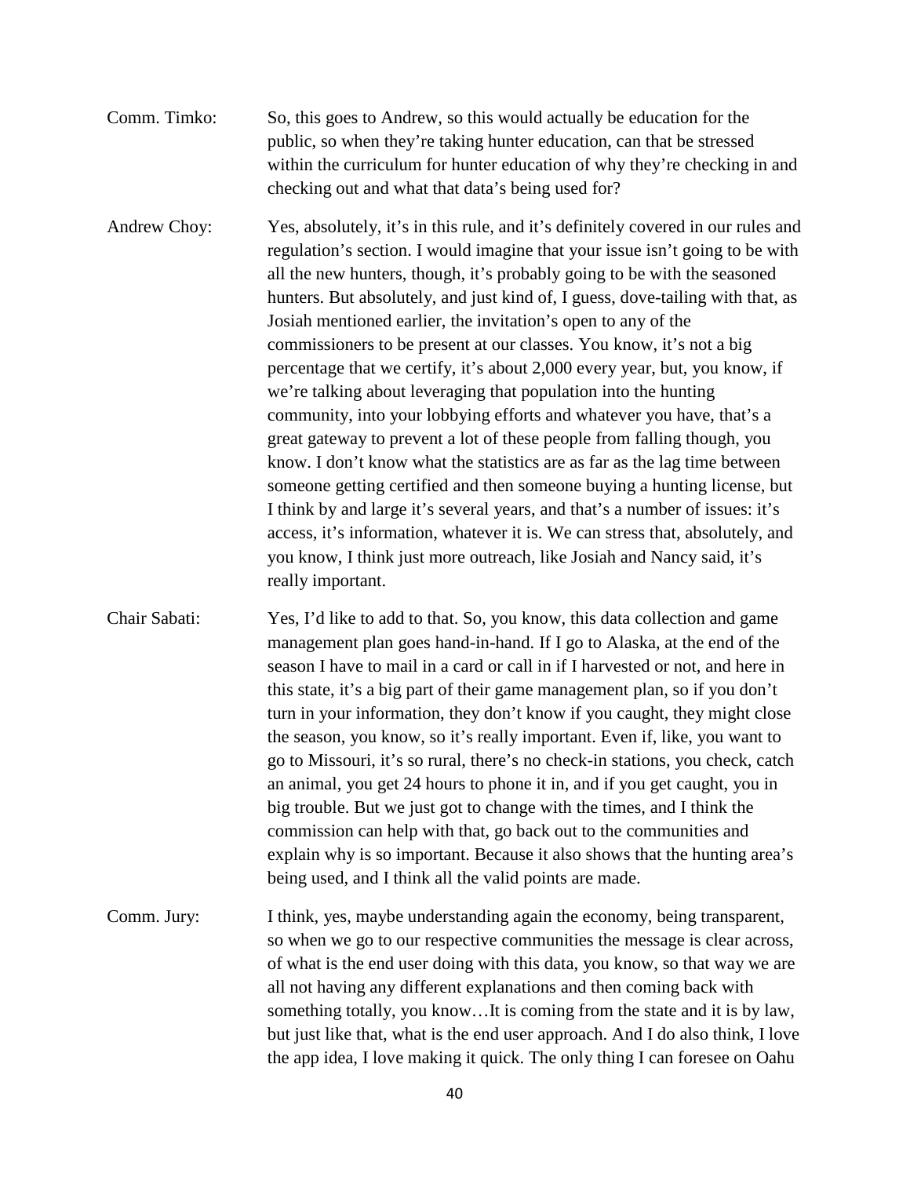Comm. Timko: So, this goes to Andrew, so this would actually be education for the public, so when they're taking hunter education, can that be stressed within the curriculum for hunter education of why they're checking in and checking out and what that data's being used for?

Andrew Choy: Yes, absolutely, it's in this rule, and it's definitely covered in our rules and regulation's section. I would imagine that your issue isn't going to be with all the new hunters, though, it's probably going to be with the seasoned hunters. But absolutely, and just kind of, I guess, dove-tailing with that, as Josiah mentioned earlier, the invitation's open to any of the commissioners to be present at our classes. You know, it's not a big percentage that we certify, it's about 2,000 every year, but, you know, if we're talking about leveraging that population into the hunting community, into your lobbying efforts and whatever you have, that's a great gateway to prevent a lot of these people from falling though, you know. I don't know what the statistics are as far as the lag time between someone getting certified and then someone buying a hunting license, but I think by and large it's several years, and that's a number of issues: it's access, it's information, whatever it is. We can stress that, absolutely, and you know, I think just more outreach, like Josiah and Nancy said, it's really important.

Chair Sabati: Yes, I'd like to add to that. So, you know, this data collection and game management plan goes hand-in-hand. If I go to Alaska, at the end of the season I have to mail in a card or call in if I harvested or not, and here in this state, it's a big part of their game management plan, so if you don't turn in your information, they don't know if you caught, they might close the season, you know, so it's really important. Even if, like, you want to go to Missouri, it's so rural, there's no check-in stations, you check, catch an animal, you get 24 hours to phone it in, and if you get caught, you in big trouble. But we just got to change with the times, and I think the commission can help with that, go back out to the communities and explain why is so important. Because it also shows that the hunting area's being used, and I think all the valid points are made.

Comm. Jury: I think, yes, maybe understanding again the economy, being transparent, so when we go to our respective communities the message is clear across, of what is the end user doing with this data, you know, so that way we are all not having any different explanations and then coming back with something totally, you know…It is coming from the state and it is by law, but just like that, what is the end user approach. And I do also think, I love the app idea, I love making it quick. The only thing I can foresee on Oahu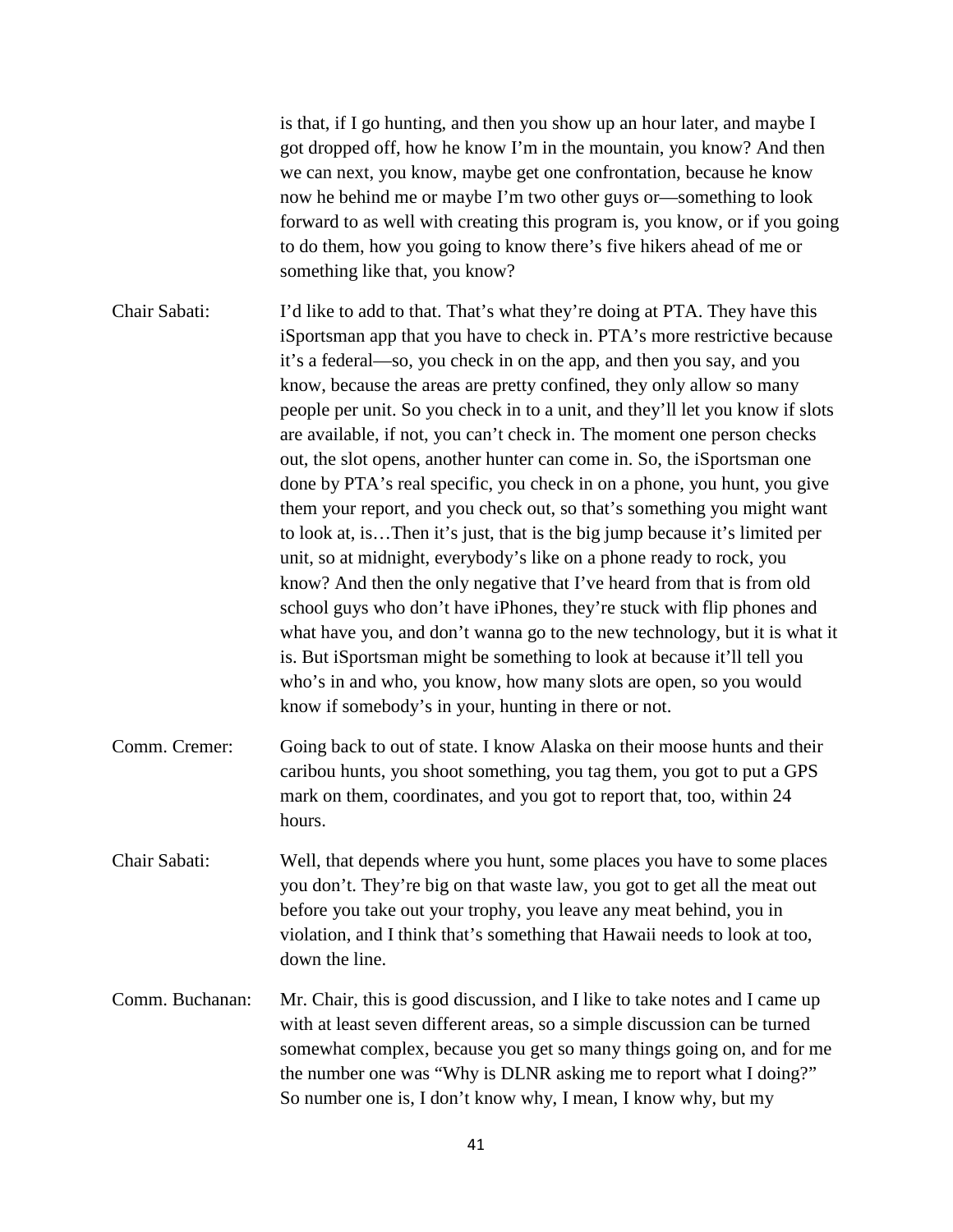is that, if I go hunting, and then you show up an hour later, and maybe I got dropped off, how he know I'm in the mountain, you know? And then we can next, you know, maybe get one confrontation, because he know now he behind me or maybe I'm two other guys or—something to look forward to as well with creating this program is, you know, or if you going to do them, how you going to know there's five hikers ahead of me or something like that, you know?

Chair Sabati: I'd like to add to that. That's what they're doing at PTA. They have this iSportsman app that you have to check in. PTA's more restrictive because it's a federal—so, you check in on the app, and then you say, and you know, because the areas are pretty confined, they only allow so many people per unit. So you check in to a unit, and they'll let you know if slots are available, if not, you can't check in. The moment one person checks out, the slot opens, another hunter can come in. So, the iSportsman one done by PTA's real specific, you check in on a phone, you hunt, you give them your report, and you check out, so that's something you might want to look at, is…Then it's just, that is the big jump because it's limited per unit, so at midnight, everybody's like on a phone ready to rock, you know? And then the only negative that I've heard from that is from old school guys who don't have iPhones, they're stuck with flip phones and what have you, and don't wanna go to the new technology, but it is what it is. But iSportsman might be something to look at because it'll tell you who's in and who, you know, how many slots are open, so you would know if somebody's in your, hunting in there or not.

Comm. Cremer: Going back to out of state. I know Alaska on their moose hunts and their caribou hunts, you shoot something, you tag them, you got to put a GPS mark on them, coordinates, and you got to report that, too, within 24 hours.

Chair Sabati: Well, that depends where you hunt, some places you have to some places you don't. They're big on that waste law, you got to get all the meat out before you take out your trophy, you leave any meat behind, you in violation, and I think that's something that Hawaii needs to look at too, down the line.

Comm. Buchanan: Mr. Chair, this is good discussion, and I like to take notes and I came up with at least seven different areas, so a simple discussion can be turned somewhat complex, because you get so many things going on, and for me the number one was "Why is DLNR asking me to report what I doing?" So number one is, I don't know why, I mean, I know why, but my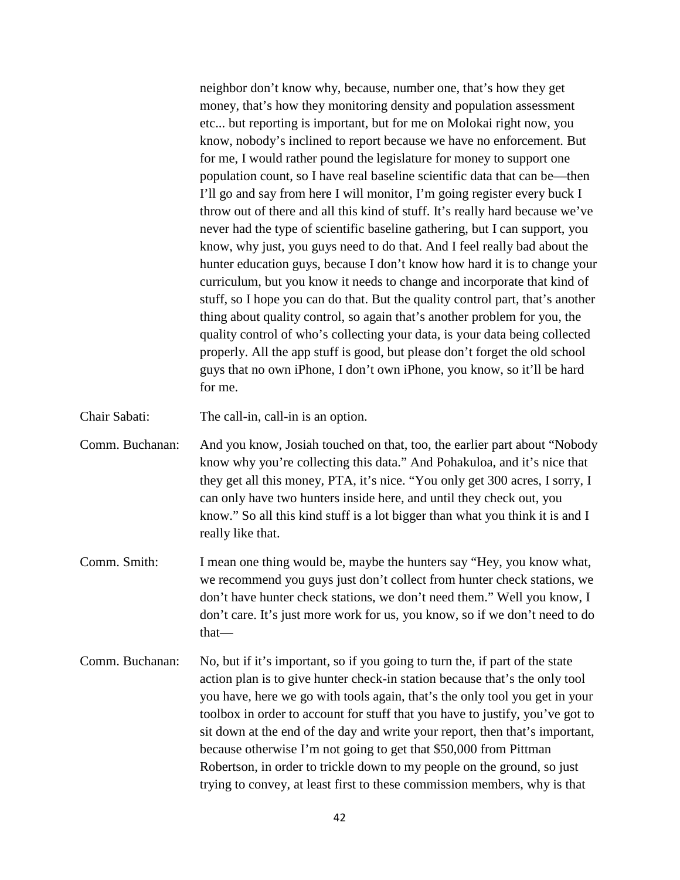neighbor don't know why, because, number one, that's how they get money, that's how they monitoring density and population assessment etc... but reporting is important, but for me on Molokai right now, you know, nobody's inclined to report because we have no enforcement. But for me, I would rather pound the legislature for money to support one population count, so I have real baseline scientific data that can be—then I'll go and say from here I will monitor, I'm going register every buck I throw out of there and all this kind of stuff. It's really hard because we've never had the type of scientific baseline gathering, but I can support, you know, why just, you guys need to do that. And I feel really bad about the hunter education guys, because I don't know how hard it is to change your curriculum, but you know it needs to change and incorporate that kind of stuff, so I hope you can do that. But the quality control part, that's another thing about quality control, so again that's another problem for you, the quality control of who's collecting your data, is your data being collected properly. All the app stuff is good, but please don't forget the old school guys that no own iPhone, I don't own iPhone, you know, so it'll be hard for me.

Chair Sabati: The call-in, call-in is an option.

Comm. Buchanan: And you know, Josiah touched on that, too, the earlier part about "Nobody know why you're collecting this data." And Pohakuloa, and it's nice that they get all this money, PTA, it's nice. "You only get 300 acres, I sorry, I can only have two hunters inside here, and until they check out, you know." So all this kind stuff is a lot bigger than what you think it is and I really like that.

Comm. Smith: I mean one thing would be, maybe the hunters say "Hey, you know what, we recommend you guys just don't collect from hunter check stations, we don't have hunter check stations, we don't need them." Well you know, I don't care. It's just more work for us, you know, so if we don't need to do that—

Comm. Buchanan: No, but if it's important, so if you going to turn the, if part of the state action plan is to give hunter check-in station because that's the only tool you have, here we go with tools again, that's the only tool you get in your toolbox in order to account for stuff that you have to justify, you've got to sit down at the end of the day and write your report, then that's important, because otherwise I'm not going to get that $50,000 from Pittman Robertson, in order to trickle down to my people on the ground, so just trying to convey, at least first to these commission members, why is that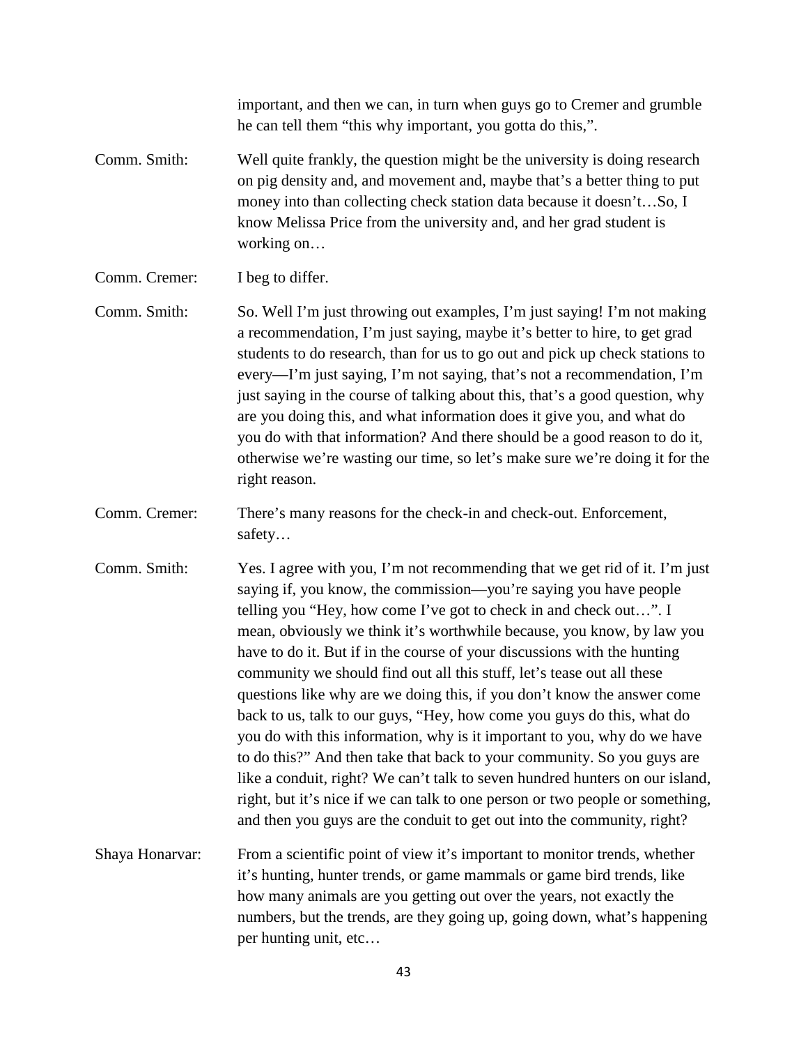important, and then we can, in turn when guys go to Cremer and grumble he can tell them "this why important, you gotta do this,".

Comm. Smith: Well quite frankly, the question might be the university is doing research on pig density and, and movement and, maybe that's a better thing to put money into than collecting check station data because it doesn't…So, I know Melissa Price from the university and, and her grad student is working on…

Comm. Cremer: I beg to differ.

Comm. Smith: So. Well I'm just throwing out examples, I'm just saying! I'm not making a recommendation, I'm just saying, maybe it's better to hire, to get grad students to do research, than for us to go out and pick up check stations to every—I'm just saying, I'm not saying, that's not a recommendation, I'm just saying in the course of talking about this, that's a good question, why are you doing this, and what information does it give you, and what do you do with that information? And there should be a good reason to do it, otherwise we're wasting our time, so let's make sure we're doing it for the right reason.

Comm. Cremer: There's many reasons for the check-in and check-out. Enforcement, safety…

Comm. Smith: Yes. I agree with you, I'm not recommending that we get rid of it. I'm just saying if, you know, the commission—you're saying you have people telling you "Hey, how come I've got to check in and check out…". I mean, obviously we think it's worthwhile because, you know, by law you have to do it. But if in the course of your discussions with the hunting community we should find out all this stuff, let's tease out all these questions like why are we doing this, if you don't know the answer come back to us, talk to our guys, "Hey, how come you guys do this, what do you do with this information, why is it important to you, why do we have to do this?" And then take that back to your community. So you guys are like a conduit, right? We can't talk to seven hundred hunters on our island, right, but it's nice if we can talk to one person or two people or something, and then you guys are the conduit to get out into the community, right?

Shaya Honarvar: From a scientific point of view it's important to monitor trends, whether it's hunting, hunter trends, or game mammals or game bird trends, like how many animals are you getting out over the years, not exactly the numbers, but the trends, are they going up, going down, what's happening per hunting unit, etc…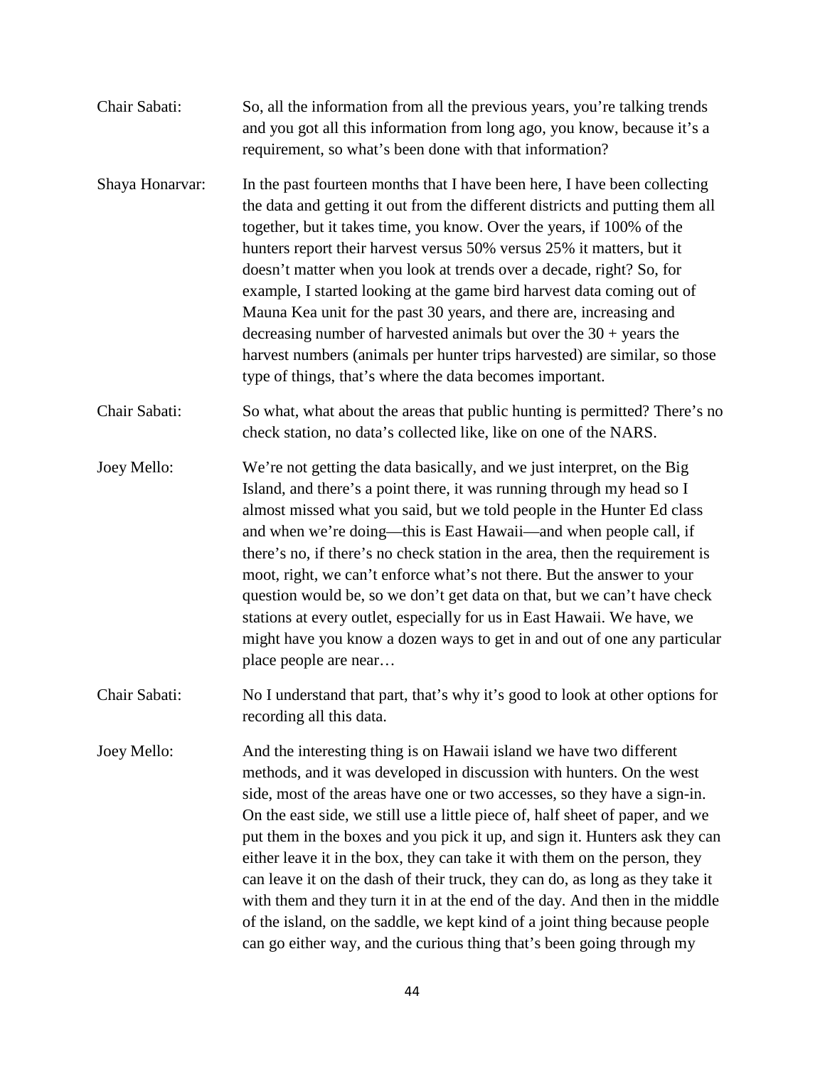Chair Sabati: So, all the information from all the previous years, you're talking trends and you got all this information from long ago, you know, because it's a requirement, so what's been done with that information?

Shaya Honarvar: In the past fourteen months that I have been here, I have been collecting the data and getting it out from the different districts and putting them all together, but it takes time, you know. Over the years, if 100% of the hunters report their harvest versus 50% versus 25% it matters, but it doesn't matter when you look at trends over a decade, right? So, for example, I started looking at the game bird harvest data coming out of Mauna Kea unit for the past 30 years, and there are, increasing and decreasing number of harvested animals but over the 30 + years the harvest numbers (animals per hunter trips harvested) are similar, so those type of things, that's where the data becomes important.

Chair Sabati: So what, what about the areas that public hunting is permitted? There's no check station, no data's collected like, like on one of the NARS.

Joey Mello: We're not getting the data basically, and we just interpret, on the Big Island, and there's a point there, it was running through my head so I almost missed what you said, but we told people in the Hunter Ed class and when we're doing—this is East Hawaii—and when people call, if there's no, if there's no check station in the area, then the requirement is moot, right, we can't enforce what's not there. But the answer to your question would be, so we don't get data on that, but we can't have check stations at every outlet, especially for us in East Hawaii. We have, we might have you know a dozen ways to get in and out of one any particular place people are near…

Chair Sabati: No I understand that part, that's why it's good to look at other options for recording all this data.

Joey Mello: And the interesting thing is on Hawaii island we have two different methods, and it was developed in discussion with hunters. On the west side, most of the areas have one or two accesses, so they have a sign-in. On the east side, we still use a little piece of, half sheet of paper, and we put them in the boxes and you pick it up, and sign it. Hunters ask they can either leave it in the box, they can take it with them on the person, they can leave it on the dash of their truck, they can do, as long as they take it with them and they turn it in at the end of the day. And then in the middle of the island, on the saddle, we kept kind of a joint thing because people can go either way, and the curious thing that's been going through my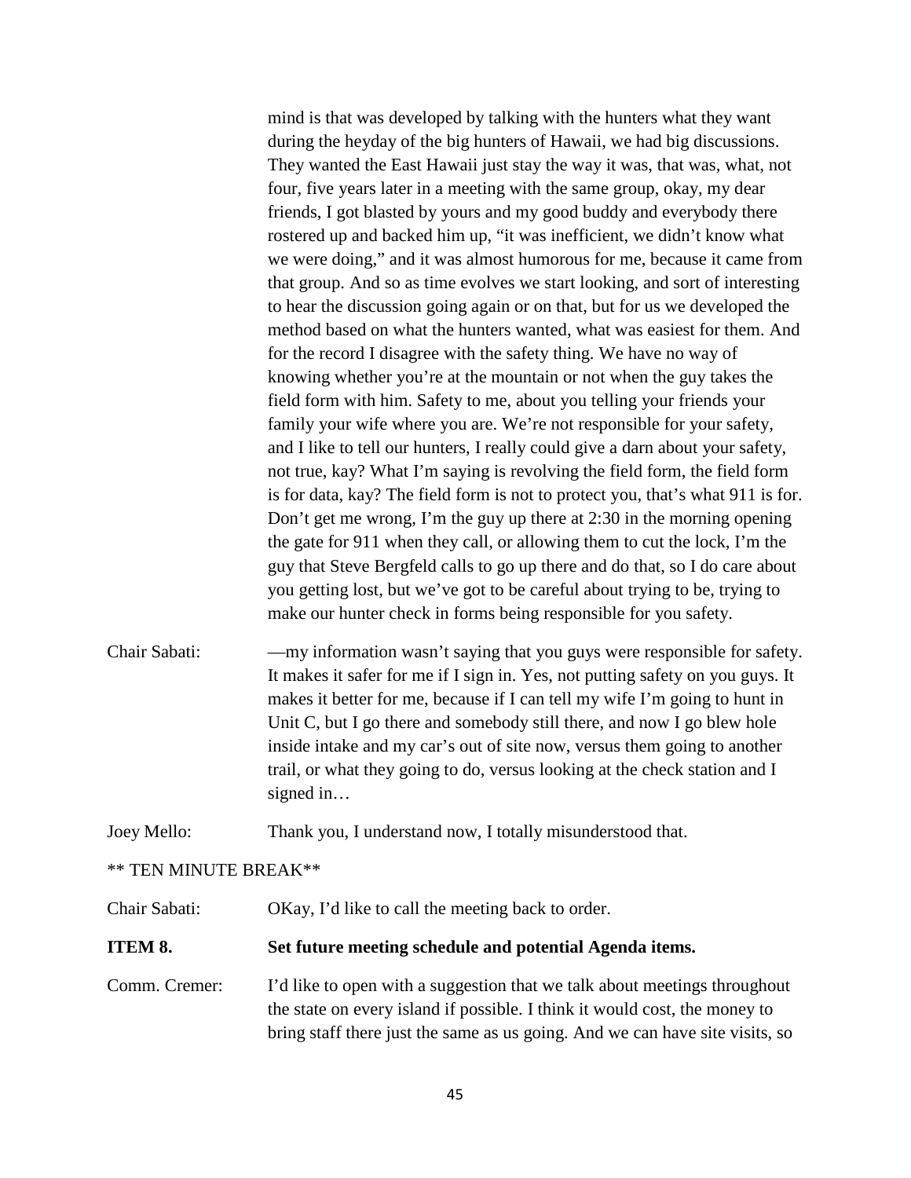mind is that was developed by talking with the hunters what they want during the heyday of the big hunters of Hawaii, we had big discussions. They wanted the East Hawaii just stay the way it was, that was, what, not four, five years later in a meeting with the same group, okay, my dear friends, I got blasted by yours and my good buddy and everybody there rostered up and backed him up, "it was inefficient, we didn't know what we were doing," and it was almost humorous for me, because it came from that group. And so as time evolves we start looking, and sort of interesting to hear the discussion going again or on that, but for us we developed the method based on what the hunters wanted, what was easiest for them. And for the record I disagree with the safety thing. We have no way of knowing whether you're at the mountain or not when the guy takes the field form with him. Safety to me, about you telling your friends your family your wife where you are. We're not responsible for your safety, and I like to tell our hunters, I really could give a darn about your safety, not true, kay? What I'm saying is revolving the field form, the field form is for data, kay? The field form is not to protect you, that's what 911 is for. Don't get me wrong, I'm the guy up there at 2:30 in the morning opening the gate for 911 when they call, or allowing them to cut the lock, I'm the guy that Steve Bergfeld calls to go up there and do that, so I do care about you getting lost, but we've got to be careful about trying to be, trying to make our hunter check in forms being responsible for you safety.

Chair Sabati: —my information wasn't saying that you guys were responsible for safety. It makes it safer for me if I sign in. Yes, not putting safety on you guys. It makes it better for me, because if I can tell my wife I'm going to hunt in Unit C, but I go there and somebody still there, and now I go blew hole inside intake and my car's out of site now, versus them going to another trail, or what they going to do, versus looking at the check station and I signed in…

Joey Mello: Thank you, I understand now, I totally misunderstood that.

** TEN MINUTE BREAK**

Chair Sabati: OKay, I'd like to call the meeting back to order.

**ITEM 8. Set future meeting schedule and potential Agenda items.**

Comm. Cremer: I'd like to open with a suggestion that we talk about meetings throughout the state on every island if possible. I think it would cost, the money to bring staff there just the same as us going. And we can have site visits, so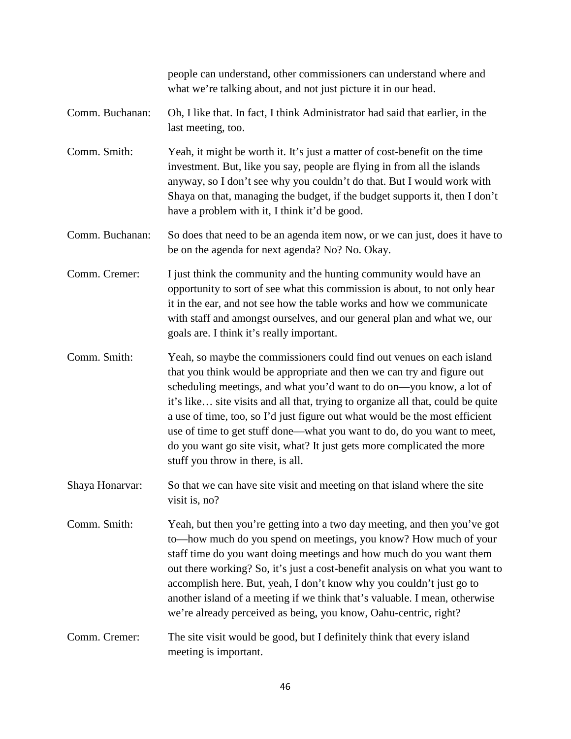people can understand, other commissioners can understand where and what we're talking about, and not just picture it in our head.

Comm. Buchanan: Oh, I like that. In fact, I think Administrator had said that earlier, in the last meeting, too.

Comm. Smith: Yeah, it might be worth it. It's just a matter of cost-benefit on the time investment. But, like you say, people are flying in from all the islands anyway, so I don't see why you couldn't do that. But I would work with Shaya on that, managing the budget, if the budget supports it, then I don't have a problem with it, I think it'd be good.

Comm. Buchanan: So does that need to be an agenda item now, or we can just, does it have to be on the agenda for next agenda? No? No. Okay.

Comm. Cremer: I just think the community and the hunting community would have an opportunity to sort of see what this commission is about, to not only hear it in the ear, and not see how the table works and how we communicate with staff and amongst ourselves, and our general plan and what we, our goals are. I think it's really important.

Comm. Smith: Yeah, so maybe the commissioners could find out venues on each island that you think would be appropriate and then we can try and figure out scheduling meetings, and what you'd want to do on—you know, a lot of it's like… site visits and all that, trying to organize all that, could be quite a use of time, too, so I'd just figure out what would be the most efficient use of time to get stuff done—what you want to do, do you want to meet, do you want go site visit, what? It just gets more complicated the more stuff you throw in there, is all.

Shaya Honarvar: So that we can have site visit and meeting on that island where the site visit is, no?

Comm. Smith: Yeah, but then you're getting into a two day meeting, and then you've got to—how much do you spend on meetings, you know? How much of your staff time do you want doing meetings and how much do you want them out there working? So, it's just a cost-benefit analysis on what you want to accomplish here. But, yeah, I don't know why you couldn't just go to another island of a meeting if we think that's valuable. I mean, otherwise we're already perceived as being, you know, Oahu-centric, right?

Comm. Cremer: The site visit would be good, but I definitely think that every island meeting is important.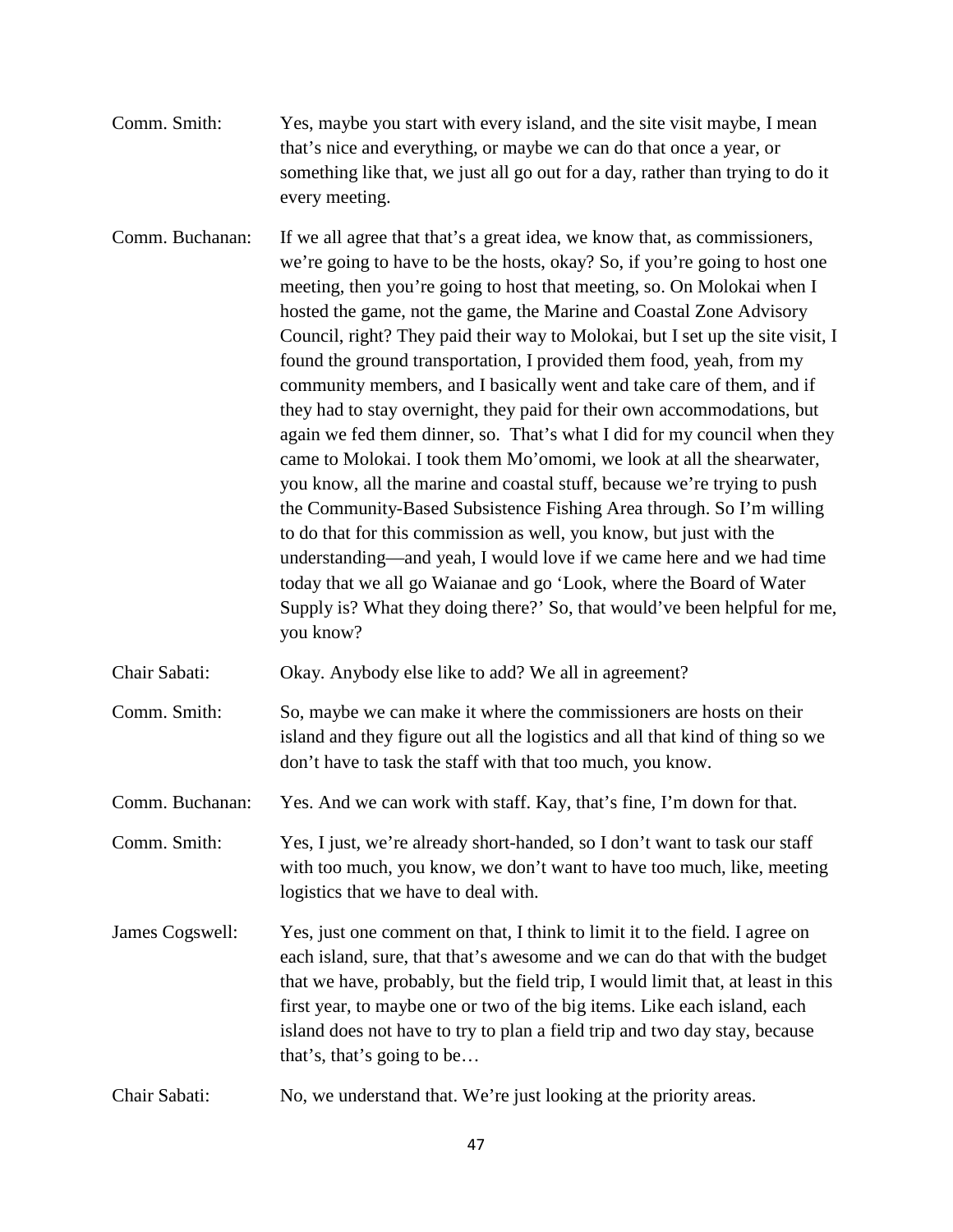Comm. Smith: Yes, maybe you start with every island, and the site visit maybe, I mean that's nice and everything, or maybe we can do that once a year, or something like that, we just all go out for a day, rather than trying to do it every meeting.

Comm. Buchanan: If we all agree that that's a great idea, we know that, as commissioners, we're going to have to be the hosts, okay? So, if you're going to host one meeting, then you're going to host that meeting, so. On Molokai when I hosted the game, not the game, the Marine and Coastal Zone Advisory Council, right? They paid their way to Molokai, but I set up the site visit, I found the ground transportation, I provided them food, yeah, from my community members, and I basically went and take care of them, and if they had to stay overnight, they paid for their own accommodations, but again we fed them dinner, so. That's what I did for my council when they came to Molokai. I took them Mo'omomi, we look at all the shearwater, you know, all the marine and coastal stuff, because we're trying to push the Community-Based Subsistence Fishing Area through. So I'm willing to do that for this commission as well, you know, but just with the understanding—and yeah, I would love if we came here and we had time today that we all go Waianae and go 'Look, where the Board of Water Supply is? What they doing there?' So, that would've been helpful for me, you know?

Chair Sabati: Okay. Anybody else like to add? We all in agreement?

Comm. Smith: So, maybe we can make it where the commissioners are hosts on their island and they figure out all the logistics and all that kind of thing so we don't have to task the staff with that too much, you know.

Comm. Buchanan: Yes. And we can work with staff. Kay, that's fine, I'm down for that.

Comm. Smith: Yes, I just, we're already short-handed, so I don't want to task our staff with too much, you know, we don't want to have too much, like, meeting logistics that we have to deal with.

James Cogswell: Yes, just one comment on that, I think to limit it to the field. I agree on each island, sure, that that's awesome and we can do that with the budget that we have, probably, but the field trip, I would limit that, at least in this first year, to maybe one or two of the big items. Like each island, each island does not have to try to plan a field trip and two day stay, because that's, that's going to be…

Chair Sabati: No, we understand that. We're just looking at the priority areas.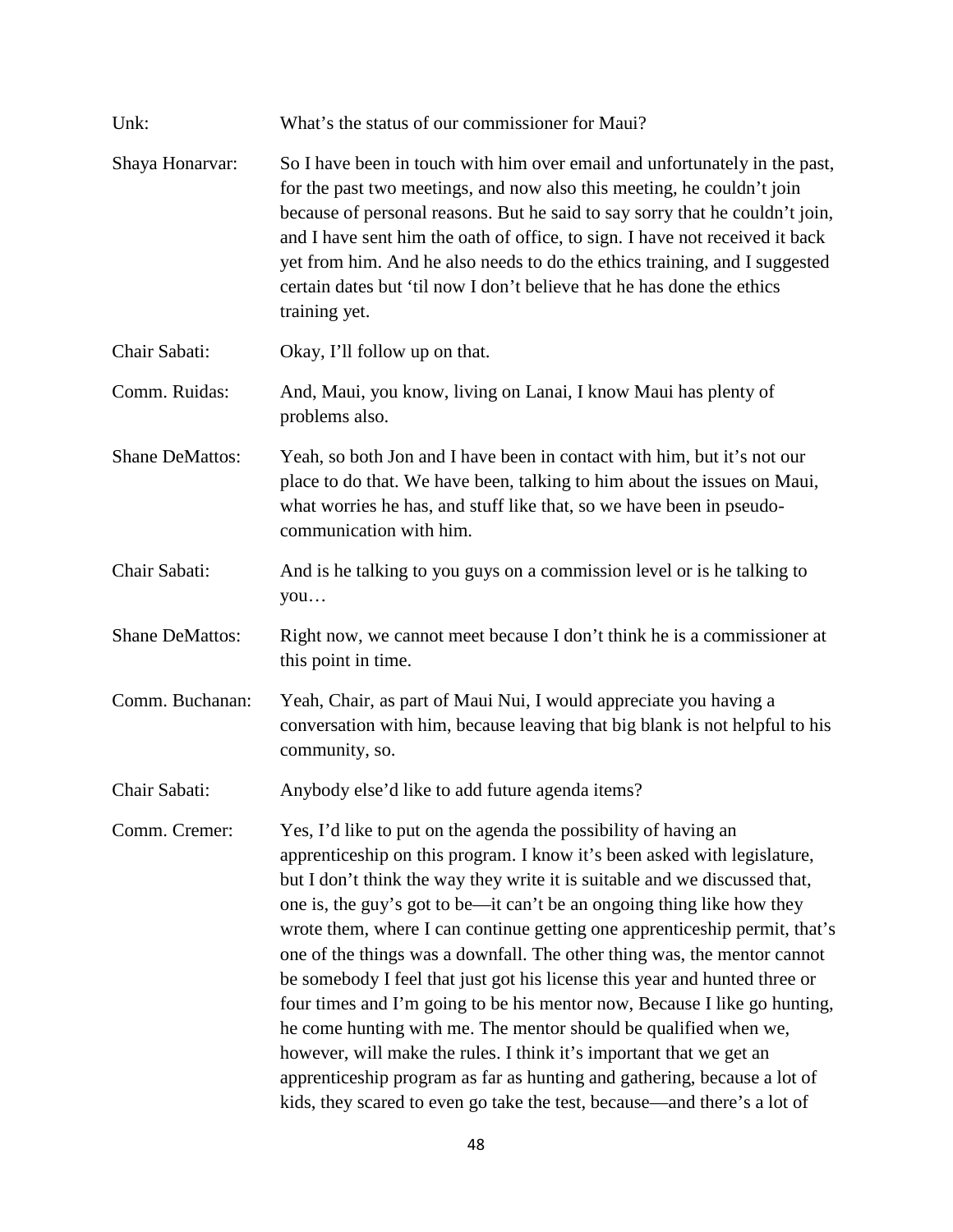Unk: What's the status of our commissioner for Maui?

Shaya Honarvar: So I have been in touch with him over email and unfortunately in the past, for the past two meetings, and now also this meeting, he couldn't join because of personal reasons. But he said to say sorry that he couldn't join, and I have sent him the oath of office, to sign. I have not received it back yet from him. And he also needs to do the ethics training, and I suggested certain dates but 'til now I don't believe that he has done the ethics training yet.

Chair Sabati: Okay, I'll follow up on that.

Comm. Ruidas: And, Maui, you know, living on Lanai, I know Maui has plenty of problems also.

Shane DeMattos: Yeah, so both Jon and I have been in contact with him, but it's not our place to do that. We have been, talking to him about the issues on Maui, what worries he has, and stuff like that, so we have been in pseudo-communication with him.

Chair Sabati: And is he talking to you guys on a commission level or is he talking to you…

Shane DeMattos: Right now, we cannot meet because I don't think he is a commissioner at this point in time.

Comm. Buchanan: Yeah, Chair, as part of Maui Nui, I would appreciate you having a conversation with him, because leaving that big blank is not helpful to his community, so.

Chair Sabati: Anybody else'd like to add future agenda items?

Comm. Cremer: Yes, I'd like to put on the agenda the possibility of having an apprenticeship on this program. I know it's been asked with legislature, but I don't think the way they write it is suitable and we discussed that, one is, the guy's got to be—it can't be an ongoing thing like how they wrote them, where I can continue getting one apprenticeship permit, that's one of the things was a downfall. The other thing was, the mentor cannot be somebody I feel that just got his license this year and hunted three or four times and I'm going to be his mentor now, Because I like go hunting, he come hunting with me. The mentor should be qualified when we, however, will make the rules. I think it's important that we get an apprenticeship program as far as hunting and gathering, because a lot of kids, they scared to even go take the test, because—and there's a lot of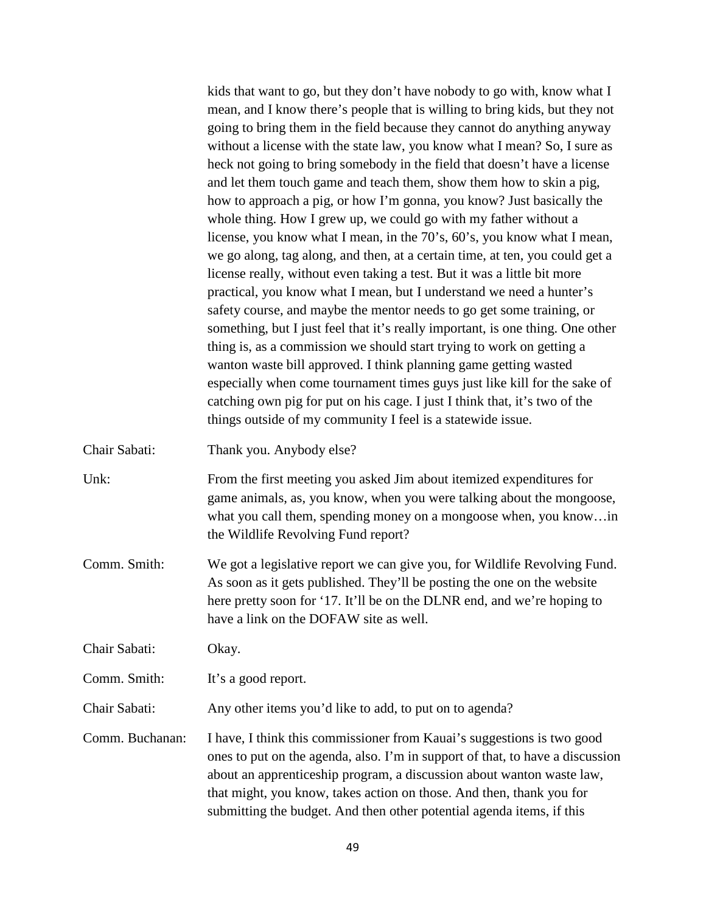kids that want to go, but they don't have nobody to go with, know what I mean, and I know there's people that is willing to bring kids, but they not going to bring them in the field because they cannot do anything anyway without a license with the state law, you know what I mean? So, I sure as heck not going to bring somebody in the field that doesn't have a license and let them touch game and teach them, show them how to skin a pig, how to approach a pig, or how I'm gonna, you know? Just basically the whole thing. How I grew up, we could go with my father without a license, you know what I mean, in the 70's, 60's, you know what I mean, we go along, tag along, and then, at a certain time, at ten, you could get a license really, without even taking a test. But it was a little bit more practical, you know what I mean, but I understand we need a hunter's safety course, and maybe the mentor needs to go get some training, or something, but I just feel that it's really important, is one thing. One other thing is, as a commission we should start trying to work on getting a wanton waste bill approved. I think planning game getting wasted especially when come tournament times guys just like kill for the sake of catching own pig for put on his cage. I just I think that, it's two of the things outside of my community I feel is a statewide issue.

Chair Sabati: Thank you. Anybody else?

Unk: From the first meeting you asked Jim about itemized expenditures for game animals, as, you know, when you were talking about the mongoose, what you call them, spending money on a mongoose when, you know…in the Wildlife Revolving Fund report?

Comm. Smith: We got a legislative report we can give you, for Wildlife Revolving Fund. As soon as it gets published. They'll be posting the one on the website here pretty soon for '17. It'll be on the DLNR end, and we're hoping to have a link on the DOFAW site as well.

Chair Sabati: Okay.

Comm. Smith: It's a good report.

Chair Sabati: Any other items you'd like to add, to put on to agenda?

Comm. Buchanan: I have, I think this commissioner from Kauai's suggestions is two good ones to put on the agenda, also. I'm in support of that, to have a discussion about an apprenticeship program, a discussion about wanton waste law, that might, you know, takes action on those. And then, thank you for submitting the budget. And then other potential agenda items, if this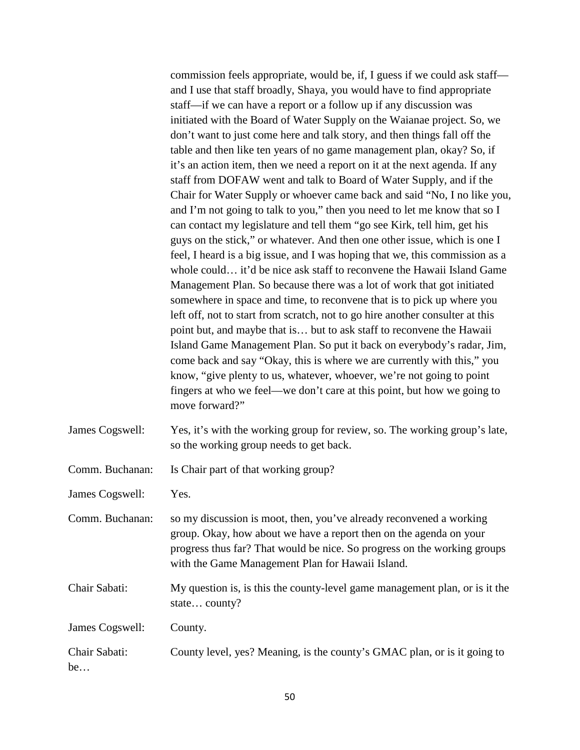commission feels appropriate, would be, if, I guess if we could ask staff—and I use that staff broadly, Shaya, you would have to find appropriate staff—if we can have a report or a follow up if any discussion was initiated with the Board of Water Supply on the Waianae project. So, we don't want to just come here and talk story, and then things fall off the table and then like ten years of no game management plan, okay? So, if it's an action item, then we need a report on it at the next agenda. If any staff from DOFAW went and talk to Board of Water Supply, and if the Chair for Water Supply or whoever came back and said "No, I no like you, and I'm not going to talk to you," then you need to let me know that so I can contact my legislature and tell them "go see Kirk, tell him, get his guys on the stick," or whatever. And then one other issue, which is one I feel, I heard is a big issue, and I was hoping that we, this commission as a whole could… it'd be nice ask staff to reconvene the Hawaii Island Game Management Plan. So because there was a lot of work that got initiated somewhere in space and time, to reconvene that is to pick up where you left off, not to start from scratch, not to go hire another consulter at this point but, and maybe that is… but to ask staff to reconvene the Hawaii Island Game Management Plan. So put it back on everybody's radar, Jim, come back and say "Okay, this is where we are currently with this," you know, "give plenty to us, whatever, whoever, we're not going to point fingers at who we feel—we don't care at this point, but how we going to move forward?"

James Cogswell: Yes, it's with the working group for review, so. The working group's late, so the working group needs to get back.

Comm. Buchanan: Is Chair part of that working group?

James Cogswell: Yes.

Comm. Buchanan: so my discussion is moot, then, you've already reconvened a working group. Okay, how about we have a report then on the agenda on your progress thus far? That would be nice. So progress on the working groups with the Game Management Plan for Hawaii Island.

Chair Sabati: My question is, is this the county-level game management plan, or is it the state… county?

James Cogswell: County.

Chair Sabati: County level, yes? Meaning, is the county's GMAC plan, or is it going to be…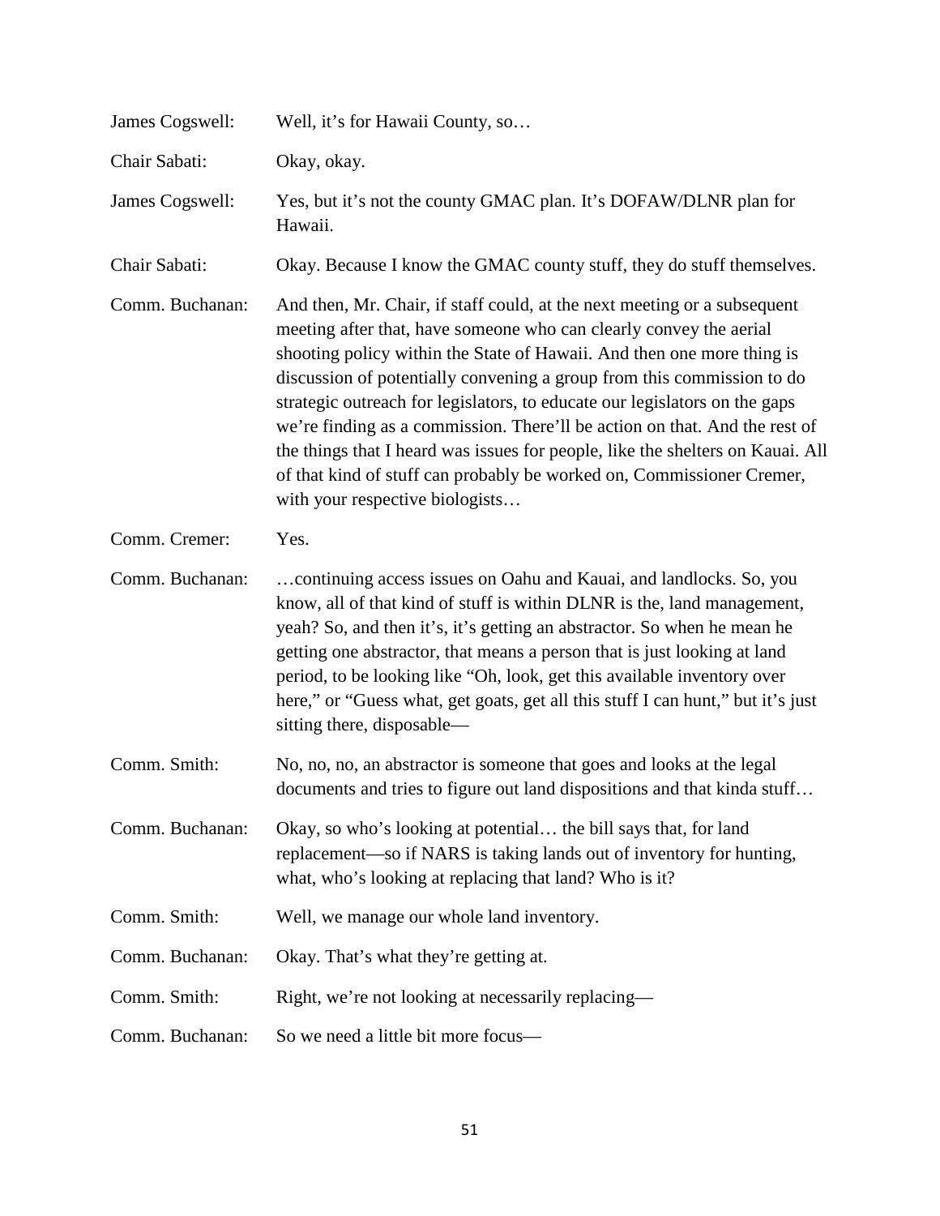James Cogswell: Well, it's for Hawaii County, so…

Chair Sabati: Okay, okay.

James Cogswell: Yes, but it's not the county GMAC plan. It's DOFAW/DLNR plan for Hawaii.

Chair Sabati: Okay. Because I know the GMAC county stuff, they do stuff themselves.

Comm. Buchanan: And then, Mr. Chair, if staff could, at the next meeting or a subsequent meeting after that, have someone who can clearly convey the aerial shooting policy within the State of Hawaii. And then one more thing is discussion of potentially convening a group from this commission to do strategic outreach for legislators, to educate our legislators on the gaps we're finding as a commission. There'll be action on that. And the rest of the things that I heard was issues for people, like the shelters on Kauai. All of that kind of stuff can probably be worked on, Commissioner Cremer, with your respective biologists…

Comm. Cremer: Yes.

Comm. Buchanan: …continuing access issues on Oahu and Kauai, and landlocks. So, you know, all of that kind of stuff is within DLNR is the, land management, yeah? So, and then it's, it's getting an abstractor. So when he mean he getting one abstractor, that means a person that is just looking at land period, to be looking like "Oh, look, get this available inventory over here," or "Guess what, get goats, get all this stuff I can hunt," but it's just sitting there, disposable—

Comm. Smith: No, no, no, an abstractor is someone that goes and looks at the legal documents and tries to figure out land dispositions and that kinda stuff…

Comm. Buchanan: Okay, so who's looking at potential… the bill says that, for land replacement—so if NARS is taking lands out of inventory for hunting, what, who's looking at replacing that land? Who is it?

Comm. Smith: Well, we manage our whole land inventory.

Comm. Buchanan: Okay. That's what they're getting at.

Comm. Smith: Right, we're not looking at necessarily replacing—

Comm. Buchanan: So we need a little bit more focus—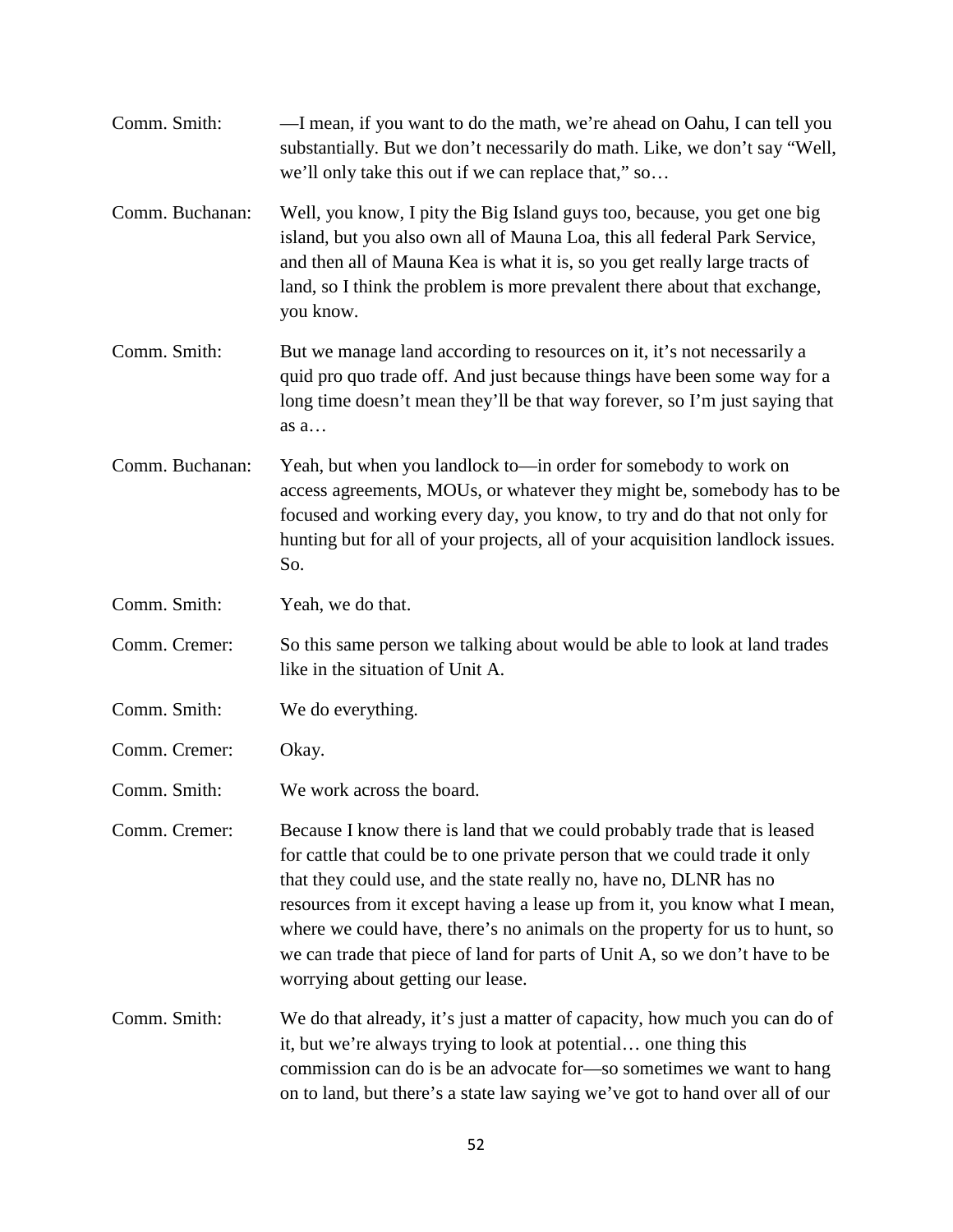Comm. Smith: —I mean, if you want to do the math, we're ahead on Oahu, I can tell you substantially. But we don't necessarily do math. Like, we don't say "Well, we'll only take this out if we can replace that," so…

Comm. Buchanan: Well, you know, I pity the Big Island guys too, because, you get one big island, but you also own all of Mauna Loa, this all federal Park Service, and then all of Mauna Kea is what it is, so you get really large tracts of land, so I think the problem is more prevalent there about that exchange, you know.

Comm. Smith: But we manage land according to resources on it, it's not necessarily a quid pro quo trade off. And just because things have been some way for a long time doesn't mean they'll be that way forever, so I'm just saying that as a…

Comm. Buchanan: Yeah, but when you landlock to—in order for somebody to work on access agreements, MOUs, or whatever they might be, somebody has to be focused and working every day, you know, to try and do that not only for hunting but for all of your projects, all of your acquisition landlock issues. So.

Comm. Smith: Yeah, we do that.

Comm. Cremer: So this same person we talking about would be able to look at land trades like in the situation of Unit A.

Comm. Smith: We do everything.

Comm. Cremer: Okay.

Comm. Smith: We work across the board.

Comm. Cremer: Because I know there is land that we could probably trade that is leased for cattle that could be to one private person that we could trade it only that they could use, and the state really no, have no, DLNR has no resources from it except having a lease up from it, you know what I mean, where we could have, there's no animals on the property for us to hunt, so we can trade that piece of land for parts of Unit A, so we don't have to be worrying about getting our lease.

Comm. Smith: We do that already, it's just a matter of capacity, how much you can do of it, but we're always trying to look at potential… one thing this commission can do is be an advocate for—so sometimes we want to hang on to land, but there's a state law saying we've got to hand over all of our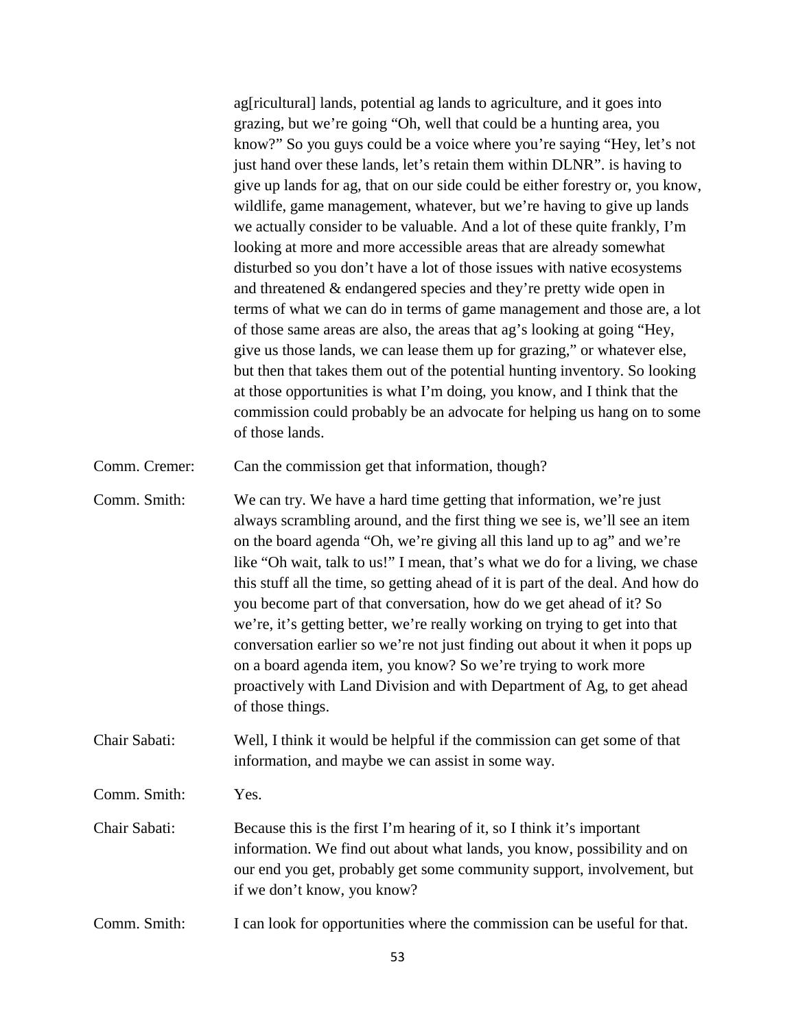ag[ricultural] lands, potential ag lands to agriculture, and it goes into grazing, but we're going "Oh, well that could be a hunting area, you know?" So you guys could be a voice where you're saying "Hey, let's not just hand over these lands, let's retain them within DLNR". is having to give up lands for ag, that on our side could be either forestry or, you know, wildlife, game management, whatever, but we're having to give up lands we actually consider to be valuable. And a lot of these quite frankly, I'm looking at more and more accessible areas that are already somewhat disturbed so you don't have a lot of those issues with native ecosystems and threatened & endangered species and they're pretty wide open in terms of what we can do in terms of game management and those are, a lot of those same areas are also, the areas that ag's looking at going "Hey, give us those lands, we can lease them up for grazing," or whatever else, but then that takes them out of the potential hunting inventory. So looking at those opportunities is what I'm doing, you know, and I think that the commission could probably be an advocate for helping us hang on to some of those lands.

Comm. Cremer: Can the commission get that information, though?

Comm. Smith: We can try. We have a hard time getting that information, we're just always scrambling around, and the first thing we see is, we'll see an item on the board agenda "Oh, we're giving all this land up to ag" and we're like "Oh wait, talk to us!" I mean, that's what we do for a living, we chase this stuff all the time, so getting ahead of it is part of the deal. And how do you become part of that conversation, how do we get ahead of it? So we're, it's getting better, we're really working on trying to get into that conversation earlier so we're not just finding out about it when it pops up on a board agenda item, you know? So we're trying to work more proactively with Land Division and with Department of Ag, to get ahead of those things.

Chair Sabati: Well, I think it would be helpful if the commission can get some of that information, and maybe we can assist in some way.

Comm. Smith: Yes.

Chair Sabati: Because this is the first I'm hearing of it, so I think it's important information. We find out about what lands, you know, possibility and on our end you get, probably get some community support, involvement, but if we don't know, you know?

Comm. Smith: I can look for opportunities where the commission can be useful for that.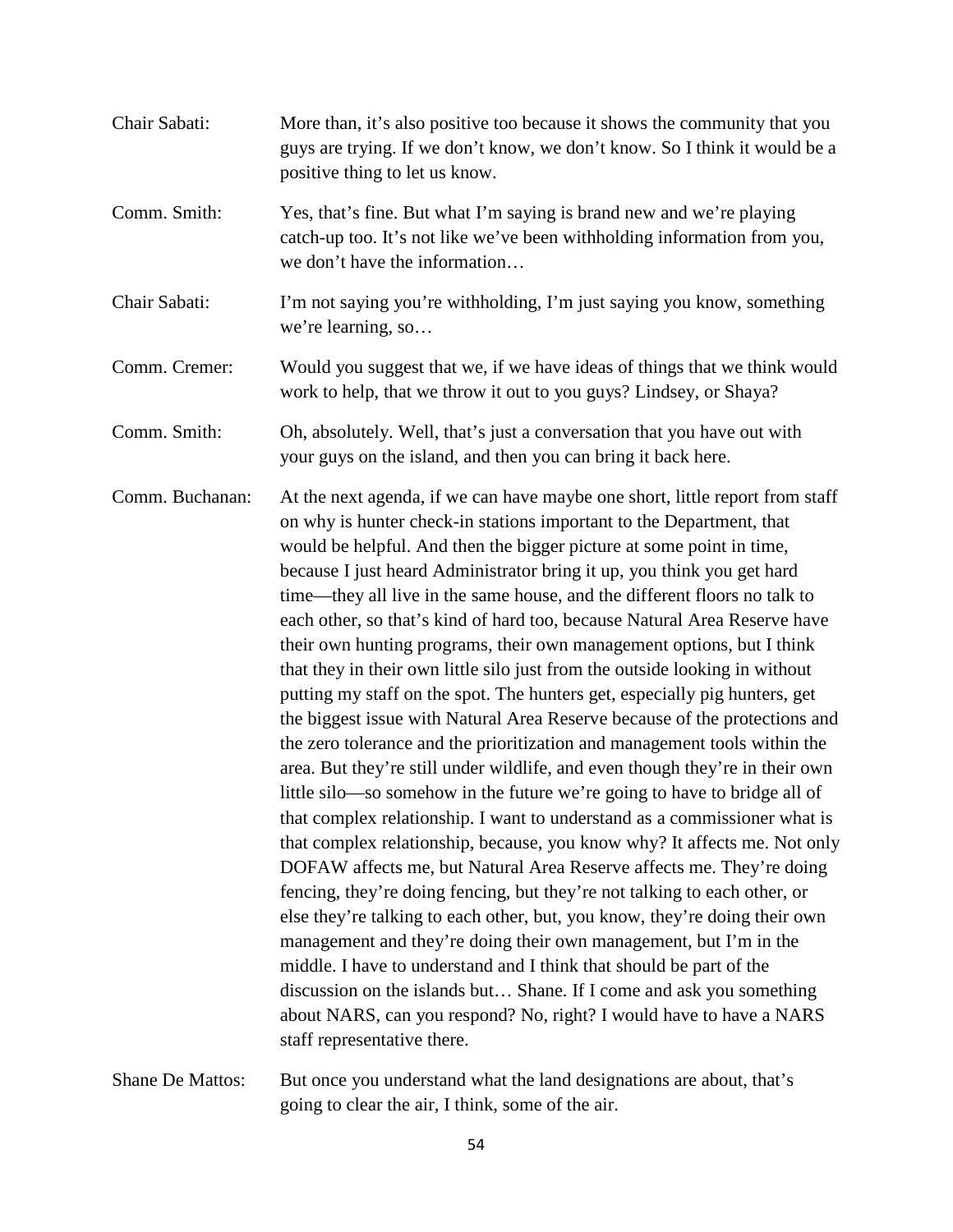Chair Sabati: More than, it's also positive too because it shows the community that you guys are trying. If we don't know, we don't know. So I think it would be a positive thing to let us know.

Comm. Smith: Yes, that's fine. But what I'm saying is brand new and we're playing catch-up too. It's not like we've been withholding information from you, we don't have the information…

Chair Sabati: I'm not saying you're withholding, I'm just saying you know, something we're learning, so…

Comm. Cremer: Would you suggest that we, if we have ideas of things that we think would work to help, that we throw it out to you guys? Lindsey, or Shaya?

Comm. Smith: Oh, absolutely. Well, that's just a conversation that you have out with your guys on the island, and then you can bring it back here.

Comm. Buchanan: At the next agenda, if we can have maybe one short, little report from staff on why is hunter check-in stations important to the Department, that would be helpful. And then the bigger picture at some point in time, because I just heard Administrator bring it up, you think you get hard time—they all live in the same house, and the different floors no talk to each other, so that's kind of hard too, because Natural Area Reserve have their own hunting programs, their own management options, but I think that they in their own little silo just from the outside looking in without putting my staff on the spot. The hunters get, especially pig hunters, get the biggest issue with Natural Area Reserve because of the protections and the zero tolerance and the prioritization and management tools within the area. But they're still under wildlife, and even though they're in their own little silo—so somehow in the future we're going to have to bridge all of that complex relationship. I want to understand as a commissioner what is that complex relationship, because, you know why? It affects me. Not only DOFAW affects me, but Natural Area Reserve affects me. They're doing fencing, they're doing fencing, but they're not talking to each other, or else they're talking to each other, but, you know, they're doing their own management and they're doing their own management, but I'm in the middle. I have to understand and I think that should be part of the discussion on the islands but… Shane. If I come and ask you something about NARS, can you respond? No, right? I would have to have a NARS staff representative there.

Shane De Mattos: But once you understand what the land designations are about, that's going to clear the air, I think, some of the air.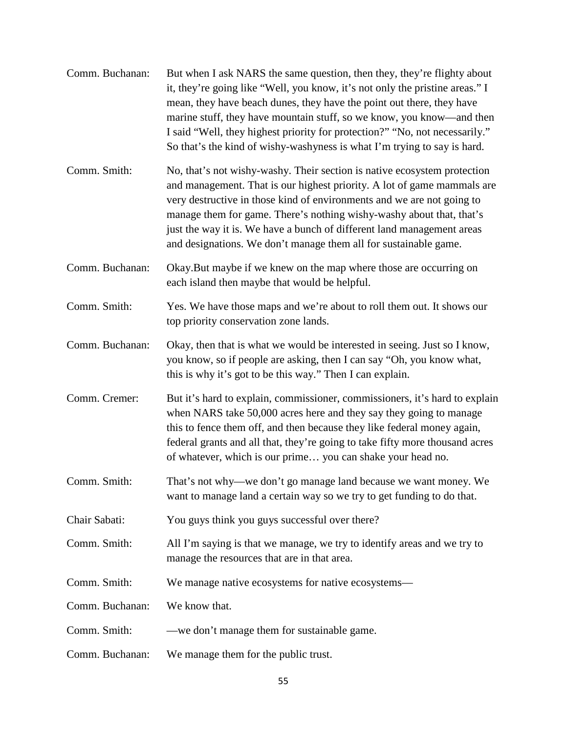Comm. Buchanan: But when I ask NARS the same question, then they, they're flighty about it, they're going like "Well, you know, it's not only the pristine areas." I mean, they have beach dunes, they have the point out there, they have marine stuff, they have mountain stuff, so we know, you know—and then I said "Well, they highest priority for protection?" "No, not necessarily." So that's the kind of wishy-washyness is what I'm trying to say is hard.

Comm. Smith: No, that's not wishy-washy. Their section is native ecosystem protection and management. That is our highest priority. A lot of game mammals are very destructive in those kind of environments and we are not going to manage them for game. There's nothing wishy-washy about that, that's just the way it is. We have a bunch of different land management areas and designations. We don't manage them all for sustainable game.

Comm. Buchanan: Okay.But maybe if we knew on the map where those are occurring on each island then maybe that would be helpful.

Comm. Smith: Yes. We have those maps and we're about to roll them out. It shows our top priority conservation zone lands.

Comm. Buchanan: Okay, then that is what we would be interested in seeing. Just so I know, you know, so if people are asking, then I can say "Oh, you know what, this is why it's got to be this way." Then I can explain.

Comm. Cremer: But it's hard to explain, commissioner, commissioners, it's hard to explain when NARS take 50,000 acres here and they say they going to manage this to fence them off, and then because they like federal money again, federal grants and all that, they're going to take fifty more thousand acres of whatever, which is our prime… you can shake your head no.

Comm. Smith: That's not why—we don't go manage land because we want money. We want to manage land a certain way so we try to get funding to do that.

Chair Sabati: You guys think you guys successful over there?

Comm. Smith: All I'm saying is that we manage, we try to identify areas and we try to manage the resources that are in that area.

Comm. Smith: We manage native ecosystems for native ecosystems—

Comm. Buchanan: We know that.

Comm. Smith: —we don't manage them for sustainable game.

Comm. Buchanan: We manage them for the public trust.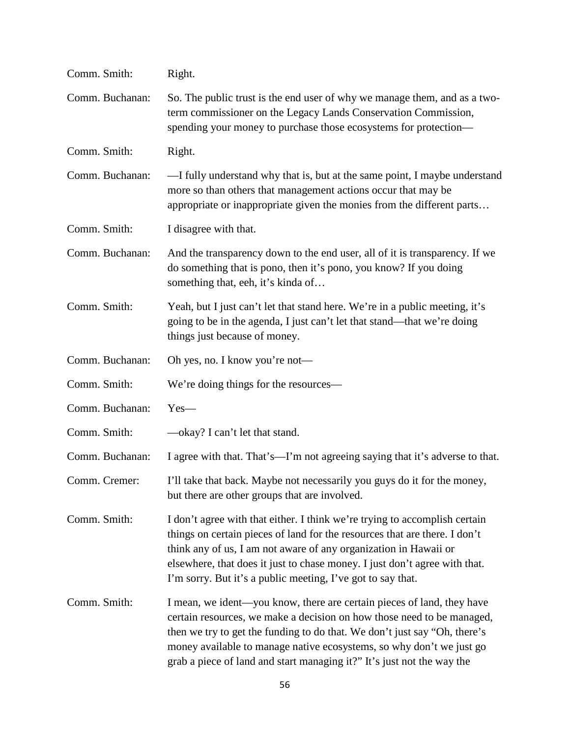Comm. Smith: Right.

Comm. Buchanan: So. The public trust is the end user of why we manage them, and as a two-term commissioner on the Legacy Lands Conservation Commission, spending your money to purchase those ecosystems for protection—

Comm. Smith: Right.

Comm. Buchanan: —I fully understand why that is, but at the same point, I maybe understand more so than others that management actions occur that may be appropriate or inappropriate given the monies from the different parts…

Comm. Smith: I disagree with that.

Comm. Buchanan: And the transparency down to the end user, all of it is transparency. If we do something that is pono, then it's pono, you know? If you doing something that, eeh, it's kinda of…

Comm. Smith: Yeah, but I just can't let that stand here. We're in a public meeting, it's going to be in the agenda, I just can't let that stand—that we're doing things just because of money.

Comm. Buchanan: Oh yes, no. I know you're not—

Comm. Smith: We're doing things for the resources—

Comm. Buchanan: Yes—

Comm. Smith: —okay? I can't let that stand.

Comm. Buchanan: I agree with that. That's—I'm not agreeing saying that it's adverse to that.

Comm. Cremer: I'll take that back. Maybe not necessarily you guys do it for the money, but there are other groups that are involved.

Comm. Smith: I don't agree with that either. I think we're trying to accomplish certain things on certain pieces of land for the resources that are there. I don't think any of us, I am not aware of any organization in Hawaii or elsewhere, that does it just to chase money. I just don't agree with that. I'm sorry. But it's a public meeting, I've got to say that.

Comm. Smith: I mean, we ident—you know, there are certain pieces of land, they have certain resources, we make a decision on how those need to be managed, then we try to get the funding to do that. We don't just say "Oh, there's money available to manage native ecosystems, so why don't we just go grab a piece of land and start managing it?" It's just not the way the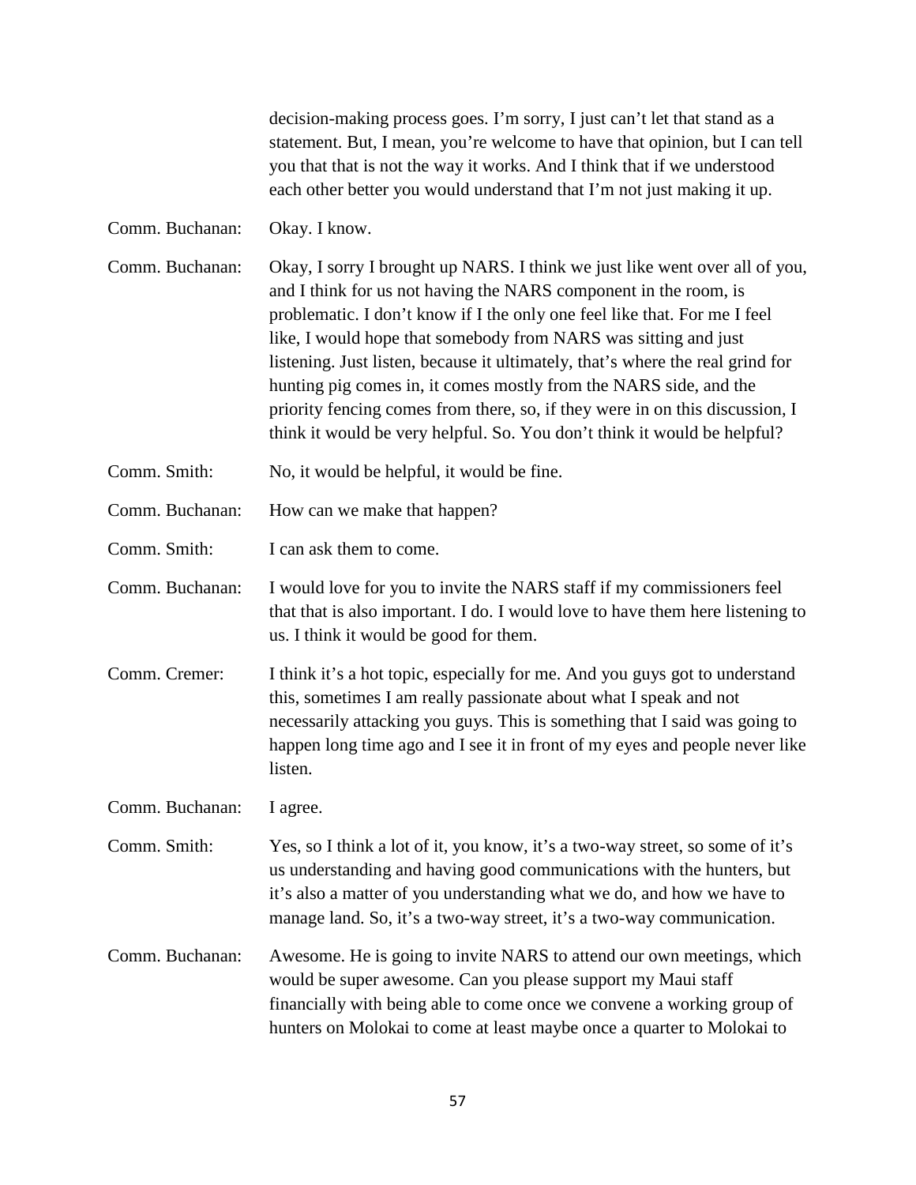decision-making process goes. I'm sorry, I just can't let that stand as a statement. But, I mean, you're welcome to have that opinion, but I can tell you that that is not the way it works. And I think that if we understood each other better you would understand that I'm not just making it up.

Comm. Buchanan: Okay. I know.

Comm. Buchanan: Okay, I sorry I brought up NARS. I think we just like went over all of you, and I think for us not having the NARS component in the room, is problematic. I don't know if I the only one feel like that. For me I feel like, I would hope that somebody from NARS was sitting and just listening. Just listen, because it ultimately, that's where the real grind for hunting pig comes in, it comes mostly from the NARS side, and the priority fencing comes from there, so, if they were in on this discussion, I think it would be very helpful. So. You don't think it would be helpful?

Comm. Smith: No, it would be helpful, it would be fine.

Comm. Buchanan: How can we make that happen?

Comm. Smith: I can ask them to come.

Comm. Buchanan: I would love for you to invite the NARS staff if my commissioners feel that that is also important. I do. I would love to have them here listening to us. I think it would be good for them.

Comm. Cremer: I think it's a hot topic, especially for me. And you guys got to understand this, sometimes I am really passionate about what I speak and not necessarily attacking you guys. This is something that I said was going to happen long time ago and I see it in front of my eyes and people never like listen.

Comm. Buchanan: I agree.

Comm. Smith: Yes, so I think a lot of it, you know, it's a two-way street, so some of it's us understanding and having good communications with the hunters, but it's also a matter of you understanding what we do, and how we have to manage land. So, it's a two-way street, it's a two-way communication.

Comm. Buchanan: Awesome. He is going to invite NARS to attend our own meetings, which would be super awesome. Can you please support my Maui staff financially with being able to come once we convene a working group of hunters on Molokai to come at least maybe once a quarter to Molokai to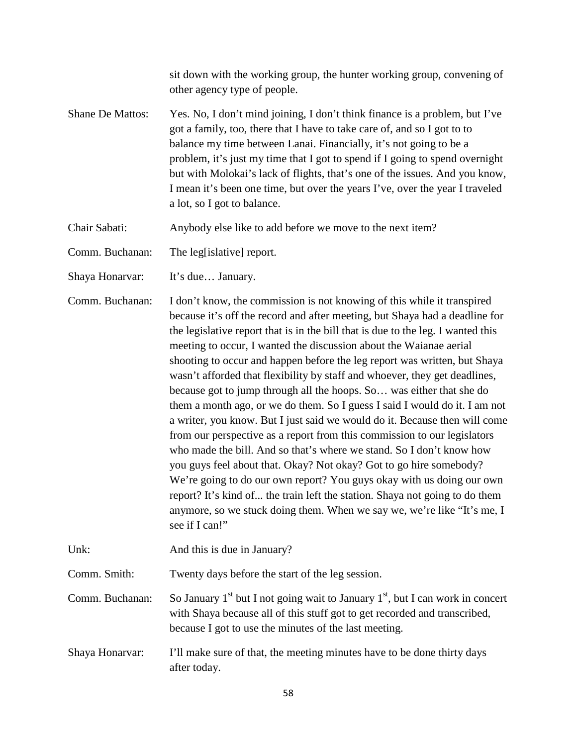sit down with the working group, the hunter working group, convening of other agency type of people.

Shane De Mattos: Yes. No, I don't mind joining, I don't think finance is a problem, but I've got a family, too, there that I have to take care of, and so I got to to balance my time between Lanai. Financially, it's not going to be a problem, it's just my time that I got to spend if I going to spend overnight but with Molokai's lack of flights, that's one of the issues. And you know, I mean it's been one time, but over the years I've, over the year I traveled a lot, so I got to balance.

Chair Sabati: Anybody else like to add before we move to the next item?

Comm. Buchanan: The leg[islative] report.

Shaya Honarvar: It's due… January.

Comm. Buchanan: I don't know, the commission is not knowing of this while it transpired because it's off the record and after meeting, but Shaya had a deadline for the legislative report that is in the bill that is due to the leg. I wanted this meeting to occur, I wanted the discussion about the Waianae aerial shooting to occur and happen before the leg report was written, but Shaya wasn't afforded that flexibility by staff and whoever, they get deadlines, because got to jump through all the hoops. So… was either that she do them a month ago, or we do them. So I guess I said I would do it. I am not a writer, you know. But I just said we would do it. Because then will come from our perspective as a report from this commission to our legislators who made the bill. And so that's where we stand. So I don't know how you guys feel about that. Okay? Not okay? Got to go hire somebody? We're going to do our own report? You guys okay with us doing our own report? It's kind of... the train left the station. Shaya not going to do them anymore, so we stuck doing them. When we say we, we're like "It's me, I see if I can!"

Unk: And this is due in January?

Comm. Smith: Twenty days before the start of the leg session.

Comm. Buchanan: So January 1st but I not going wait to January 1st, but I can work in concert with Shaya because all of this stuff got to get recorded and transcribed, because I got to use the minutes of the last meeting.

Shaya Honarvar: I'll make sure of that, the meeting minutes have to be done thirty days after today.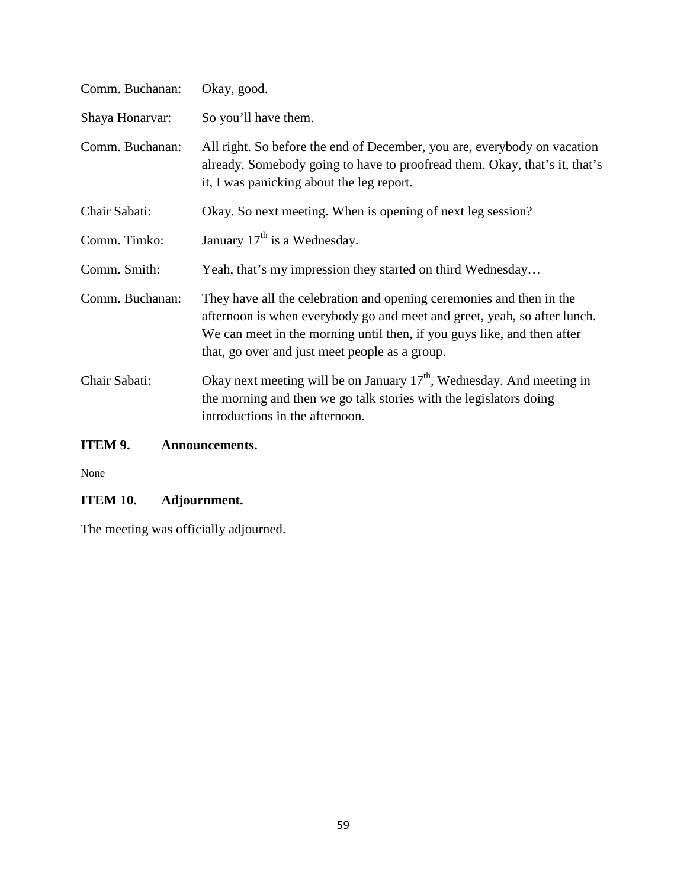| | |
|---|---|
| Comm. Buchanan: | Okay, good. |
| Shaya Honarvar: | So you'll have them. |
| Comm. Buchanan: | All right. So before the end of December, you are, everybody on vacation already. Somebody going to have to proofread them. Okay, that's it, that's it, I was panicking about the leg report. |
| Chair Sabati: | Okay. So next meeting. When is opening of next leg session? |
| Comm. Timko: | January 17th is a Wednesday. |
| Comm. Smith: | Yeah, that's my impression they started on third Wednesday… |
| Comm. Buchanan: | They have all the celebration and opening ceremonies and then in the afternoon is when everybody go and meet and greet, yeah, so after lunch. We can meet in the morning until then, if you guys like, and then after that, go over and just meet people as a group. |
| Chair Sabati: | Okay next meeting will be on January 17th, Wednesday. And meeting in the morning and then we go talk stories with the legislators doing introductions in the afternoon. |

**ITEM 9. Announcements.**

None

**ITEM 10. Adjournment.**

The meeting was officially adjourned.